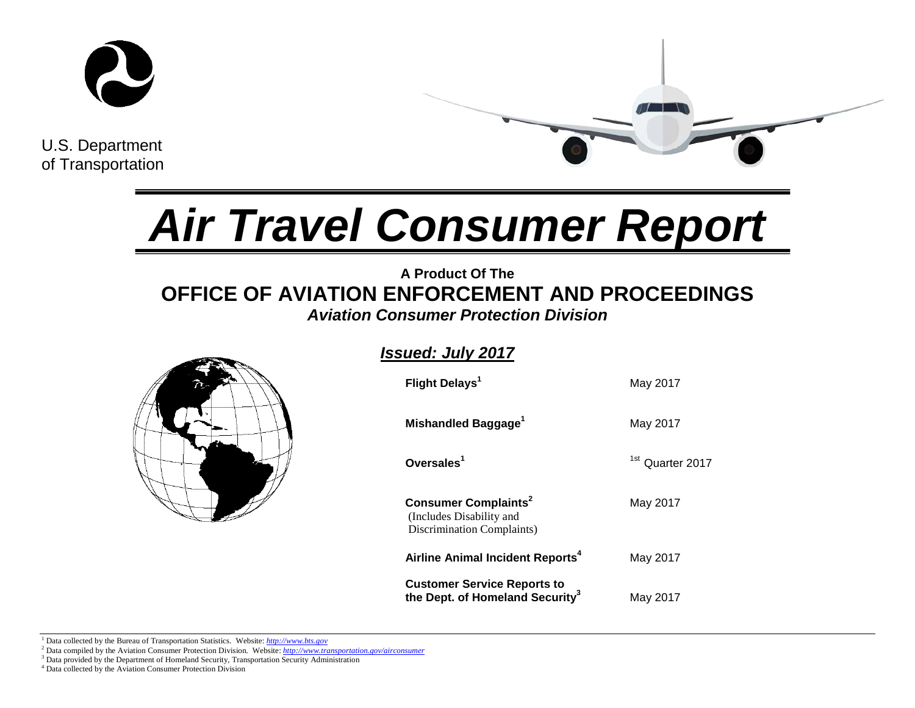U.S. Department of Transportation

# *Air Travel Consumer Report*

**A Product Of The**

## OFFICE OF AVIATION ENFORCEMENT AND PROCEEDINGS

***Aviation Consumer Protection Division***

***Issued: July 2017***

| | |
|---|---|
| **Flight Delays**[1] | May 2017 |
| **Mishandled Baggage**[1] | May 2017 |
| **Oversales**[1] | 1st Quarter 2017 |
| **Consumer Complaints**[2] (Includes Disability and Discrimination Complaints) | May 2017 |
| **Airline Animal Incident Reports**[4] | May 2017 |
| **Customer Service Reports to the Dept. of Homeland Security**[3] | May 2017 |

[1] Data collected by the Bureau of Transportation Statistics. Website: *http://www.bts.gov*

[2] Data compiled by the Aviation Consumer Protection Division. Website: *http://www.transportation.gov/airconsumer*

[3] Data provided by the Department of Homeland Security, Transportation Security Administration

[4] Data collected by the Aviation Consumer Protection Division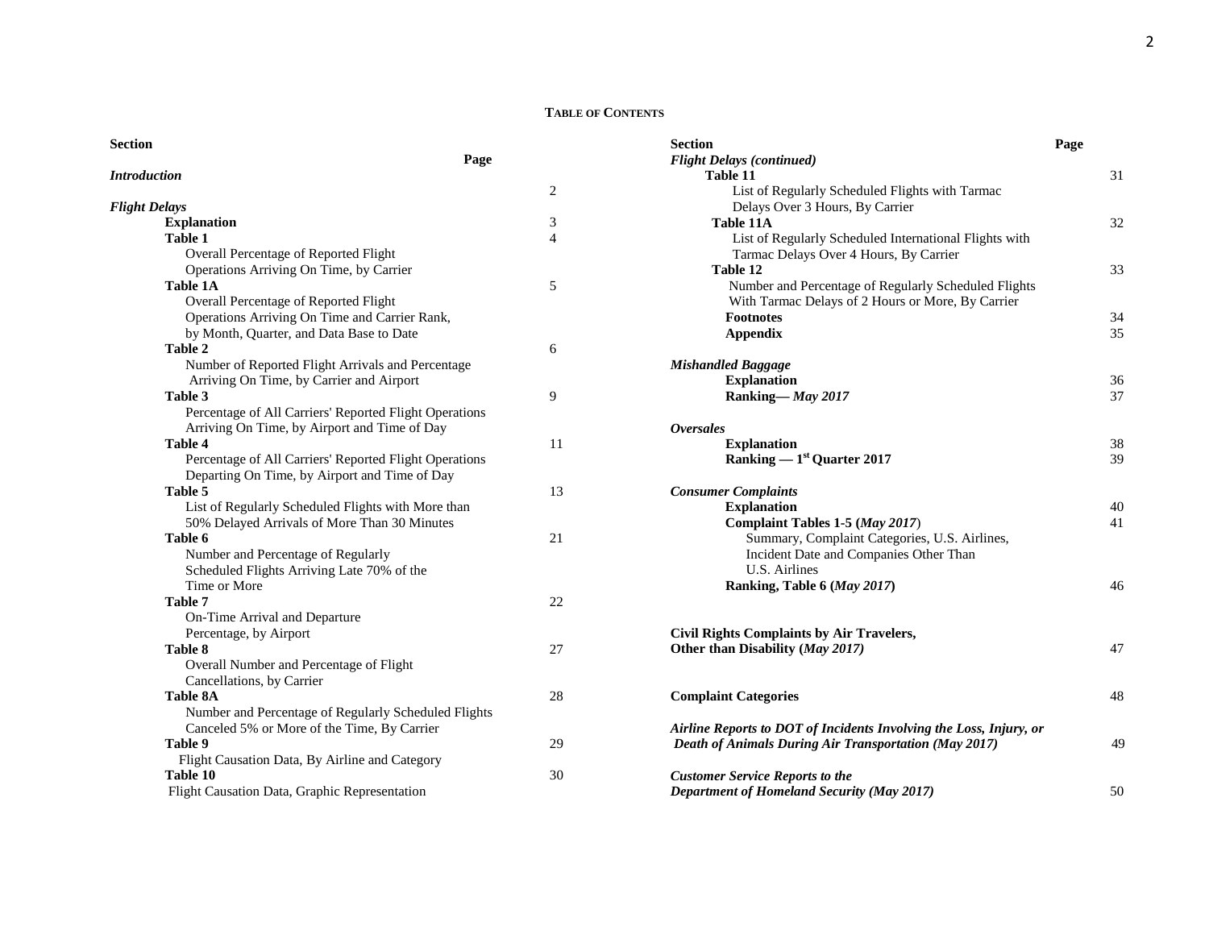## Table of Contents

| Section | Page |
|---|---|
| ***Introduction*** | 2 |
| ***Flight Delays*** | |
| **Explanation** | 3 |
| **Table 1** Overall Percentage of Reported Flight Operations Arriving On Time, by Carrier | 4 |
| **Table 1A** Overall Percentage of Reported Flight Operations Arriving On Time and Carrier Rank, by Month, Quarter, and Data Base to Date | 5 |
| **Table 2** Number of Reported Flight Arrivals and Percentage Arriving On Time, by Carrier and Airport | 6 |
| **Table 3** Percentage of All Carriers' Reported Flight Operations Arriving On Time, by Airport and Time of Day | 9 |
| **Table 4** Percentage of All Carriers' Reported Flight Operations Departing On Time, by Airport and Time of Day | 11 |
| **Table 5** List of Regularly Scheduled Flights with More than 50% Delayed Arrivals of More Than 30 Minutes | 13 |
| **Table 6** Number and Percentage of Regularly Scheduled Flights Arriving Late 70% of the Time or More | 21 |
| **Table 7** On-Time Arrival and Departure Percentage, by Airport | 22 |
| **Table 8** Overall Number and Percentage of Flight Cancellations, by Carrier | 27 |
| **Table 8A** Number and Percentage of Regularly Scheduled Flights Canceled 5% or More of the Time, By Carrier | 28 |
| **Table 9** Flight Causation Data, By Airline and Category | 29 |
| **Table 10** Flight Causation Data, Graphic Representation | 30 |

| Section | Page |
|---|---|
| ***Flight Delays (continued)*** | |
| **Table 11** List of Regularly Scheduled Flights with Tarmac Delays Over 3 Hours, By Carrier | 31 |
| **Table 11A** List of Regularly Scheduled International Flights with Tarmac Delays Over 4 Hours, By Carrier | 32 |
| **Table 12** Number and Percentage of Regularly Scheduled Flights With Tarmac Delays of 2 Hours or More, By Carrier | 33 |
| **Footnotes** | 34 |
| **Appendix** | 35 |
| ***Mishandled Baggage*** | |
| **Explanation** | 36 |
| **Ranking—** ***May 2017*** | 37 |
| ***Oversales*** | |
| **Explanation** | 38 |
| **Ranking — 1st Quarter 2017** | 39 |
| ***Consumer Complaints*** | |
| **Explanation** | 40 |
| **Complaint Tables 1-5 (*May 2017*)** Summary, Complaint Categories, U.S. Airlines, Incident Date and Companies Other Than U.S. Airlines | 41 |
| **Ranking, Table 6 (*May 2017*)** | 46 |
| **Civil Rights Complaints by Air Travelers, Other than Disability (*May 2017)*** | 47 |
| **Complaint Categories** | 48 |
| ***Airline Reports to DOT of Incidents Involving the Loss, Injury, or Death of Animals During Air Transportation (May 2017)*** | 49 |
| ***Customer Service Reports to the Department of Homeland Security (May 2017)*** | 50 |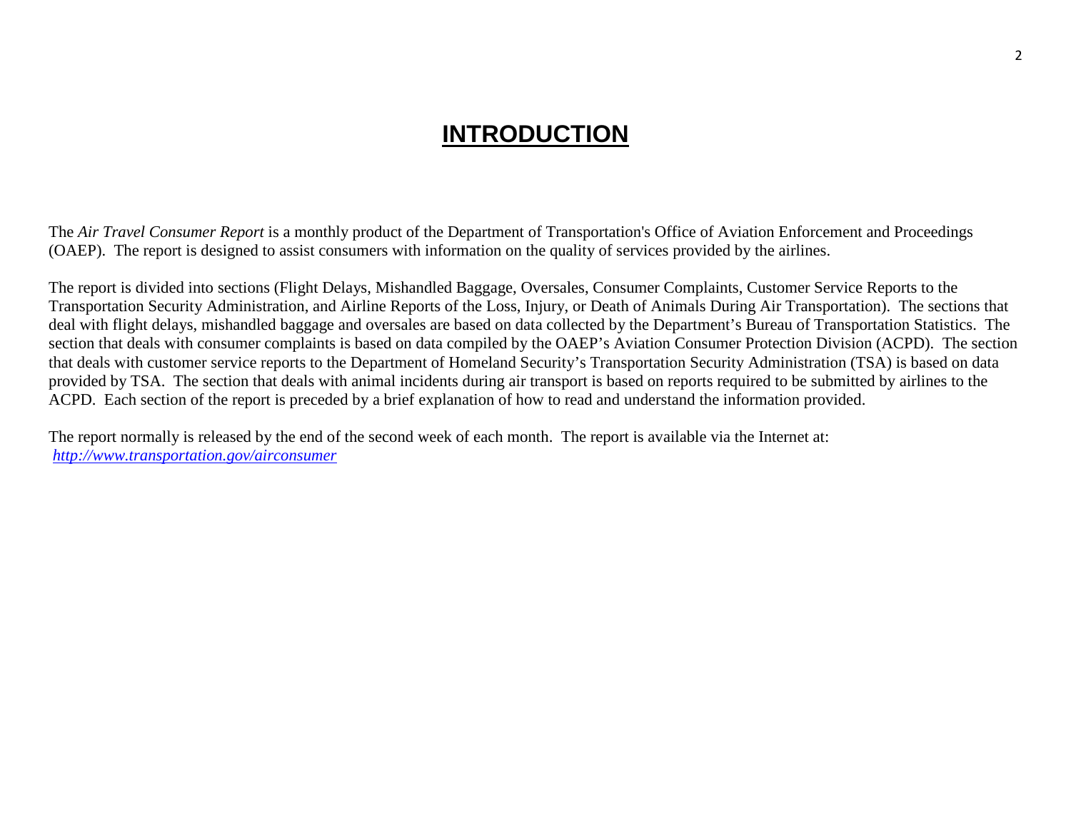# INTRODUCTION

The *Air Travel Consumer Report* is a monthly product of the Department of Transportation's Office of Aviation Enforcement and Proceedings (OAEP). The report is designed to assist consumers with information on the quality of services provided by the airlines.

The report is divided into sections (Flight Delays, Mishandled Baggage, Oversales, Consumer Complaints, Customer Service Reports to the Transportation Security Administration, and Airline Reports of the Loss, Injury, or Death of Animals During Air Transportation). The sections that deal with flight delays, mishandled baggage and oversales are based on data collected by the Department's Bureau of Transportation Statistics. The section that deals with consumer complaints is based on data compiled by the OAEP's Aviation Consumer Protection Division (ACPD). The section that deals with customer service reports to the Department of Homeland Security's Transportation Security Administration (TSA) is based on data provided by TSA. The section that deals with animal incidents during air transport is based on reports required to be submitted by airlines to the ACPD. Each section of the report is preceded by a brief explanation of how to read and understand the information provided.

The report normally is released by the end of the second week of each month. The report is available via the Internet at:
*http://www.transportation.gov/airconsumer*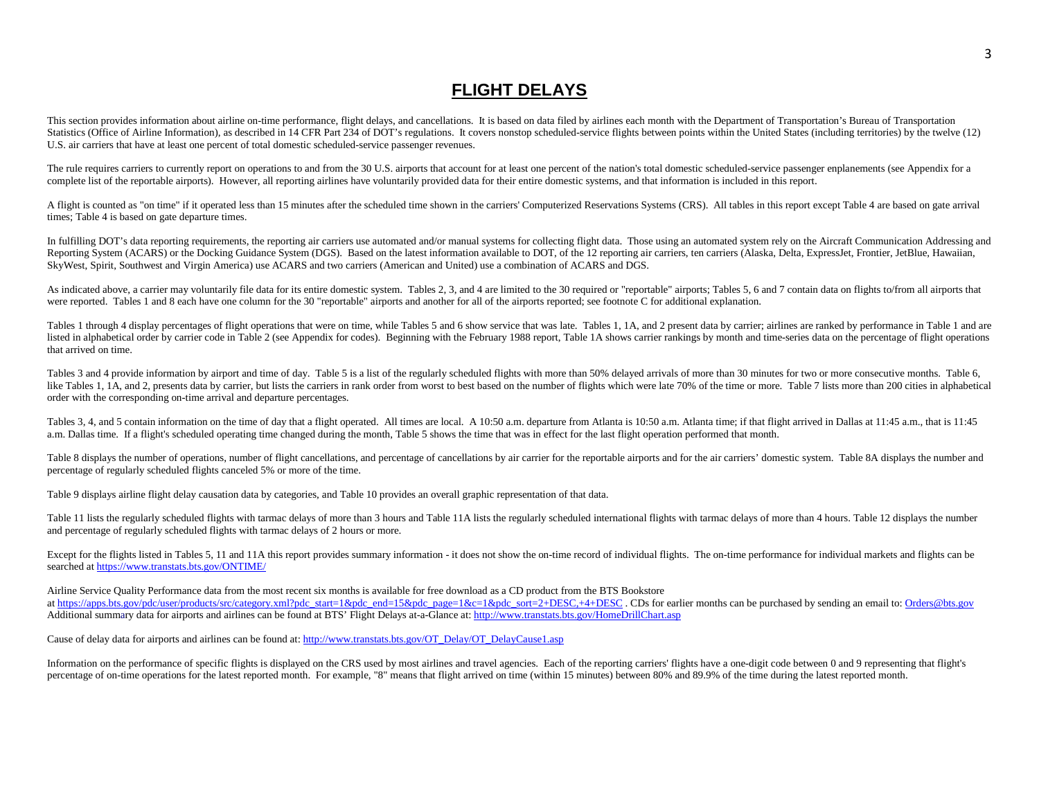# FLIGHT DELAYS

This section provides information about airline on-time performance, flight delays, and cancellations. It is based on data filed by airlines each month with the Department of Transportation's Bureau of Transportation Statistics (Office of Airline Information), as described in 14 CFR Part 234 of DOT's regulations. It covers nonstop scheduled-service flights between points within the United States (including territories) by the twelve (12) U.S. air carriers that have at least one percent of total domestic scheduled-service passenger revenues.

The rule requires carriers to currently report on operations to and from the 30 U.S. airports that account for at least one percent of the nation's total domestic scheduled-service passenger enplanements (see Appendix for a complete list of the reportable airports). However, all reporting airlines have voluntarily provided data for their entire domestic systems, and that information is included in this report.

A flight is counted as "on time" if it operated less than 15 minutes after the scheduled time shown in the carriers' Computerized Reservations Systems (CRS). All tables in this report except Table 4 are based on gate arrival times; Table 4 is based on gate departure times.

In fulfilling DOT's data reporting requirements, the reporting air carriers use automated and/or manual systems for collecting flight data. Those using an automated system rely on the Aircraft Communication Addressing and Reporting System (ACARS) or the Docking Guidance System (DGS). Based on the latest information available to DOT, of the 12 reporting air carriers, ten carriers (Alaska, Delta, ExpressJet, Frontier, JetBlue, Hawaiian, SkyWest, Spirit, Southwest and Virgin America) use ACARS and two carriers (American and United) use a combination of ACARS and DGS.

As indicated above, a carrier may voluntarily file data for its entire domestic system. Tables 2, 3, and 4 are limited to the 30 required or "reportable" airports; Tables 5, 6 and 7 contain data on flights to/from all airports that were reported. Tables 1 and 8 each have one column for the 30 "reportable" airports and another for all of the airports reported; see footnote C for additional explanation.

Tables 1 through 4 display percentages of flight operations that were on time, while Tables 5 and 6 show service that was late. Tables 1, 1A, and 2 present data by carrier; airlines are ranked by performance in Table 1 and are listed in alphabetical order by carrier code in Table 2 (see Appendix for codes). Beginning with the February 1988 report, Table 1A shows carrier rankings by month and time-series data on the percentage of flight operations that arrived on time.

Tables 3 and 4 provide information by airport and time of day. Table 5 is a list of the regularly scheduled flights with more than 50% delayed arrivals of more than 30 minutes for two or more consecutive months. Table 6, like Tables 1, 1A, and 2, presents data by carrier, but lists the carriers in rank order from worst to best based on the number of flights which were late 70% of the time or more. Table 7 lists more than 200 cities in alphabetical order with the corresponding on-time arrival and departure percentages.

Tables 3, 4, and 5 contain information on the time of day that a flight operated. All times are local. A 10:50 a.m. departure from Atlanta is 10:50 a.m. Atlanta time; if that flight arrived in Dallas at 11:45 a.m., that is 11:45 a.m. Dallas time. If a flight's scheduled operating time changed during the month, Table 5 shows the time that was in effect for the last flight operation performed that month.

Table 8 displays the number of operations, number of flight cancellations, and percentage of cancellations by air carrier for the reportable airports and for the air carriers' domestic system. Table 8A displays the number and percentage of regularly scheduled flights canceled 5% or more of the time.

Table 9 displays airline flight delay causation data by categories, and Table 10 provides an overall graphic representation of that data.

Table 11 lists the regularly scheduled flights with tarmac delays of more than 3 hours and Table 11A lists the regularly scheduled international flights with tarmac delays of more than 4 hours. Table 12 displays the number and percentage of regularly scheduled flights with tarmac delays of 2 hours or more.

Except for the flights listed in Tables 5, 11 and 11A this report provides summary information - it does not show the on-time record of individual flights. The on-time performance for individual markets and flights can be searched at https://www.transtats.bts.gov/ONTIME/

Airline Service Quality Performance data from the most recent six months is available for free download as a CD product from the BTS Bookstore at https://apps.bts.gov/pdc/user/products/src/category.xml?pdc_start=1&pdc_end=15&pdc_page=1&c=1&pdc_sort=2+DESC,+4+DESC . CDs for earlier months can be purchased by sending an email to: Orders@bts.gov Additional summary data for airports and airlines can be found at BTS' Flight Delays at-a-Glance at: http://www.transtats.bts.gov/HomeDrillChart.asp

Cause of delay data for airports and airlines can be found at: http://www.transtats.bts.gov/OT_Delay/OT_DelayCause1.asp

Information on the performance of specific flights is displayed on the CRS used by most airlines and travel agencies. Each of the reporting carriers' flights have a one-digit code between 0 and 9 representing that flight's percentage of on-time operations for the latest reported month. For example, "8" means that flight arrived on time (within 15 minutes) between 80% and 89.9% of the time during the latest reported month.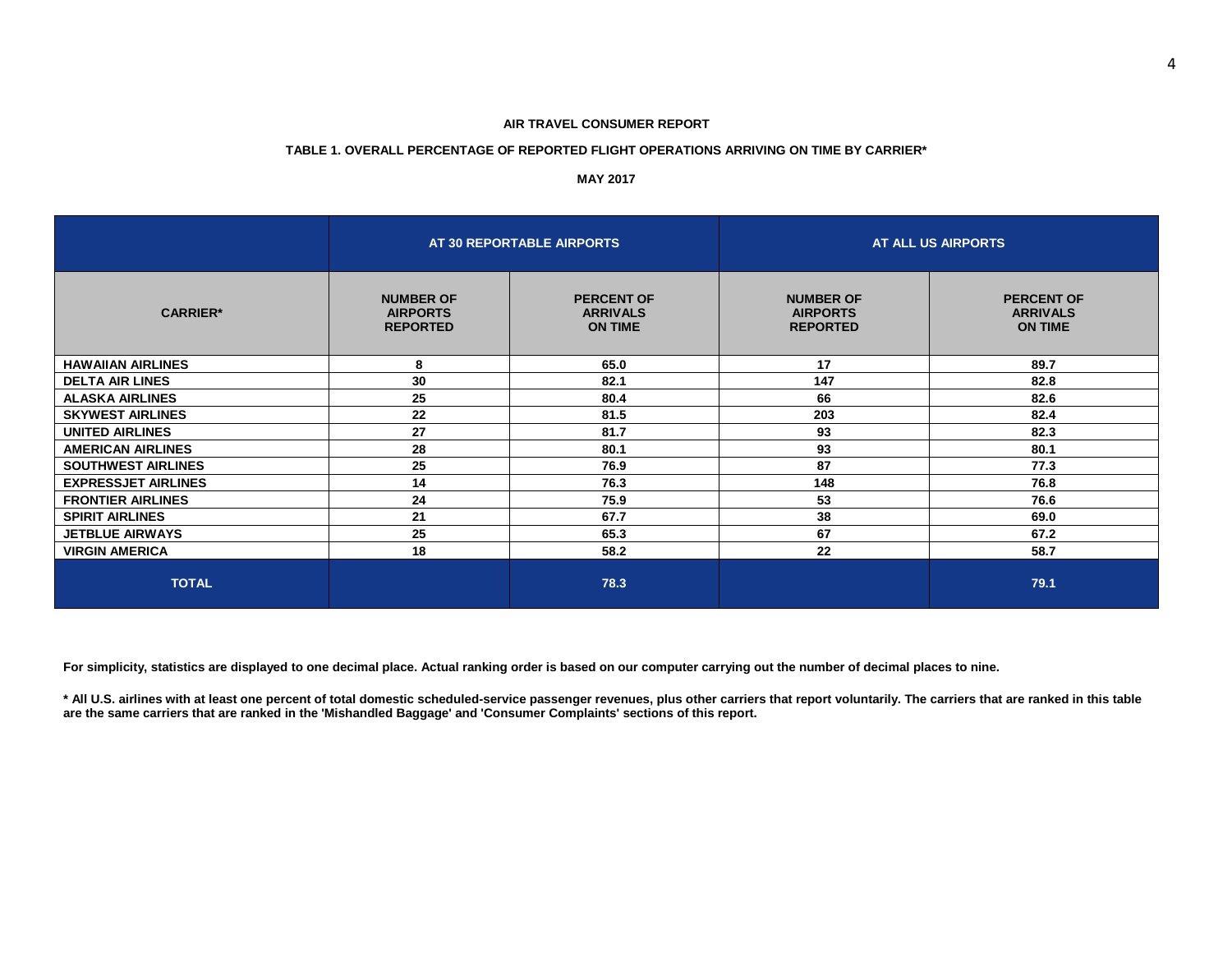**AIR TRAVEL CONSUMER REPORT**

**TABLE 1. OVERALL PERCENTAGE OF REPORTED FLIGHT OPERATIONS ARRIVING ON TIME BY CARRIER***

**MAY 2017**

| | AT 30 REPORTABLE AIRPORTS | | AT ALL US AIRPORTS | |
|---|---|---|---|---|
| **CARRIER*** | **NUMBER OF AIRPORTS REPORTED** | **PERCENT OF ARRIVALS ON TIME** | **NUMBER OF AIRPORTS REPORTED** | **PERCENT OF ARRIVALS ON TIME** |
| HAWAIIAN AIRLINES | 8 | 65.0 | 17 | 89.7 |
| DELTA AIR LINES | 30 | 82.1 | 147 | 82.8 |
| ALASKA AIRLINES | 25 | 80.4 | 66 | 82.6 |
| SKYWEST AIRLINES | 22 | 81.5 | 203 | 82.4 |
| UNITED AIRLINES | 27 | 81.7 | 93 | 82.3 |
| AMERICAN AIRLINES | 28 | 80.1 | 93 | 80.1 |
| SOUTHWEST AIRLINES | 25 | 76.9 | 87 | 77.3 |
| EXPRESSJET AIRLINES | 14 | 76.3 | 148 | 76.8 |
| FRONTIER AIRLINES | 24 | 75.9 | 53 | 76.6 |
| SPIRIT AIRLINES | 21 | 67.7 | 38 | 69.0 |
| JETBLUE AIRWAYS | 25 | 65.3 | 67 | 67.2 |
| VIRGIN AMERICA | 18 | 58.2 | 22 | 58.7 |
| **TOTAL** | | **78.3** | | **79.1** |

**For simplicity, statistics are displayed to one decimal place. Actual ranking order is based on our computer carrying out the number of decimal places to nine.**

**\* All U.S. airlines with at least one percent of total domestic scheduled-service passenger revenues, plus other carriers that report voluntarily. The carriers that are ranked in this table are the same carriers that are ranked in the 'Mishandled Baggage' and 'Consumer Complaints' sections of this report.**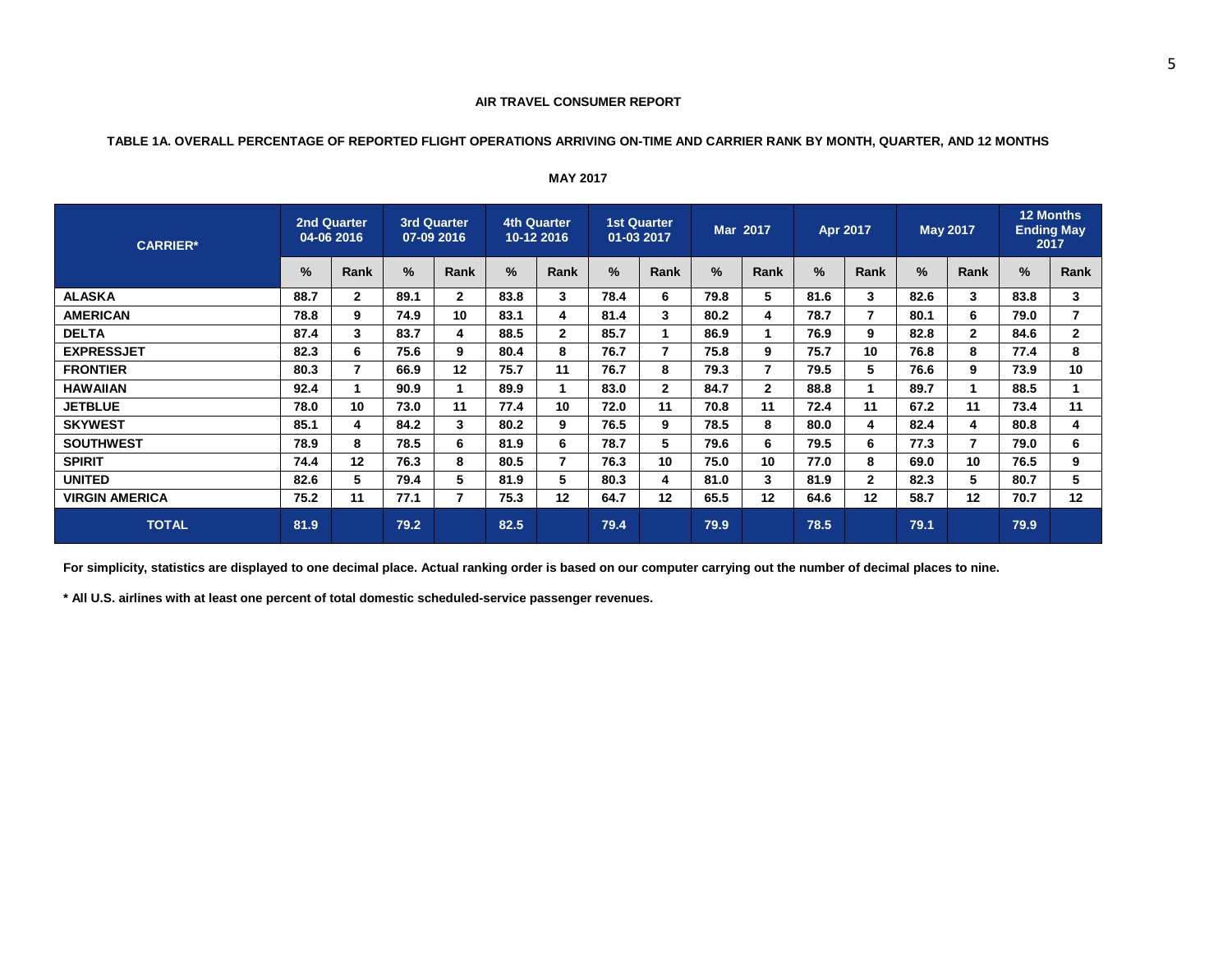AIR TRAVEL CONSUMER REPORT

**TABLE 1A. OVERALL PERCENTAGE OF REPORTED FLIGHT OPERATIONS ARRIVING ON-TIME AND CARRIER RANK BY MONTH, QUARTER, AND 12 MONTHS**

**MAY 2017**

| CARRIER* | 2nd Quarter 04-06 2016 | | 3rd Quarter 07-09 2016 | | 4th Quarter 10-12 2016 | | 1st Quarter 01-03 2017 | | Mar 2017 | | Apr 2017 | | May 2017 | | 12 Months Ending May 2017 | |
|---|---|---|---|---|---|---|---|---|---|---|---|---|---|---|---|---|
| | % | Rank | % | Rank | % | Rank | % | Rank | % | Rank | % | Rank | % | Rank | % | Rank |
| ALASKA | 88.7 | 2 | 89.1 | 2 | 83.8 | 3 | 78.4 | 6 | 79.8 | 5 | 81.6 | 3 | 82.6 | 3 | 83.8 | 3 |
| AMERICAN | 78.8 | 9 | 74.9 | 10 | 83.1 | 4 | 81.4 | 3 | 80.2 | 4 | 78.7 | 7 | 80.1 | 6 | 79.0 | 7 |
| DELTA | 87.4 | 3 | 83.7 | 4 | 88.5 | 2 | 85.7 | 1 | 86.9 | 1 | 76.9 | 9 | 82.8 | 2 | 84.6 | 2 |
| EXPRESSJET | 82.3 | 6 | 75.6 | 9 | 80.4 | 8 | 76.7 | 7 | 75.8 | 9 | 75.7 | 10 | 76.8 | 8 | 77.4 | 8 |
| FRONTIER | 80.3 | 7 | 66.9 | 12 | 75.7 | 11 | 76.7 | 8 | 79.3 | 7 | 79.5 | 5 | 76.6 | 9 | 73.9 | 10 |
| HAWAIIAN | 92.4 | 1 | 90.9 | 1 | 89.9 | 1 | 83.0 | 2 | 84.7 | 2 | 88.8 | 1 | 89.7 | 1 | 88.5 | 1 |
| JETBLUE | 78.0 | 10 | 73.0 | 11 | 77.4 | 10 | 72.0 | 11 | 70.8 | 11 | 72.4 | 11 | 67.2 | 11 | 73.4 | 11 |
| SKYWEST | 85.1 | 4 | 84.2 | 3 | 80.2 | 9 | 76.5 | 9 | 78.5 | 8 | 80.0 | 4 | 82.4 | 4 | 80.8 | 4 |
| SOUTHWEST | 78.9 | 8 | 78.5 | 6 | 81.9 | 6 | 78.7 | 5 | 79.6 | 6 | 79.5 | 6 | 77.3 | 7 | 79.0 | 6 |
| SPIRIT | 74.4 | 12 | 76.3 | 8 | 80.5 | 7 | 76.3 | 10 | 75.0 | 10 | 77.0 | 8 | 69.0 | 10 | 76.5 | 9 |
| UNITED | 82.6 | 5 | 79.4 | 5 | 81.9 | 5 | 80.3 | 4 | 81.0 | 3 | 81.9 | 2 | 82.3 | 5 | 80.7 | 5 |
| VIRGIN AMERICA | 75.2 | 11 | 77.1 | 7 | 75.3 | 12 | 64.7 | 12 | 65.5 | 12 | 64.6 | 12 | 58.7 | 12 | 70.7 | 12 |
| TOTAL | 81.9 | | 79.2 | | 82.5 | | 79.4 | | 79.9 | | 78.5 | | 79.1 | | 79.9 | |

For simplicity, statistics are displayed to one decimal place. Actual ranking order is based on our computer carrying out the number of decimal places to nine.

* All U.S. airlines with at least one percent of total domestic scheduled-service passenger revenues.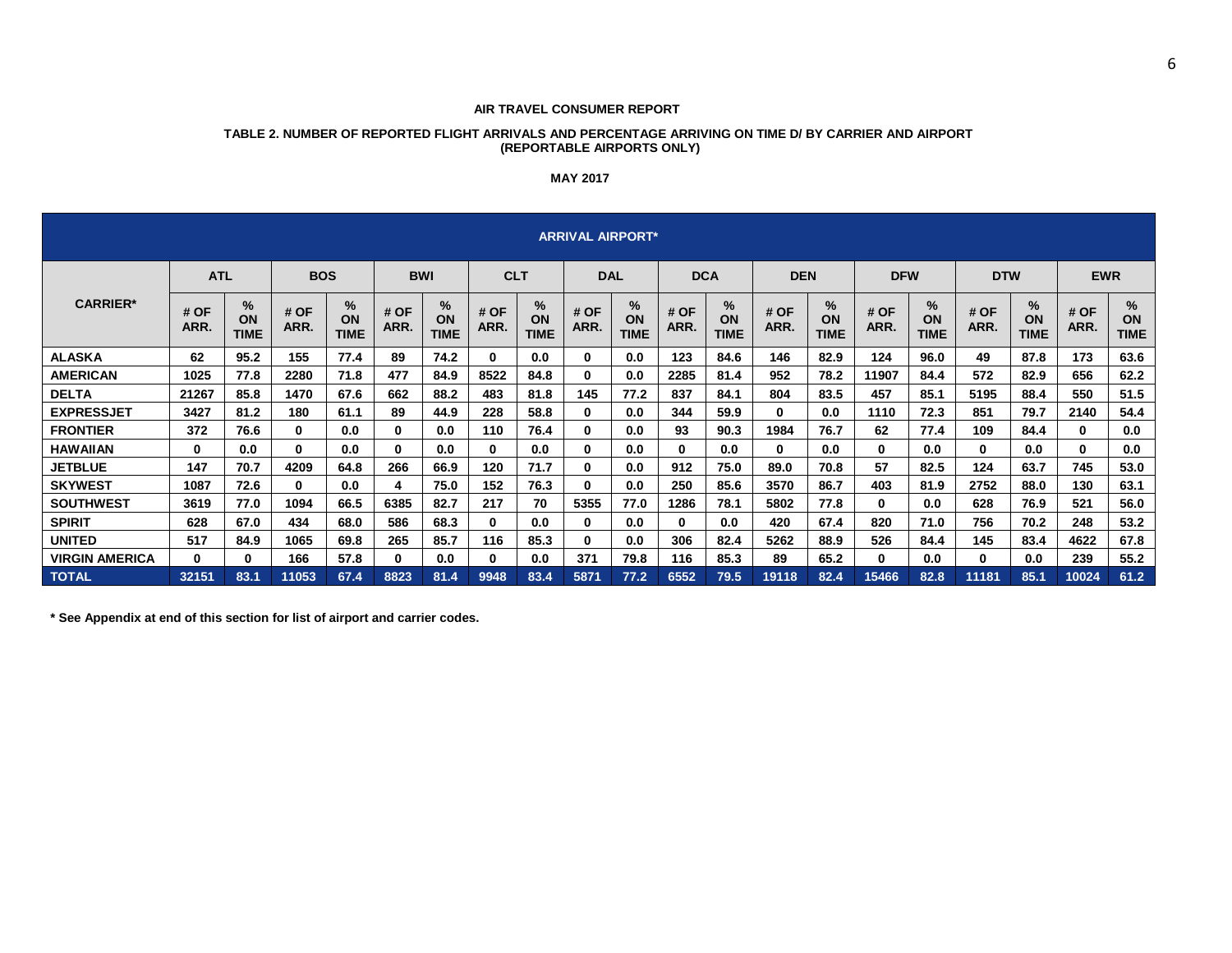**AIR TRAVEL CONSUMER REPORT**

**TABLE 2. NUMBER OF REPORTED FLIGHT ARRIVALS AND PERCENTAGE ARRIVING ON TIME D/ BY CARRIER AND AIRPORT (REPORTABLE AIRPORTS ONLY)**

**MAY 2017**

| | ARRIVAL AIRPORT* | | | | | | | | | | | | | | | | | | | |
|---|---|---|---|---|---|---|---|---|---|---|---|---|---|---|---|---|---|---|---|---|
| **CARRIER*** | **ATL** | | **BOS** | | **BWI** | | **CLT** | | **DAL** | | **DCA** | | **DEN** | | **DFW** | | **DTW** | | **EWR** | |
| | **# OF ARR.** | **% ON TIME** | **# OF ARR.** | **% ON TIME** | **# OF ARR.** | **% ON TIME** | **# OF ARR.** | **% ON TIME** | **# OF ARR.** | **% ON TIME** | **# OF ARR.** | **% ON TIME** | **# OF ARR.** | **% ON TIME** | **# OF ARR.** | **% ON TIME** | **# OF ARR.** | **% ON TIME** | **# OF ARR.** | **% ON TIME** |
| **ALASKA** | 62 | 95.2 | 155 | 77.4 | 89 | 74.2 | 0 | 0.0 | 0 | 0.0 | 123 | 84.6 | 146 | 82.9 | 124 | 96.0 | 49 | 87.8 | 173 | 63.6 |
| **AMERICAN** | 1025 | 77.8 | 2280 | 71.8 | 477 | 84.9 | 8522 | 84.8 | 0 | 0.0 | 2285 | 81.4 | 952 | 78.2 | 11907 | 84.4 | 572 | 82.9 | 656 | 62.2 |
| **DELTA** | 21267 | 85.8 | 1470 | 67.6 | 662 | 88.2 | 483 | 81.8 | 145 | 77.2 | 837 | 84.1 | 804 | 83.5 | 457 | 85.1 | 5195 | 88.4 | 550 | 51.5 |
| **EXPRESSJET** | 3427 | 81.2 | 180 | 61.1 | 89 | 44.9 | 228 | 58.8 | 0 | 0.0 | 344 | 59.9 | 0 | 0.0 | 1110 | 72.3 | 851 | 79.7 | 2140 | 54.4 |
| **FRONTIER** | 372 | 76.6 | 0 | 0.0 | 0 | 0.0 | 110 | 76.4 | 0 | 0.0 | 93 | 90.3 | 1984 | 76.7 | 62 | 77.4 | 109 | 84.4 | 0 | 0.0 |
| **HAWAIIAN** | 0 | 0.0 | 0 | 0.0 | 0 | 0.0 | 0 | 0.0 | 0 | 0.0 | 0 | 0.0 | 0 | 0.0 | 0 | 0.0 | 0 | 0.0 | 0 | 0.0 |
| **JETBLUE** | 147 | 70.7 | 4209 | 64.8 | 266 | 66.9 | 120 | 71.7 | 0 | 0.0 | 912 | 75.0 | 89.0 | 70.8 | 57 | 82.5 | 124 | 63.7 | 745 | 53.0 |
| **SKYWEST** | 1087 | 72.6 | 0 | 0.0 | 4 | 75.0 | 152 | 76.3 | 0 | 0.0 | 250 | 85.6 | 3570 | 86.7 | 403 | 81.9 | 2752 | 88.0 | 130 | 63.1 |
| **SOUTHWEST** | 3619 | 77.0 | 1094 | 66.5 | 6385 | 82.7 | 217 | 70 | 5355 | 77.0 | 1286 | 78.1 | 5802 | 77.8 | 0 | 0.0 | 628 | 76.9 | 521 | 56.0 |
| **SPIRIT** | 628 | 67.0 | 434 | 68.0 | 586 | 68.3 | 0 | 0.0 | 0 | 0.0 | 0 | 0.0 | 420 | 67.4 | 820 | 71.0 | 756 | 70.2 | 248 | 53.2 |
| **UNITED** | 517 | 84.9 | 1065 | 69.8 | 265 | 85.7 | 116 | 85.3 | 0 | 0.0 | 306 | 82.4 | 5262 | 88.9 | 526 | 84.4 | 145 | 83.4 | 4622 | 67.8 |
| **VIRGIN AMERICA** | 0 | 0 | 166 | 57.8 | 0 | 0.0 | 0 | 0.0 | 371 | 79.8 | 116 | 85.3 | 89 | 65.2 | 0 | 0.0 | 0 | 0.0 | 239 | 55.2 |
| **TOTAL** | 32151 | 83.1 | 11053 | 67.4 | 8823 | 81.4 | 9948 | 83.4 | 5871 | 77.2 | 6552 | 79.5 | 19118 | 82.4 | 15466 | 82.8 | 11181 | 85.1 | 10024 | 61.2 |

**\* See Appendix at end of this section for list of airport and carrier codes.**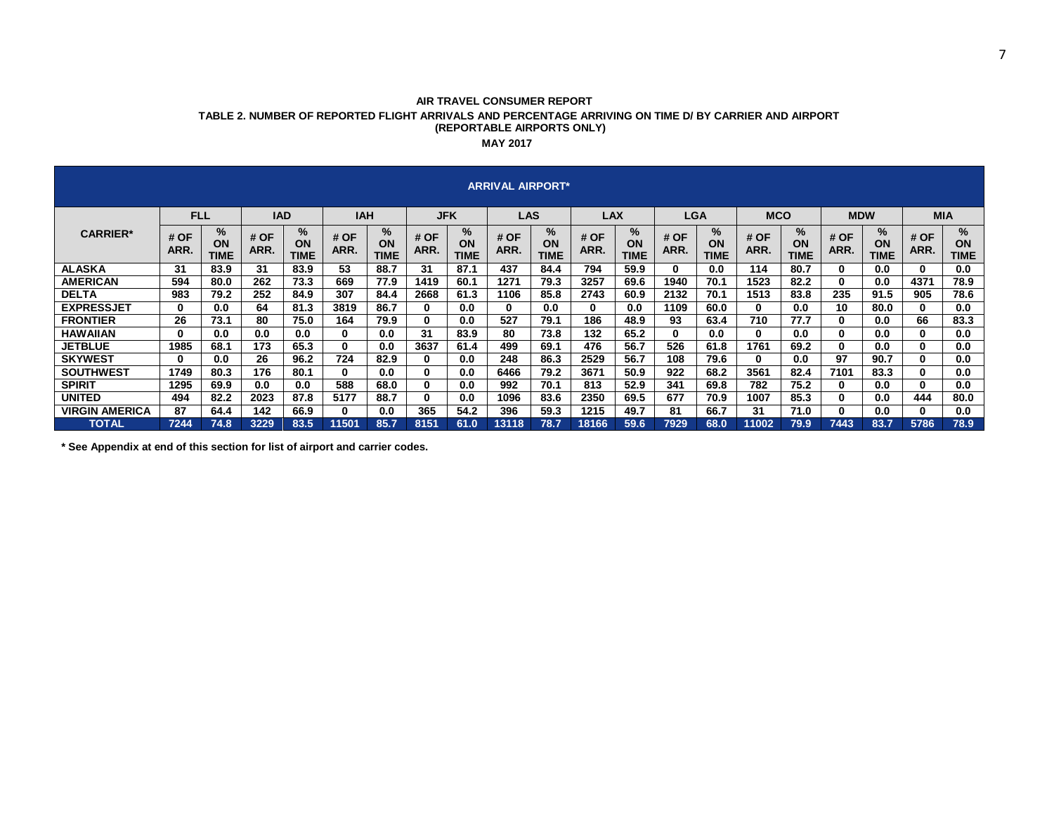**AIR TRAVEL CONSUMER REPORT**

**TABLE 2. NUMBER OF REPORTED FLIGHT ARRIVALS AND PERCENTAGE ARRIVING ON TIME D/ BY CARRIER AND AIRPORT (REPORTABLE AIRPORTS ONLY)**

**MAY 2017**

| | ARRIVAL AIRPORT* | | | | | | | | | | | | | | | | | | | |
|---|---|---|---|---|---|---|---|---|---|---|---|---|---|---|---|---|---|---|---|---|
| **CARRIER*** | **FLL** | | **IAD** | | **IAH** | | **JFK** | | **LAS** | | **LAX** | | **LGA** | | **MCO** | | **MDW** | | **MIA** | |
| | **# OF ARR.** | **% ON TIME** | **# OF ARR.** | **% ON TIME** | **# OF ARR.** | **% ON TIME** | **# OF ARR.** | **% ON TIME** | **# OF ARR.** | **% ON TIME** | **# OF ARR.** | **% ON TIME** | **# OF ARR.** | **% ON TIME** | **# OF ARR.** | **% ON TIME** | **# OF ARR.** | **% ON TIME** | **# OF ARR.** | **% ON TIME** |
| ALASKA | 31 | 83.9 | 31 | 83.9 | 53 | 88.7 | 31 | 87.1 | 437 | 84.4 | 794 | 59.9 | 0 | 0.0 | 114 | 80.7 | 0 | 0.0 | 0 | 0.0 |
| AMERICAN | 594 | 80.0 | 262 | 73.3 | 669 | 77.9 | 1419 | 60.1 | 1271 | 79.3 | 3257 | 69.6 | 1940 | 70.1 | 1523 | 82.2 | 0 | 0.0 | 4371 | 78.9 |
| DELTA | 983 | 79.2 | 252 | 84.9 | 307 | 84.4 | 2668 | 61.3 | 1106 | 85.8 | 2743 | 60.9 | 2132 | 70.1 | 1513 | 83.8 | 235 | 91.5 | 905 | 78.6 |
| EXPRESSJET | 0 | 0.0 | 64 | 81.3 | 3819 | 86.7 | 0 | 0.0 | 0 | 0.0 | 0 | 0.0 | 1109 | 60.0 | 0 | 0.0 | 10 | 80.0 | 0 | 0.0 |
| FRONTIER | 26 | 73.1 | 80 | 75.0 | 164 | 79.9 | 0 | 0.0 | 527 | 79.1 | 186 | 48.9 | 93 | 63.4 | 710 | 77.7 | 0 | 0.0 | 66 | 83.3 |
| HAWAIIAN | 0 | 0.0 | 0.0 | 0.0 | 0 | 0.0 | 31 | 83.9 | 80 | 73.8 | 132 | 65.2 | 0 | 0.0 | 0 | 0.0 | 0 | 0.0 | 0 | 0.0 |
| JETBLUE | 1985 | 68.1 | 173 | 65.3 | 0 | 0.0 | 3637 | 61.4 | 499 | 69.1 | 476 | 56.7 | 526 | 61.8 | 1761 | 69.2 | 0 | 0.0 | 0 | 0.0 |
| SKYWEST | 0 | 0.0 | 26 | 96.2 | 724 | 82.9 | 0 | 0.0 | 248 | 86.3 | 2529 | 56.7 | 108 | 79.6 | 0 | 0.0 | 97 | 90.7 | 0 | 0.0 |
| SOUTHWEST | 1749 | 80.3 | 176 | 80.1 | 0 | 0.0 | 0 | 0.0 | 6466 | 79.2 | 3671 | 50.9 | 922 | 68.2 | 3561 | 82.4 | 7101 | 83.3 | 0 | 0.0 |
| SPIRIT | 1295 | 69.9 | 0.0 | 0.0 | 588 | 68.0 | 0 | 0.0 | 992 | 70.1 | 813 | 52.9 | 341 | 69.8 | 782 | 75.2 | 0 | 0.0 | 0 | 0.0 |
| UNITED | 494 | 82.2 | 2023 | 87.8 | 5177 | 88.7 | 0 | 0.0 | 1096 | 83.6 | 2350 | 69.5 | 677 | 70.9 | 1007 | 85.3 | 0 | 0.0 | 444 | 80.0 |
| VIRGIN AMERICA | 87 | 64.4 | 142 | 66.9 | 0 | 0.0 | 365 | 54.2 | 396 | 59.3 | 1215 | 49.7 | 81 | 66.7 | 31 | 71.0 | 0 | 0.0 | 0 | 0.0 |
| **TOTAL** | **7244** | **74.8** | **3229** | **83.5** | **11501** | **85.7** | **8151** | **61.0** | **13118** | **78.7** | **18166** | **59.6** | **7929** | **68.0** | **11002** | **79.9** | **7443** | **83.7** | **5786** | **78.9** |

**\* See Appendix at end of this section for list of airport and carrier codes.**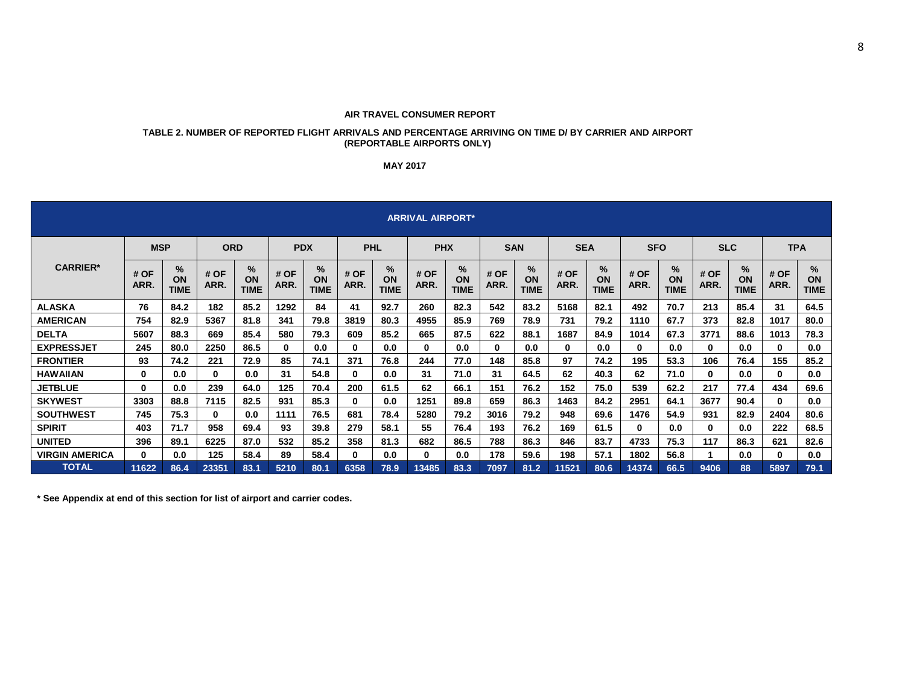**AIR TRAVEL CONSUMER REPORT**

**TABLE 2. NUMBER OF REPORTED FLIGHT ARRIVALS AND PERCENTAGE ARRIVING ON TIME D/ BY CARRIER AND AIRPORT (REPORTABLE AIRPORTS ONLY)**

**MAY 2017**

| CARRIER* | ARRIVAL AIRPORT* | | | | | | | | | | | | | | | | | | | |
|---|---|---|---|---|---|---|---|---|---|---|---|---|---|---|---|---|---|---|---|---|
| | MSP | | ORD | | PDX | | PHL | | PHX | | SAN | | SEA | | SFO | | SLC | | TPA | |
| | # OF ARR. | % ON TIME | # OF ARR. | % ON TIME | # OF ARR. | % ON TIME | # OF ARR. | % ON TIME | # OF ARR. | % ON TIME | # OF ARR. | % ON TIME | # OF ARR. | % ON TIME | # OF ARR. | % ON TIME | # OF ARR. | % ON TIME | # OF ARR. | % ON TIME |
| ALASKA | 76 | 84.2 | 182 | 85.2 | 1292 | 84 | 41 | 92.7 | 260 | 82.3 | 542 | 83.2 | 5168 | 82.1 | 492 | 70.7 | 213 | 85.4 | 31 | 64.5 |
| AMERICAN | 754 | 82.9 | 5367 | 81.8 | 341 | 79.8 | 3819 | 80.3 | 4955 | 85.9 | 769 | 78.9 | 731 | 79.2 | 1110 | 67.7 | 373 | 82.8 | 1017 | 80.0 |
| DELTA | 5607 | 88.3 | 669 | 85.4 | 580 | 79.3 | 609 | 85.2 | 665 | 87.5 | 622 | 88.1 | 1687 | 84.9 | 1014 | 67.3 | 3771 | 88.6 | 1013 | 78.3 |
| EXPRESSJET | 245 | 80.0 | 2250 | 86.5 | 0 | 0.0 | 0 | 0.0 | 0 | 0.0 | 0 | 0.0 | 0 | 0.0 | 0 | 0.0 | 0 | 0.0 | 0 | 0.0 |
| FRONTIER | 93 | 74.2 | 221 | 72.9 | 85 | 74.1 | 371 | 76.8 | 244 | 77.0 | 148 | 85.8 | 97 | 74.2 | 195 | 53.3 | 106 | 76.4 | 155 | 85.2 |
| HAWAIIAN | 0 | 0.0 | 0 | 0.0 | 31 | 54.8 | 0 | 0.0 | 31 | 71.0 | 31 | 64.5 | 62 | 40.3 | 62 | 71.0 | 0 | 0.0 | 0 | 0.0 |
| JETBLUE | 0 | 0.0 | 239 | 64.0 | 125 | 70.4 | 200 | 61.5 | 62 | 66.1 | 151 | 76.2 | 152 | 75.0 | 539 | 62.2 | 217 | 77.4 | 434 | 69.6 |
| SKYWEST | 3303 | 88.8 | 7115 | 82.5 | 931 | 85.3 | 0 | 0.0 | 1251 | 89.8 | 659 | 86.3 | 1463 | 84.2 | 2951 | 64.1 | 3677 | 90.4 | 0 | 0.0 |
| SOUTHWEST | 745 | 75.3 | 0 | 0.0 | 1111 | 76.5 | 681 | 78.4 | 5280 | 79.2 | 3016 | 79.2 | 948 | 69.6 | 1476 | 54.9 | 931 | 82.9 | 2404 | 80.6 |
| SPIRIT | 403 | 71.7 | 958 | 69.4 | 93 | 39.8 | 279 | 58.1 | 55 | 76.4 | 193 | 76.2 | 169 | 61.5 | 0 | 0.0 | 0 | 0.0 | 222 | 68.5 |
| UNITED | 396 | 89.1 | 6225 | 87.0 | 532 | 85.2 | 358 | 81.3 | 682 | 86.5 | 788 | 86.3 | 846 | 83.7 | 4733 | 75.3 | 117 | 86.3 | 621 | 82.6 |
| VIRGIN AMERICA | 0 | 0.0 | 125 | 58.4 | 89 | 58.4 | 0 | 0.0 | 0 | 0.0 | 178 | 59.6 | 198 | 57.1 | 1802 | 56.8 | 1 | 0.0 | 0 | 0.0 |
| TOTAL | 11622 | 86.4 | 23351 | 83.1 | 5210 | 80.1 | 6358 | 78.9 | 13485 | 83.3 | 7097 | 81.2 | 11521 | 80.6 | 14374 | 66.5 | 9406 | 88 | 5897 | 79.1 |

**\* See Appendix at end of this section for list of airport and carrier codes.**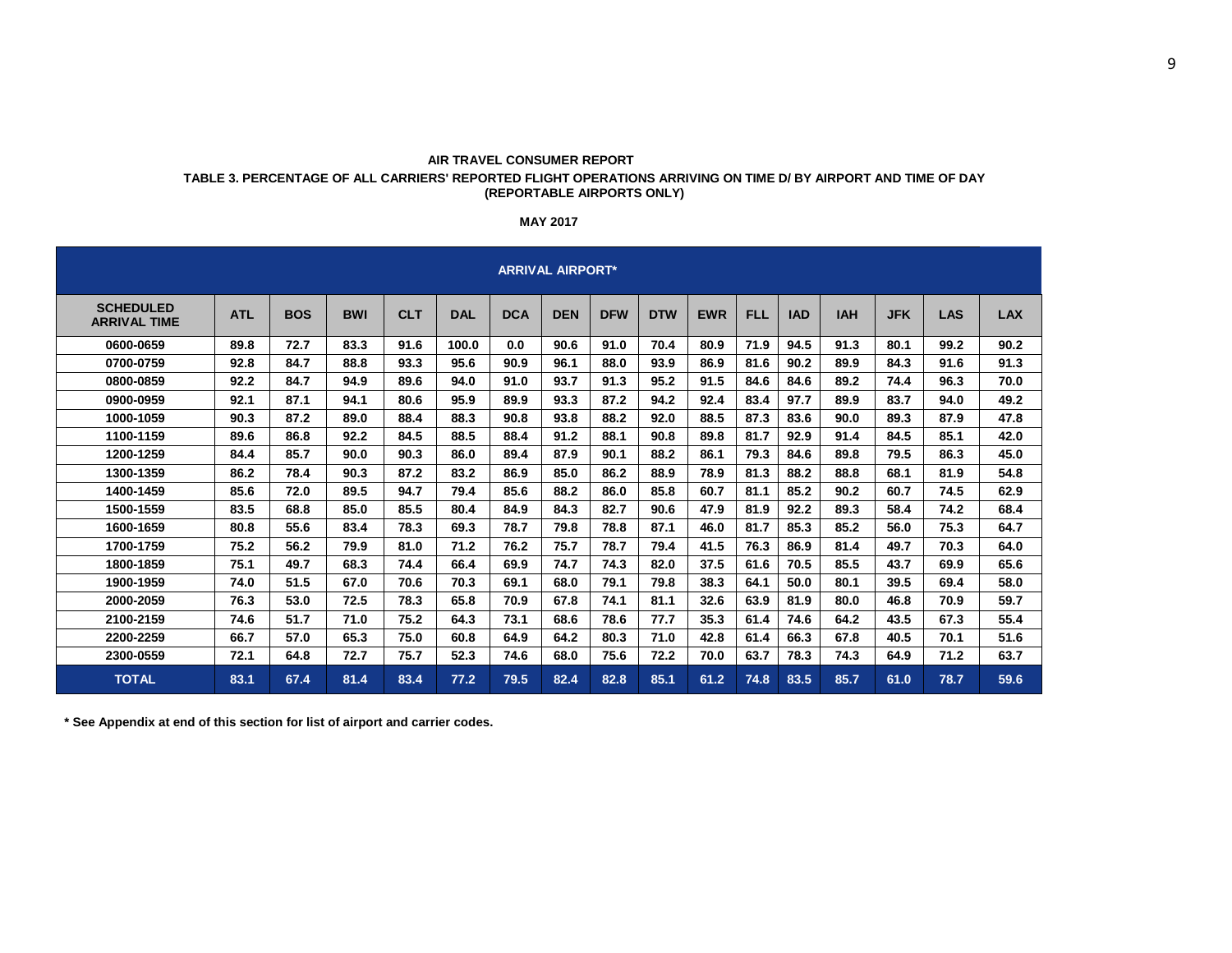**AIR TRAVEL CONSUMER REPORT**

**TABLE 3. PERCENTAGE OF ALL CARRIERS' REPORTED FLIGHT OPERATIONS ARRIVING ON TIME D/ BY AIRPORT AND TIME OF DAY (REPORTABLE AIRPORTS ONLY)**

**MAY 2017**

| | ARRIVAL AIRPORT* | | | | | | | | | | | | | | | |
|---|---|---|---|---|---|---|---|---|---|---|---|---|---|---|---|---|
| **SCHEDULED ARRIVAL TIME** | **ATL** | **BOS** | **BWI** | **CLT** | **DAL** | **DCA** | **DEN** | **DFW** | **DTW** | **EWR** | **FLL** | **IAD** | **IAH** | **JFK** | **LAS** | **LAX** |
| 0600-0659 | 89.8 | 72.7 | 83.3 | 91.6 | 100.0 | 0.0 | 90.6 | 91.0 | 70.4 | 80.9 | 71.9 | 94.5 | 91.3 | 80.1 | 99.2 | 90.2 |
| 0700-0759 | 92.8 | 84.7 | 88.8 | 93.3 | 95.6 | 90.9 | 96.1 | 88.0 | 93.9 | 86.9 | 81.6 | 90.2 | 89.9 | 84.3 | 91.6 | 91.3 |
| 0800-0859 | 92.2 | 84.7 | 94.9 | 89.6 | 94.0 | 91.0 | 93.7 | 91.3 | 95.2 | 91.5 | 84.6 | 84.6 | 89.2 | 74.4 | 96.3 | 70.0 |
| 0900-0959 | 92.1 | 87.1 | 94.1 | 80.6 | 95.9 | 89.9 | 93.3 | 87.2 | 94.2 | 92.4 | 83.4 | 97.7 | 89.9 | 83.7 | 94.0 | 49.2 |
| 1000-1059 | 90.3 | 87.2 | 89.0 | 88.4 | 88.3 | 90.8 | 93.8 | 88.2 | 92.0 | 88.5 | 87.3 | 83.6 | 90.0 | 89.3 | 87.9 | 47.8 |
| 1100-1159 | 89.6 | 86.8 | 92.2 | 84.5 | 88.5 | 88.4 | 91.2 | 88.1 | 90.8 | 89.8 | 81.7 | 92.9 | 91.4 | 84.5 | 85.1 | 42.0 |
| 1200-1259 | 84.4 | 85.7 | 90.0 | 90.3 | 86.0 | 89.4 | 87.9 | 90.1 | 88.2 | 86.1 | 79.3 | 84.6 | 89.8 | 79.5 | 86.3 | 45.0 |
| 1300-1359 | 86.2 | 78.4 | 90.3 | 87.2 | 83.2 | 86.9 | 85.0 | 86.2 | 88.9 | 78.9 | 81.3 | 88.2 | 88.8 | 68.1 | 81.9 | 54.8 |
| 1400-1459 | 85.6 | 72.0 | 89.5 | 94.7 | 79.4 | 85.6 | 88.2 | 86.0 | 85.8 | 60.7 | 81.1 | 85.2 | 90.2 | 60.7 | 74.5 | 62.9 |
| 1500-1559 | 83.5 | 68.8 | 85.0 | 85.5 | 80.4 | 84.9 | 84.3 | 82.7 | 90.6 | 47.9 | 81.9 | 92.2 | 89.3 | 58.4 | 74.2 | 68.4 |
| 1600-1659 | 80.8 | 55.6 | 83.4 | 78.3 | 69.3 | 78.7 | 79.8 | 78.8 | 87.1 | 46.0 | 81.7 | 85.3 | 85.2 | 56.0 | 75.3 | 64.7 |
| 1700-1759 | 75.2 | 56.2 | 79.9 | 81.0 | 71.2 | 76.2 | 75.7 | 78.7 | 79.4 | 41.5 | 76.3 | 86.9 | 81.4 | 49.7 | 70.3 | 64.0 |
| 1800-1859 | 75.1 | 49.7 | 68.3 | 74.4 | 66.4 | 69.9 | 74.7 | 74.3 | 82.0 | 37.5 | 61.6 | 70.5 | 85.5 | 43.7 | 69.9 | 65.6 |
| 1900-1959 | 74.0 | 51.5 | 67.0 | 70.6 | 70.3 | 69.1 | 68.0 | 79.1 | 79.8 | 38.3 | 64.1 | 50.0 | 80.1 | 39.5 | 69.4 | 58.0 |
| 2000-2059 | 76.3 | 53.0 | 72.5 | 78.3 | 65.8 | 70.9 | 67.8 | 74.1 | 81.1 | 32.6 | 63.9 | 81.9 | 80.0 | 46.8 | 70.9 | 59.7 |
| 2100-2159 | 74.6 | 51.7 | 71.0 | 75.2 | 64.3 | 73.1 | 68.6 | 78.6 | 77.7 | 35.3 | 61.4 | 74.6 | 64.2 | 43.5 | 67.3 | 55.4 |
| 2200-2259 | 66.7 | 57.0 | 65.3 | 75.0 | 60.8 | 64.9 | 64.2 | 80.3 | 71.0 | 42.8 | 61.4 | 66.3 | 67.8 | 40.5 | 70.1 | 51.6 |
| 2300-0559 | 72.1 | 64.8 | 72.7 | 75.7 | 52.3 | 74.6 | 68.0 | 75.6 | 72.2 | 70.0 | 63.7 | 78.3 | 74.3 | 64.9 | 71.2 | 63.7 |
| **TOTAL** | **83.1** | **67.4** | **81.4** | **83.4** | **77.2** | **79.5** | **82.4** | **82.8** | **85.1** | **61.2** | **74.8** | **83.5** | **85.7** | **61.0** | **78.7** | **59.6** |

**\* See Appendix at end of this section for list of airport and carrier codes.**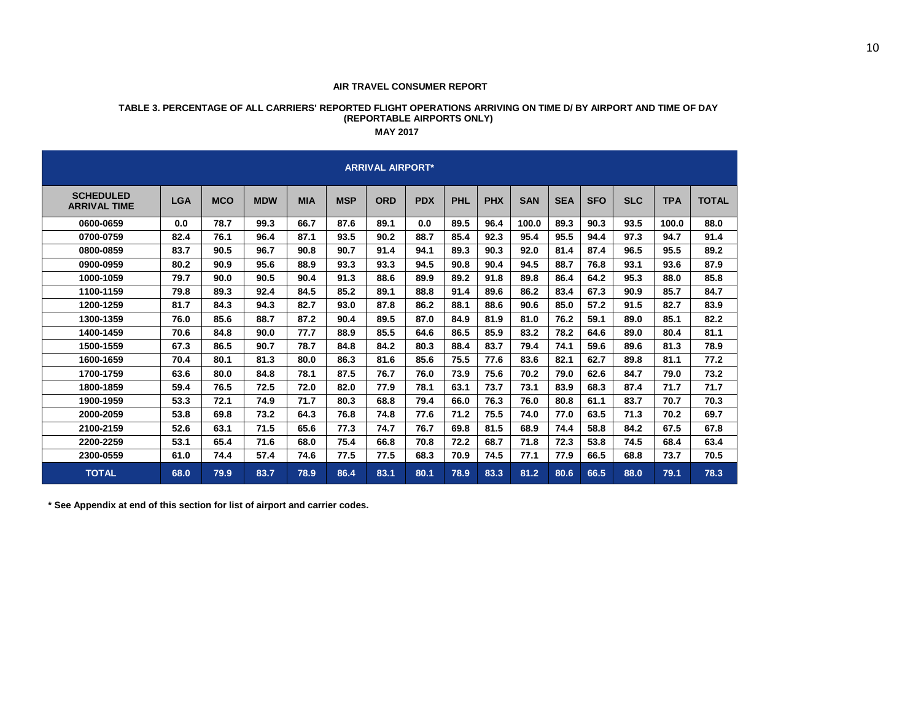**AIR TRAVEL CONSUMER REPORT**

**TABLE 3. PERCENTAGE OF ALL CARRIERS' REPORTED FLIGHT OPERATIONS ARRIVING ON TIME D/ BY AIRPORT AND TIME OF DAY (REPORTABLE AIRPORTS ONLY)**

**MAY 2017**

| | ARRIVAL AIRPORT* | | | | | | | | | | | | | | |
|---|---|---|---|---|---|---|---|---|---|---|---|---|---|---|---|
| **SCHEDULED ARRIVAL TIME** | **LGA** | **MCO** | **MDW** | **MIA** | **MSP** | **ORD** | **PDX** | **PHL** | **PHX** | **SAN** | **SEA** | **SFO** | **SLC** | **TPA** | **TOTAL** |
| 0600-0659 | 0.0 | 78.7 | 99.3 | 66.7 | 87.6 | 89.1 | 0.0 | 89.5 | 96.4 | 100.0 | 89.3 | 90.3 | 93.5 | 100.0 | 88.0 |
| 0700-0759 | 82.4 | 76.1 | 96.4 | 87.1 | 93.5 | 90.2 | 88.7 | 85.4 | 92.3 | 95.4 | 95.5 | 94.4 | 97.3 | 94.7 | 91.4 |
| 0800-0859 | 83.7 | 90.5 | 96.7 | 90.8 | 90.7 | 91.4 | 94.1 | 89.3 | 90.3 | 92.0 | 81.4 | 87.4 | 96.5 | 95.5 | 89.2 |
| 0900-0959 | 80.2 | 90.9 | 95.6 | 88.9 | 93.3 | 93.3 | 94.5 | 90.8 | 90.4 | 94.5 | 88.7 | 76.8 | 93.1 | 93.6 | 87.9 |
| 1000-1059 | 79.7 | 90.0 | 90.5 | 90.4 | 91.3 | 88.6 | 89.9 | 89.2 | 91.8 | 89.8 | 86.4 | 64.2 | 95.3 | 88.0 | 85.8 |
| 1100-1159 | 79.8 | 89.3 | 92.4 | 84.5 | 85.2 | 89.1 | 88.8 | 91.4 | 89.6 | 86.2 | 83.4 | 67.3 | 90.9 | 85.7 | 84.7 |
| 1200-1259 | 81.7 | 84.3 | 94.3 | 82.7 | 93.0 | 87.8 | 86.2 | 88.1 | 88.6 | 90.6 | 85.0 | 57.2 | 91.5 | 82.7 | 83.9 |
| 1300-1359 | 76.0 | 85.6 | 88.7 | 87.2 | 90.4 | 89.5 | 87.0 | 84.9 | 81.9 | 81.0 | 76.2 | 59.1 | 89.0 | 85.1 | 82.2 |
| 1400-1459 | 70.6 | 84.8 | 90.0 | 77.7 | 88.9 | 85.5 | 64.6 | 86.5 | 85.9 | 83.2 | 78.2 | 64.6 | 89.0 | 80.4 | 81.1 |
| 1500-1559 | 67.3 | 86.5 | 90.7 | 78.7 | 84.8 | 84.2 | 80.3 | 88.4 | 83.7 | 79.4 | 74.1 | 59.6 | 89.6 | 81.3 | 78.9 |
| 1600-1659 | 70.4 | 80.1 | 81.3 | 80.0 | 86.3 | 81.6 | 85.6 | 75.5 | 77.6 | 83.6 | 82.1 | 62.7 | 89.8 | 81.1 | 77.2 |
| 1700-1759 | 63.6 | 80.0 | 84.8 | 78.1 | 87.5 | 76.7 | 76.0 | 73.9 | 75.6 | 70.2 | 79.0 | 62.6 | 84.7 | 79.0 | 73.2 |
| 1800-1859 | 59.4 | 76.5 | 72.5 | 72.0 | 82.0 | 77.9 | 78.1 | 63.1 | 73.7 | 73.1 | 83.9 | 68.3 | 87.4 | 71.7 | 71.7 |
| 1900-1959 | 53.3 | 72.1 | 74.9 | 71.7 | 80.3 | 68.8 | 79.4 | 66.0 | 76.3 | 76.0 | 80.8 | 61.1 | 83.7 | 70.7 | 70.3 |
| 2000-2059 | 53.8 | 69.8 | 73.2 | 64.3 | 76.8 | 74.8 | 77.6 | 71.2 | 75.5 | 74.0 | 77.0 | 63.5 | 71.3 | 70.2 | 69.7 |
| 2100-2159 | 52.6 | 63.1 | 71.5 | 65.6 | 77.3 | 74.7 | 76.7 | 69.8 | 81.5 | 68.9 | 74.4 | 58.8 | 84.2 | 67.5 | 67.8 |
| 2200-2259 | 53.1 | 65.4 | 71.6 | 68.0 | 75.4 | 66.8 | 70.8 | 72.2 | 68.7 | 71.8 | 72.3 | 53.8 | 74.5 | 68.4 | 63.4 |
| 2300-0559 | 61.0 | 74.4 | 57.4 | 74.6 | 77.5 | 77.5 | 68.3 | 70.9 | 74.5 | 77.1 | 77.9 | 66.5 | 68.8 | 73.7 | 70.5 |
| **TOTAL** | **68.0** | **79.9** | **83.7** | **78.9** | **86.4** | **83.1** | **80.1** | **78.9** | **83.3** | **81.2** | **80.6** | **66.5** | **88.0** | **79.1** | **78.3** |

**\* See Appendix at end of this section for list of airport and carrier codes.**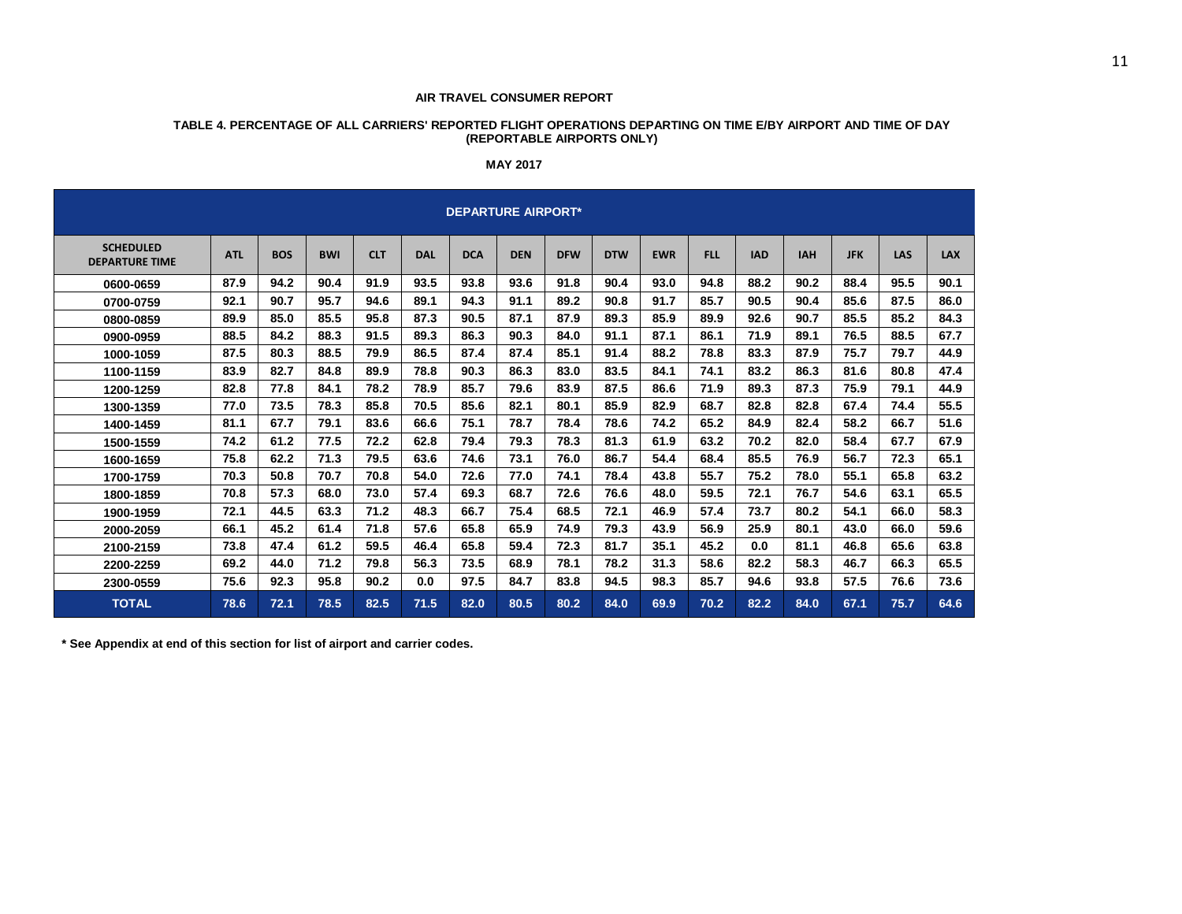**AIR TRAVEL CONSUMER REPORT**

**TABLE 4. PERCENTAGE OF ALL CARRIERS' REPORTED FLIGHT OPERATIONS DEPARTING ON TIME E/BY AIRPORT AND TIME OF DAY (REPORTABLE AIRPORTS ONLY)**

**MAY 2017**

| | DEPARTURE AIRPORT* | | | | | | | | | | | | | | | |
|---|---|---|---|---|---|---|---|---|---|---|---|---|---|---|---|---|
| **SCHEDULED DEPARTURE TIME** | **ATL** | **BOS** | **BWI** | **CLT** | **DAL** | **DCA** | **DEN** | **DFW** | **DTW** | **EWR** | **FLL** | **IAD** | **IAH** | **JFK** | **LAS** | **LAX** |
| 0600-0659 | 87.9 | 94.2 | 90.4 | 91.9 | 93.5 | 93.8 | 93.6 | 91.8 | 90.4 | 93.0 | 94.8 | 88.2 | 90.2 | 88.4 | 95.5 | 90.1 |
| 0700-0759 | 92.1 | 90.7 | 95.7 | 94.6 | 89.1 | 94.3 | 91.1 | 89.2 | 90.8 | 91.7 | 85.7 | 90.5 | 90.4 | 85.6 | 87.5 | 86.0 |
| 0800-0859 | 89.9 | 85.0 | 85.5 | 95.8 | 87.3 | 90.5 | 87.1 | 87.9 | 89.3 | 85.9 | 89.9 | 92.6 | 90.7 | 85.5 | 85.2 | 84.3 |
| 0900-0959 | 88.5 | 84.2 | 88.3 | 91.5 | 89.3 | 86.3 | 90.3 | 84.0 | 91.1 | 87.1 | 86.1 | 71.9 | 89.1 | 76.5 | 88.5 | 67.7 |
| 1000-1059 | 87.5 | 80.3 | 88.5 | 79.9 | 86.5 | 87.4 | 87.4 | 85.1 | 91.4 | 88.2 | 78.8 | 83.3 | 87.9 | 75.7 | 79.7 | 44.9 |
| 1100-1159 | 83.9 | 82.7 | 84.8 | 89.9 | 78.8 | 90.3 | 86.3 | 83.0 | 83.5 | 84.1 | 74.1 | 83.2 | 86.3 | 81.6 | 80.8 | 47.4 |
| 1200-1259 | 82.8 | 77.8 | 84.1 | 78.2 | 78.9 | 85.7 | 79.6 | 83.9 | 87.5 | 86.6 | 71.9 | 89.3 | 87.3 | 75.9 | 79.1 | 44.9 |
| 1300-1359 | 77.0 | 73.5 | 78.3 | 85.8 | 70.5 | 85.6 | 82.1 | 80.1 | 85.9 | 82.9 | 68.7 | 82.8 | 82.8 | 67.4 | 74.4 | 55.5 |
| 1400-1459 | 81.1 | 67.7 | 79.1 | 83.6 | 66.6 | 75.1 | 78.7 | 78.4 | 78.6 | 74.2 | 65.2 | 84.9 | 82.4 | 58.2 | 66.7 | 51.6 |
| 1500-1559 | 74.2 | 61.2 | 77.5 | 72.2 | 62.8 | 79.4 | 79.3 | 78.3 | 81.3 | 61.9 | 63.2 | 70.2 | 82.0 | 58.4 | 67.7 | 67.9 |
| 1600-1659 | 75.8 | 62.2 | 71.3 | 79.5 | 63.6 | 74.6 | 73.1 | 76.0 | 86.7 | 54.4 | 68.4 | 85.5 | 76.9 | 56.7 | 72.3 | 65.1 |
| 1700-1759 | 70.3 | 50.8 | 70.7 | 70.8 | 54.0 | 72.6 | 77.0 | 74.1 | 78.4 | 43.8 | 55.7 | 75.2 | 78.0 | 55.1 | 65.8 | 63.2 |
| 1800-1859 | 70.8 | 57.3 | 68.0 | 73.0 | 57.4 | 69.3 | 68.7 | 72.6 | 76.6 | 48.0 | 59.5 | 72.1 | 76.7 | 54.6 | 63.1 | 65.5 |
| 1900-1959 | 72.1 | 44.5 | 63.3 | 71.2 | 48.3 | 66.7 | 75.4 | 68.5 | 72.1 | 46.9 | 57.4 | 73.7 | 80.2 | 54.1 | 66.0 | 58.3 |
| 2000-2059 | 66.1 | 45.2 | 61.4 | 71.8 | 57.6 | 65.8 | 65.9 | 74.9 | 79.3 | 43.9 | 56.9 | 25.9 | 80.1 | 43.0 | 66.0 | 59.6 |
| 2100-2159 | 73.8 | 47.4 | 61.2 | 59.5 | 46.4 | 65.8 | 59.4 | 72.3 | 81.7 | 35.1 | 45.2 | 0.0 | 81.1 | 46.8 | 65.6 | 63.8 |
| 2200-2259 | 69.2 | 44.0 | 71.2 | 79.8 | 56.3 | 73.5 | 68.9 | 78.1 | 78.2 | 31.3 | 58.6 | 82.2 | 58.3 | 46.7 | 66.3 | 65.5 |
| 2300-0559 | 75.6 | 92.3 | 95.8 | 90.2 | 0.0 | 97.5 | 84.7 | 83.8 | 94.5 | 98.3 | 85.7 | 94.6 | 93.8 | 57.5 | 76.6 | 73.6 |
| **TOTAL** | **78.6** | **72.1** | **78.5** | **82.5** | **71.5** | **82.0** | **80.5** | **80.2** | **84.0** | **69.9** | **70.2** | **82.2** | **84.0** | **67.1** | **75.7** | **64.6** |

**\* See Appendix at end of this section for list of airport and carrier codes.**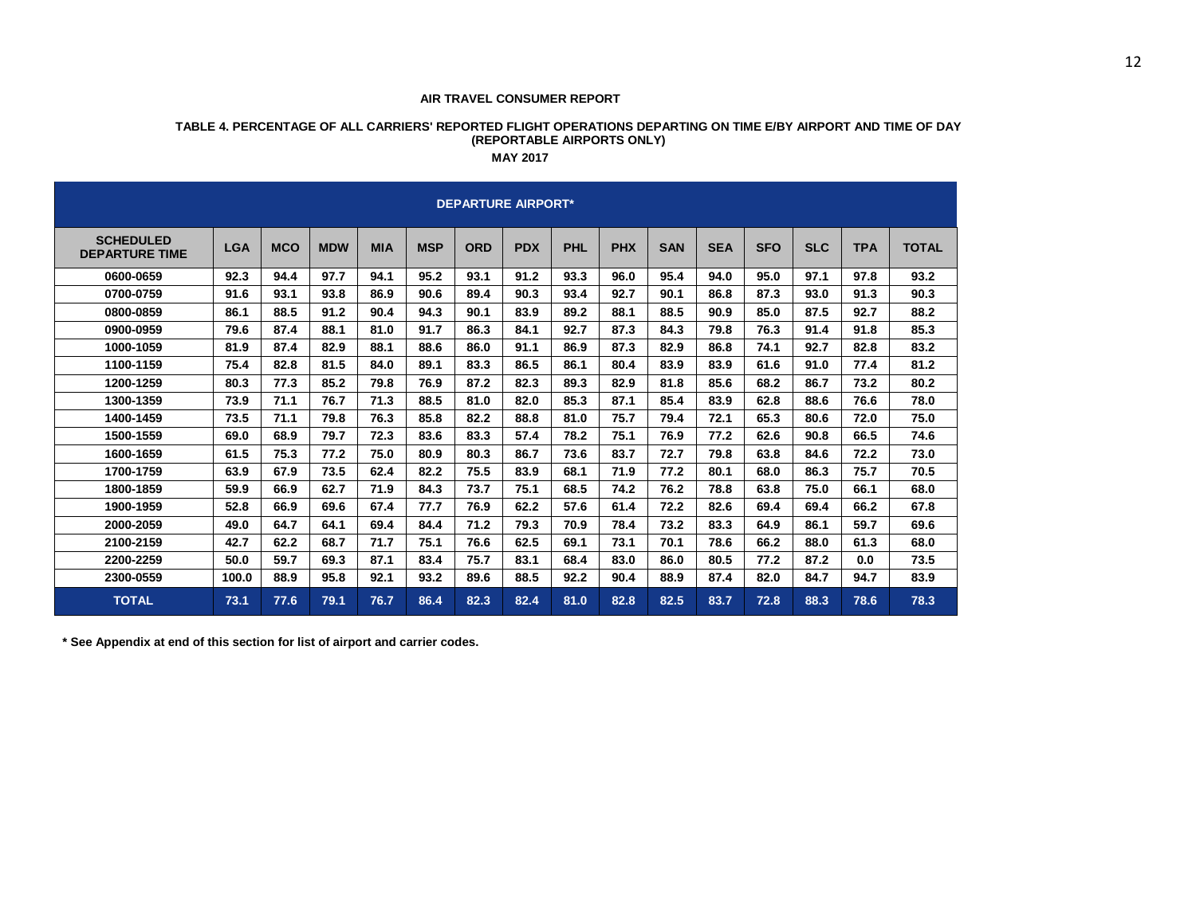**AIR TRAVEL CONSUMER REPORT**

**TABLE 4. PERCENTAGE OF ALL CARRIERS' REPORTED FLIGHT OPERATIONS DEPARTING ON TIME E/BY AIRPORT AND TIME OF DAY (REPORTABLE AIRPORTS ONLY)**

**MAY 2017**

| | DEPARTURE AIRPORT* | | | | | | | | | | | | | | |
|---|---|---|---|---|---|---|---|---|---|---|---|---|---|---|---|
| **SCHEDULED DEPARTURE TIME** | **LGA** | **MCO** | **MDW** | **MIA** | **MSP** | **ORD** | **PDX** | **PHL** | **PHX** | **SAN** | **SEA** | **SFO** | **SLC** | **TPA** | **TOTAL** |
| 0600-0659 | 92.3 | 94.4 | 97.7 | 94.1 | 95.2 | 93.1 | 91.2 | 93.3 | 96.0 | 95.4 | 94.0 | 95.0 | 97.1 | 97.8 | 93.2 |
| 0700-0759 | 91.6 | 93.1 | 93.8 | 86.9 | 90.6 | 89.4 | 90.3 | 93.4 | 92.7 | 90.1 | 86.8 | 87.3 | 93.0 | 91.3 | 90.3 |
| 0800-0859 | 86.1 | 88.5 | 91.2 | 90.4 | 94.3 | 90.1 | 83.9 | 89.2 | 88.1 | 88.5 | 90.9 | 85.0 | 87.5 | 92.7 | 88.2 |
| 0900-0959 | 79.6 | 87.4 | 88.1 | 81.0 | 91.7 | 86.3 | 84.1 | 92.7 | 87.3 | 84.3 | 79.8 | 76.3 | 91.4 | 91.8 | 85.3 |
| 1000-1059 | 81.9 | 87.4 | 82.9 | 88.1 | 88.6 | 86.0 | 91.1 | 86.9 | 87.3 | 82.9 | 86.8 | 74.1 | 92.7 | 82.8 | 83.2 |
| 1100-1159 | 75.4 | 82.8 | 81.5 | 84.0 | 89.1 | 83.3 | 86.5 | 86.1 | 80.4 | 83.9 | 83.9 | 61.6 | 91.0 | 77.4 | 81.2 |
| 1200-1259 | 80.3 | 77.3 | 85.2 | 79.8 | 76.9 | 87.2 | 82.3 | 89.3 | 82.9 | 81.8 | 85.6 | 68.2 | 86.7 | 73.2 | 80.2 |
| 1300-1359 | 73.9 | 71.1 | 76.7 | 71.3 | 88.5 | 81.0 | 82.0 | 85.3 | 87.1 | 85.4 | 83.9 | 62.8 | 88.6 | 76.6 | 78.0 |
| 1400-1459 | 73.5 | 71.1 | 79.8 | 76.3 | 85.8 | 82.2 | 88.8 | 81.0 | 75.7 | 79.4 | 72.1 | 65.3 | 80.6 | 72.0 | 75.0 |
| 1500-1559 | 69.0 | 68.9 | 79.7 | 72.3 | 83.6 | 83.3 | 57.4 | 78.2 | 75.1 | 76.9 | 77.2 | 62.6 | 90.8 | 66.5 | 74.6 |
| 1600-1659 | 61.5 | 75.3 | 77.2 | 75.0 | 80.9 | 80.3 | 86.7 | 73.6 | 83.7 | 72.7 | 79.8 | 63.8 | 84.6 | 72.2 | 73.0 |
| 1700-1759 | 63.9 | 67.9 | 73.5 | 62.4 | 82.2 | 75.5 | 83.9 | 68.1 | 71.9 | 77.2 | 80.1 | 68.0 | 86.3 | 75.7 | 70.5 |
| 1800-1859 | 59.9 | 66.9 | 62.7 | 71.9 | 84.3 | 73.7 | 75.1 | 68.5 | 74.2 | 76.2 | 78.8 | 63.8 | 75.0 | 66.1 | 68.0 |
| 1900-1959 | 52.8 | 66.9 | 69.6 | 67.4 | 77.7 | 76.9 | 62.2 | 57.6 | 61.4 | 72.2 | 82.6 | 69.4 | 69.4 | 66.2 | 67.8 |
| 2000-2059 | 49.0 | 64.7 | 64.1 | 69.4 | 84.4 | 71.2 | 79.3 | 70.9 | 78.4 | 73.2 | 83.3 | 64.9 | 86.1 | 59.7 | 69.6 |
| 2100-2159 | 42.7 | 62.2 | 68.7 | 71.7 | 75.1 | 76.6 | 62.5 | 69.1 | 73.1 | 70.1 | 78.6 | 66.2 | 88.0 | 61.3 | 68.0 |
| 2200-2259 | 50.0 | 59.7 | 69.3 | 87.1 | 83.4 | 75.7 | 83.1 | 68.4 | 83.0 | 86.0 | 80.5 | 77.2 | 87.2 | 0.0 | 73.5 |
| 2300-0559 | 100.0 | 88.9 | 95.8 | 92.1 | 93.2 | 89.6 | 88.5 | 92.2 | 90.4 | 88.9 | 87.4 | 82.0 | 84.7 | 94.7 | 83.9 |
| **TOTAL** | **73.1** | **77.6** | **79.1** | **76.7** | **86.4** | **82.3** | **82.4** | **81.0** | **82.8** | **82.5** | **83.7** | **72.8** | **88.3** | **78.6** | **78.3** |

**\* See Appendix at end of this section for list of airport and carrier codes.**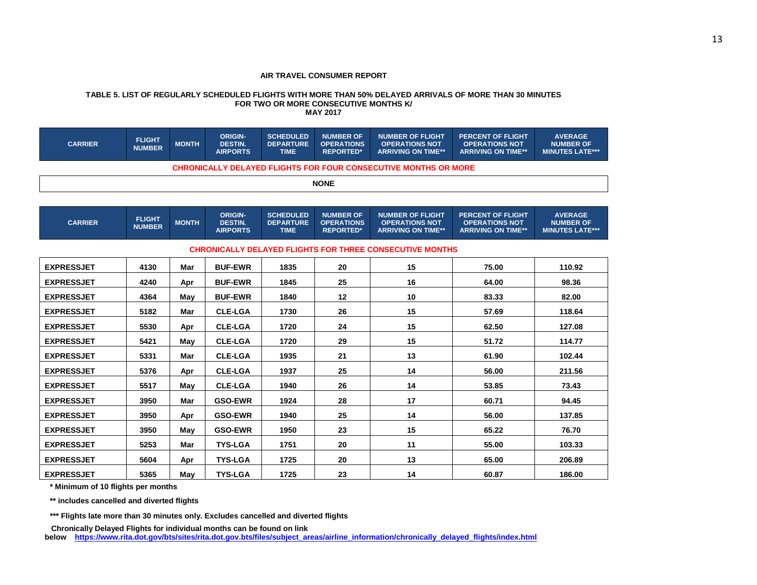**AIR TRAVEL CONSUMER REPORT**

**TABLE 5. LIST OF REGULARLY SCHEDULED FLIGHTS WITH MORE THAN 50% DELAYED ARRIVALS OF MORE THAN 30 MINUTES FOR TWO OR MORE CONSECUTIVE MONTHS K/**
**MAY 2017**

| CARRIER | FLIGHT NUMBER | MONTH | ORIGIN-DESTIN. AIRPORTS | SCHEDULED DEPARTURE TIME | NUMBER OF OPERATIONS REPORTED* | NUMBER OF FLIGHT OPERATIONS NOT ARRIVING ON TIME** | PERCENT OF FLIGHT OPERATIONS NOT ARRIVING ON TIME** | AVERAGE NUMBER OF MINUTES LATE*** |
|---|---|---|---|---|---|---|---|---|
| **CHRONICALLY DELAYED FLIGHTS FOR FOUR CONSECUTIVE MONTHS OR MORE** | | | | | | | | |
| NONE | | | | | | | | |

| CARRIER | FLIGHT NUMBER | MONTH | ORIGIN-DESTIN. AIRPORTS | SCHEDULED DEPARTURE TIME | NUMBER OF OPERATIONS REPORTED* | NUMBER OF FLIGHT OPERATIONS NOT ARRIVING ON TIME** | PERCENT OF FLIGHT OPERATIONS NOT ARRIVING ON TIME** | AVERAGE NUMBER OF MINUTES LATE*** |
|---|---|---|---|---|---|---|---|---|
| **CHRONICALLY DELAYED FLIGHTS FOR THREE CONSECUTIVE MONTHS** | | | | | | | | |
| EXPRESSJET | 4130 | Mar | BUF-EWR | 1835 | 20 | 15 | 75.00 | 110.92 |
| EXPRESSJET | 4240 | Apr | BUF-EWR | 1845 | 25 | 16 | 64.00 | 98.36 |
| EXPRESSJET | 4364 | May | BUF-EWR | 1840 | 12 | 10 | 83.33 | 82.00 |
| EXPRESSJET | 5182 | Mar | CLE-LGA | 1730 | 26 | 15 | 57.69 | 118.64 |
| EXPRESSJET | 5530 | Apr | CLE-LGA | 1720 | 24 | 15 | 62.50 | 127.08 |
| EXPRESSJET | 5421 | May | CLE-LGA | 1720 | 29 | 15 | 51.72 | 114.77 |
| EXPRESSJET | 5331 | Mar | CLE-LGA | 1935 | 21 | 13 | 61.90 | 102.44 |
| EXPRESSJET | 5376 | Apr | CLE-LGA | 1937 | 25 | 14 | 56.00 | 211.56 |
| EXPRESSJET | 5517 | May | CLE-LGA | 1940 | 26 | 14 | 53.85 | 73.43 |
| EXPRESSJET | 3950 | Mar | GSO-EWR | 1924 | 28 | 17 | 60.71 | 94.45 |
| EXPRESSJET | 3950 | Apr | GSO-EWR | 1940 | 25 | 14 | 56.00 | 137.85 |
| EXPRESSJET | 3950 | May | GSO-EWR | 1950 | 23 | 15 | 65.22 | 76.70 |
| EXPRESSJET | 5253 | Mar | TYS-LGA | 1751 | 20 | 11 | 55.00 | 103.33 |
| EXPRESSJET | 5604 | Apr | TYS-LGA | 1725 | 20 | 13 | 65.00 | 206.89 |
| EXPRESSJET | 5365 | May | TYS-LGA | 1725 | 23 | 14 | 60.87 | 186.00 |

\* Minimum of 10 flights per months

** includes cancelled and diverted flights

*** Flights late more than 30 minutes only. Excludes cancelled and diverted flights

Chronically Delayed Flights for individual months can be found on link below https://www.rita.dot.gov/bts/sites/rita.dot.gov.bts/files/subject_areas/airline_information/chronically_delayed_flights/index.html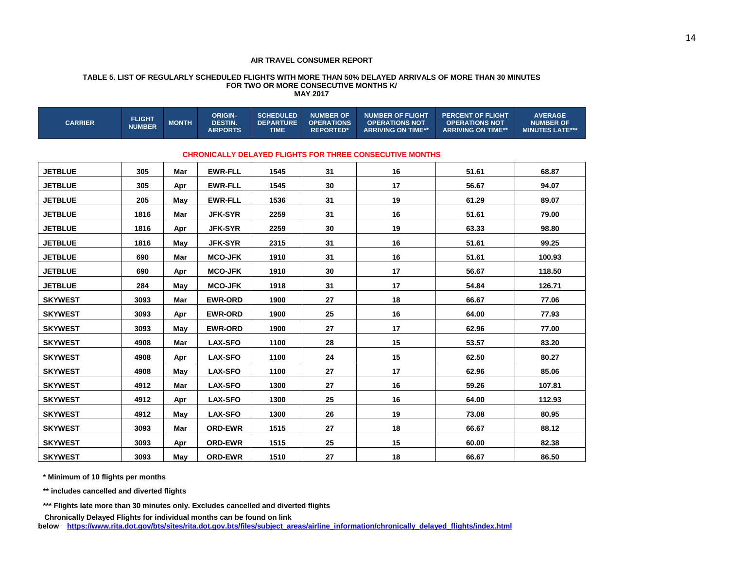**AIR TRAVEL CONSUMER REPORT**

**TABLE 5. LIST OF REGULARLY SCHEDULED FLIGHTS WITH MORE THAN 50% DELAYED ARRIVALS OF MORE THAN 30 MINUTES FOR TWO OR MORE CONSECUTIVE MONTHS K/**
**MAY 2017**

| CARRIER | FLIGHT NUMBER | MONTH | ORIGIN-DESTIN. AIRPORTS | SCHEDULED DEPARTURE TIME | NUMBER OF OPERATIONS REPORTED* | NUMBER OF FLIGHT OPERATIONS NOT ARRIVING ON TIME** | PERCENT OF FLIGHT OPERATIONS NOT ARRIVING ON TIME** | AVERAGE NUMBER OF MINUTES LATE*** |
|---|---|---|---|---|---|---|---|---|
| **CHRONICALLY DELAYED FLIGHTS FOR THREE CONSECUTIVE MONTHS** | | | | | | | | |
| JETBLUE | 305 | Mar | EWR-FLL | 1545 | 31 | 16 | 51.61 | 68.87 |
| JETBLUE | 305 | Apr | EWR-FLL | 1545 | 30 | 17 | 56.67 | 94.07 |
| JETBLUE | 205 | May | EWR-FLL | 1536 | 31 | 19 | 61.29 | 89.07 |
| JETBLUE | 1816 | Mar | JFK-SYR | 2259 | 31 | 16 | 51.61 | 79.00 |
| JETBLUE | 1816 | Apr | JFK-SYR | 2259 | 30 | 19 | 63.33 | 98.80 |
| JETBLUE | 1816 | May | JFK-SYR | 2315 | 31 | 16 | 51.61 | 99.25 |
| JETBLUE | 690 | Mar | MCO-JFK | 1910 | 31 | 16 | 51.61 | 100.93 |
| JETBLUE | 690 | Apr | MCO-JFK | 1910 | 30 | 17 | 56.67 | 118.50 |
| JETBLUE | 284 | May | MCO-JFK | 1918 | 31 | 17 | 54.84 | 126.71 |
| SKYWEST | 3093 | Mar | EWR-ORD | 1900 | 27 | 18 | 66.67 | 77.06 |
| SKYWEST | 3093 | Apr | EWR-ORD | 1900 | 25 | 16 | 64.00 | 77.93 |
| SKYWEST | 3093 | May | EWR-ORD | 1900 | 27 | 17 | 62.96 | 77.00 |
| SKYWEST | 4908 | Mar | LAX-SFO | 1100 | 28 | 15 | 53.57 | 83.20 |
| SKYWEST | 4908 | Apr | LAX-SFO | 1100 | 24 | 15 | 62.50 | 80.27 |
| SKYWEST | 4908 | May | LAX-SFO | 1100 | 27 | 17 | 62.96 | 85.06 |
| SKYWEST | 4912 | Mar | LAX-SFO | 1300 | 27 | 16 | 59.26 | 107.81 |
| SKYWEST | 4912 | Apr | LAX-SFO | 1300 | 25 | 16 | 64.00 | 112.93 |
| SKYWEST | 4912 | May | LAX-SFO | 1300 | 26 | 19 | 73.08 | 80.95 |
| SKYWEST | 3093 | Mar | ORD-EWR | 1515 | 27 | 18 | 66.67 | 88.12 |
| SKYWEST | 3093 | Apr | ORD-EWR | 1515 | 25 | 15 | 60.00 | 82.38 |
| SKYWEST | 3093 | May | ORD-EWR | 1510 | 27 | 18 | 66.67 | 86.50 |

\* Minimum of 10 flights per months

\*\* includes cancelled and diverted flights

\*\*\* Flights late more than 30 minutes only. Excludes cancelled and diverted flights

Chronically Delayed Flights for individual months can be found on link below https://www.rita.dot.gov/bts/sites/rita.dot.gov.bts/files/subject_areas/airline_information/chronically_delayed_flights/index.html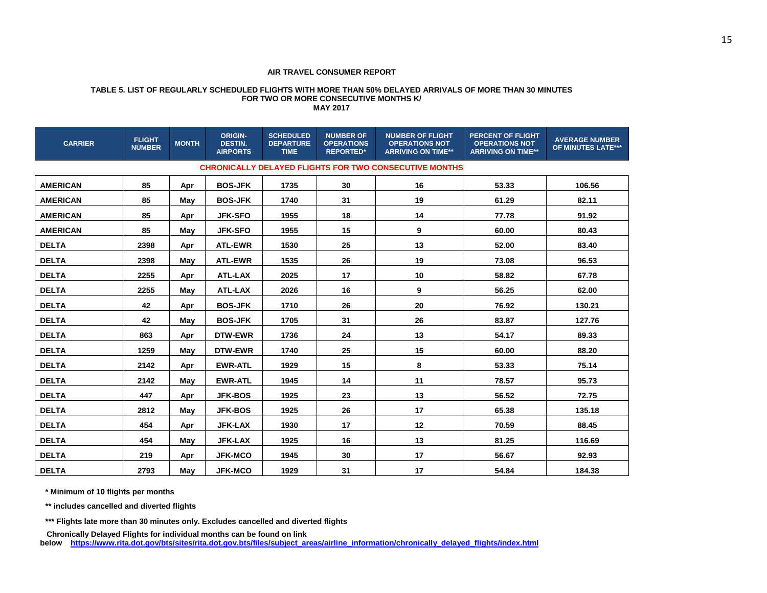**AIR TRAVEL CONSUMER REPORT**

**TABLE 5. LIST OF REGULARLY SCHEDULED FLIGHTS WITH MORE THAN 50% DELAYED ARRIVALS OF MORE THAN 30 MINUTES FOR TWO OR MORE CONSECUTIVE MONTHS K/**
**MAY 2017**

| CARRIER | FLIGHT NUMBER | MONTH | ORIGIN-DESTIN. AIRPORTS | SCHEDULED DEPARTURE TIME | NUMBER OF OPERATIONS REPORTED* | NUMBER OF FLIGHT OPERATIONS NOT ARRIVING ON TIME** | PERCENT OF FLIGHT OPERATIONS NOT ARRIVING ON TIME** | AVERAGE NUMBER OF MINUTES LATE*** |
|---|---|---|---|---|---|---|---|---|
| **CHRONICALLY DELAYED FLIGHTS FOR TWO CONSECUTIVE MONTHS** | | | | | | | | |
| AMERICAN | 85 | Apr | BOS-JFK | 1735 | 30 | 16 | 53.33 | 106.56 |
| AMERICAN | 85 | May | BOS-JFK | 1740 | 31 | 19 | 61.29 | 82.11 |
| AMERICAN | 85 | Apr | JFK-SFO | 1955 | 18 | 14 | 77.78 | 91.92 |
| AMERICAN | 85 | May | JFK-SFO | 1955 | 15 | 9 | 60.00 | 80.43 |
| DELTA | 2398 | Apr | ATL-EWR | 1530 | 25 | 13 | 52.00 | 83.40 |
| DELTA | 2398 | May | ATL-EWR | 1535 | 26 | 19 | 73.08 | 96.53 |
| DELTA | 2255 | Apr | ATL-LAX | 2025 | 17 | 10 | 58.82 | 67.78 |
| DELTA | 2255 | May | ATL-LAX | 2026 | 16 | 9 | 56.25 | 62.00 |
| DELTA | 42 | Apr | BOS-JFK | 1710 | 26 | 20 | 76.92 | 130.21 |
| DELTA | 42 | May | BOS-JFK | 1705 | 31 | 26 | 83.87 | 127.76 |
| DELTA | 863 | Apr | DTW-EWR | 1736 | 24 | 13 | 54.17 | 89.33 |
| DELTA | 1259 | May | DTW-EWR | 1740 | 25 | 15 | 60.00 | 88.20 |
| DELTA | 2142 | Apr | EWR-ATL | 1929 | 15 | 8 | 53.33 | 75.14 |
| DELTA | 2142 | May | EWR-ATL | 1945 | 14 | 11 | 78.57 | 95.73 |
| DELTA | 447 | Apr | JFK-BOS | 1925 | 23 | 13 | 56.52 | 72.75 |
| DELTA | 2812 | May | JFK-BOS | 1925 | 26 | 17 | 65.38 | 135.18 |
| DELTA | 454 | Apr | JFK-LAX | 1930 | 17 | 12 | 70.59 | 88.45 |
| DELTA | 454 | May | JFK-LAX | 1925 | 16 | 13 | 81.25 | 116.69 |
| DELTA | 219 | Apr | JFK-MCO | 1945 | 30 | 17 | 56.67 | 92.93 |
| DELTA | 2793 | May | JFK-MCO | 1929 | 31 | 17 | 54.84 | 184.38 |

\* Minimum of 10 flights per months

** includes cancelled and diverted flights

*** Flights late more than 30 minutes only. Excludes cancelled and diverted flights

Chronically Delayed Flights for individual months can be found on link below https://www.rita.dot.gov/bts/sites/rita.dot.gov.bts/files/subject_areas/airline_information/chronically_delayed_flights/index.html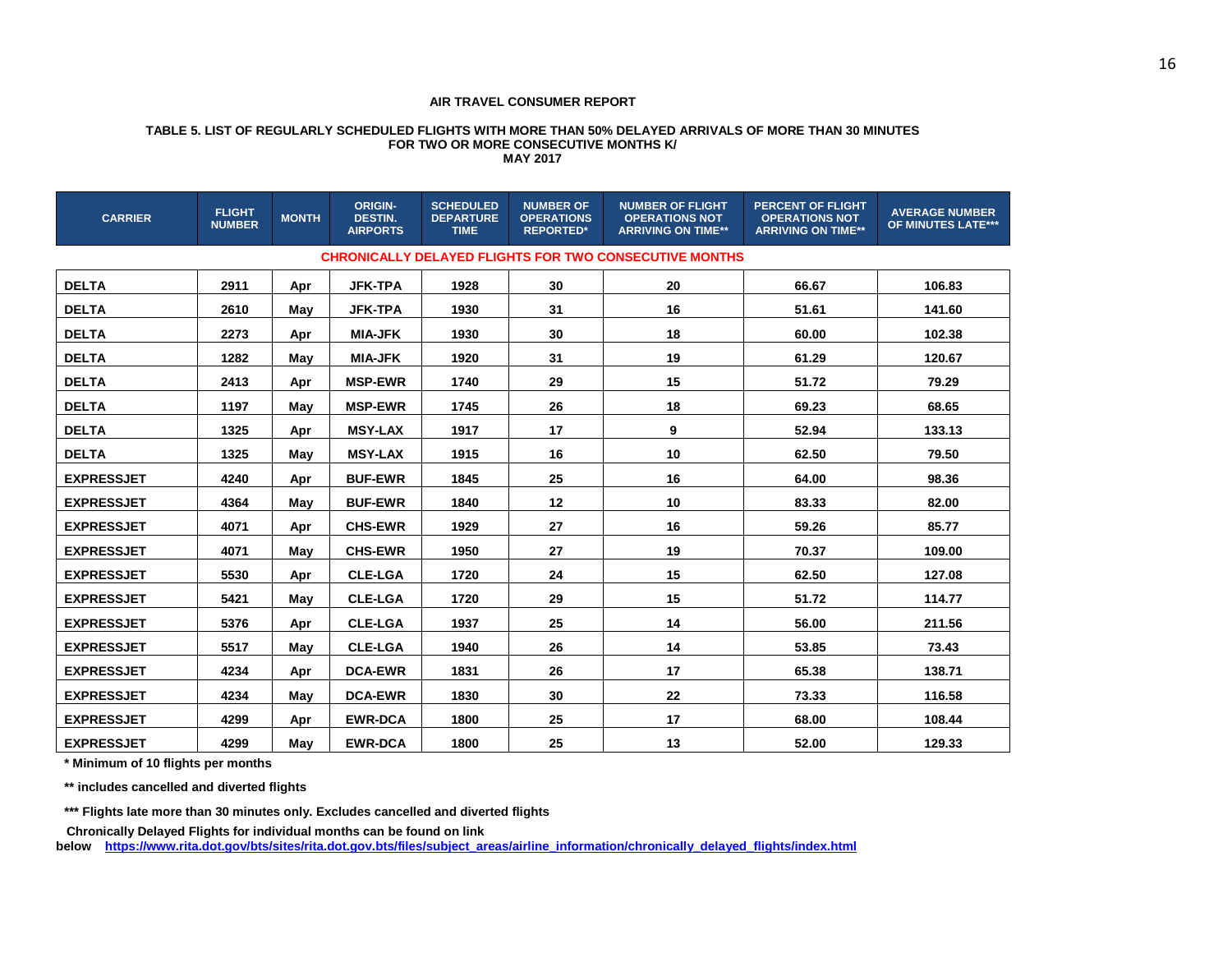AIR TRAVEL CONSUMER REPORT

TABLE 5. LIST OF REGULARLY SCHEDULED FLIGHTS WITH MORE THAN 50% DELAYED ARRIVALS OF MORE THAN 30 MINUTES FOR TWO OR MORE CONSECUTIVE MONTHS K/
MAY 2017

| CARRIER | FLIGHT NUMBER | MONTH | ORIGIN-DESTIN. AIRPORTS | SCHEDULED DEPARTURE TIME | NUMBER OF OPERATIONS REPORTED* | NUMBER OF FLIGHT OPERATIONS NOT ARRIVING ON TIME** | PERCENT OF FLIGHT OPERATIONS NOT ARRIVING ON TIME** | AVERAGE NUMBER OF MINUTES LATE*** |
|---|---|---|---|---|---|---|---|---|
| CHRONICALLY DELAYED FLIGHTS FOR TWO CONSECUTIVE MONTHS | | | | | | | | |
| DELTA | 2911 | Apr | JFK-TPA | 1928 | 30 | 20 | 66.67 | 106.83 |
| DELTA | 2610 | May | JFK-TPA | 1930 | 31 | 16 | 51.61 | 141.60 |
| DELTA | 2273 | Apr | MIA-JFK | 1930 | 30 | 18 | 60.00 | 102.38 |
| DELTA | 1282 | May | MIA-JFK | 1920 | 31 | 19 | 61.29 | 120.67 |
| DELTA | 2413 | Apr | MSP-EWR | 1740 | 29 | 15 | 51.72 | 79.29 |
| DELTA | 1197 | May | MSP-EWR | 1745 | 26 | 18 | 69.23 | 68.65 |
| DELTA | 1325 | Apr | MSY-LAX | 1917 | 17 | 9 | 52.94 | 133.13 |
| DELTA | 1325 | May | MSY-LAX | 1915 | 16 | 10 | 62.50 | 79.50 |
| EXPRESSJET | 4240 | Apr | BUF-EWR | 1845 | 25 | 16 | 64.00 | 98.36 |
| EXPRESSJET | 4364 | May | BUF-EWR | 1840 | 12 | 10 | 83.33 | 82.00 |
| EXPRESSJET | 4071 | Apr | CHS-EWR | 1929 | 27 | 16 | 59.26 | 85.77 |
| EXPRESSJET | 4071 | May | CHS-EWR | 1950 | 27 | 19 | 70.37 | 109.00 |
| EXPRESSJET | 5530 | Apr | CLE-LGA | 1720 | 24 | 15 | 62.50 | 127.08 |
| EXPRESSJET | 5421 | May | CLE-LGA | 1720 | 29 | 15 | 51.72 | 114.77 |
| EXPRESSJET | 5376 | Apr | CLE-LGA | 1937 | 25 | 14 | 56.00 | 211.56 |
| EXPRESSJET | 5517 | May | CLE-LGA | 1940 | 26 | 14 | 53.85 | 73.43 |
| EXPRESSJET | 4234 | Apr | DCA-EWR | 1831 | 26 | 17 | 65.38 | 138.71 |
| EXPRESSJET | 4234 | May | DCA-EWR | 1830 | 30 | 22 | 73.33 | 116.58 |
| EXPRESSJET | 4299 | Apr | EWR-DCA | 1800 | 25 | 17 | 68.00 | 108.44 |
| EXPRESSJET | 4299 | May | EWR-DCA | 1800 | 25 | 13 | 52.00 | 129.33 |

\* Minimum of 10 flights per months

** includes cancelled and diverted flights

*** Flights late more than 30 minutes only. Excludes cancelled and diverted flights

Chronically Delayed Flights for individual months can be found on link below https://www.rita.dot.gov/bts/sites/rita.dot.gov.bts/files/subject_areas/airline_information/chronically_delayed_flights/index.html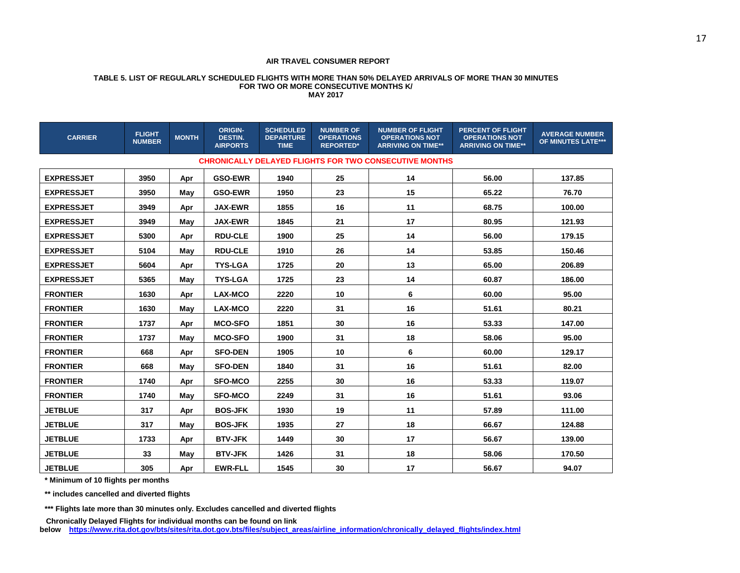**AIR TRAVEL CONSUMER REPORT**

**TABLE 5. LIST OF REGULARLY SCHEDULED FLIGHTS WITH MORE THAN 50% DELAYED ARRIVALS OF MORE THAN 30 MINUTES FOR TWO OR MORE CONSECUTIVE MONTHS K/**
**MAY 2017**

| CARRIER | FLIGHT NUMBER | MONTH | ORIGIN-DESTIN. AIRPORTS | SCHEDULED DEPARTURE TIME | NUMBER OF OPERATIONS REPORTED* | NUMBER OF FLIGHT OPERATIONS NOT ARRIVING ON TIME** | PERCENT OF FLIGHT OPERATIONS NOT ARRIVING ON TIME** | AVERAGE NUMBER OF MINUTES LATE*** |
|---|---|---|---|---|---|---|---|---|
| **CHRONICALLY DELAYED FLIGHTS FOR TWO CONSECUTIVE MONTHS** | | | | | | | | |
| EXPRESSJET | 3950 | Apr | GSO-EWR | 1940 | 25 | 14 | 56.00 | 137.85 |
| EXPRESSJET | 3950 | May | GSO-EWR | 1950 | 23 | 15 | 65.22 | 76.70 |
| EXPRESSJET | 3949 | Apr | JAX-EWR | 1855 | 16 | 11 | 68.75 | 100.00 |
| EXPRESSJET | 3949 | May | JAX-EWR | 1845 | 21 | 17 | 80.95 | 121.93 |
| EXPRESSJET | 5300 | Apr | RDU-CLE | 1900 | 25 | 14 | 56.00 | 179.15 |
| EXPRESSJET | 5104 | May | RDU-CLE | 1910 | 26 | 14 | 53.85 | 150.46 |
| EXPRESSJET | 5604 | Apr | TYS-LGA | 1725 | 20 | 13 | 65.00 | 206.89 |
| EXPRESSJET | 5365 | May | TYS-LGA | 1725 | 23 | 14 | 60.87 | 186.00 |
| FRONTIER | 1630 | Apr | LAX-MCO | 2220 | 10 | 6 | 60.00 | 95.00 |
| FRONTIER | 1630 | May | LAX-MCO | 2220 | 31 | 16 | 51.61 | 80.21 |
| FRONTIER | 1737 | Apr | MCO-SFO | 1851 | 30 | 16 | 53.33 | 147.00 |
| FRONTIER | 1737 | May | MCO-SFO | 1900 | 31 | 18 | 58.06 | 95.00 |
| FRONTIER | 668 | Apr | SFO-DEN | 1905 | 10 | 6 | 60.00 | 129.17 |
| FRONTIER | 668 | May | SFO-DEN | 1840 | 31 | 16 | 51.61 | 82.00 |
| FRONTIER | 1740 | Apr | SFO-MCO | 2255 | 30 | 16 | 53.33 | 119.07 |
| FRONTIER | 1740 | May | SFO-MCO | 2249 | 31 | 16 | 51.61 | 93.06 |
| JETBLUE | 317 | Apr | BOS-JFK | 1930 | 19 | 11 | 57.89 | 111.00 |
| JETBLUE | 317 | May | BOS-JFK | 1935 | 27 | 18 | 66.67 | 124.88 |
| JETBLUE | 1733 | Apr | BTV-JFK | 1449 | 30 | 17 | 56.67 | 139.00 |
| JETBLUE | 33 | May | BTV-JFK | 1426 | 31 | 18 | 58.06 | 170.50 |
| JETBLUE | 305 | Apr | EWR-FLL | 1545 | 30 | 17 | 56.67 | 94.07 |

* Minimum of 10 flights per months

** includes cancelled and diverted flights

*** Flights late more than 30 minutes only. Excludes cancelled and diverted flights

Chronically Delayed Flights for individual months can be found on link below https://www.rita.dot.gov/bts/sites/rita.dot.gov.bts/files/subject_areas/airline_information/chronically_delayed_flights/index.html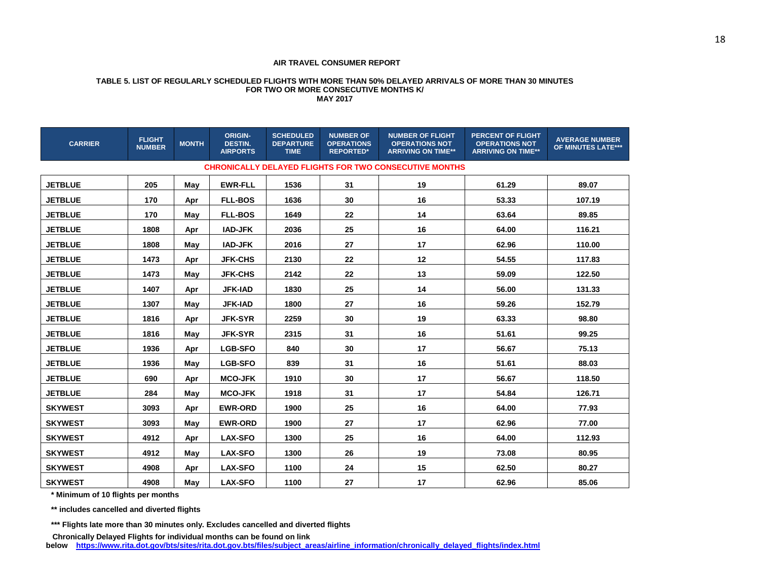**AIR TRAVEL CONSUMER REPORT**

**TABLE 5. LIST OF REGULARLY SCHEDULED FLIGHTS WITH MORE THAN 50% DELAYED ARRIVALS OF MORE THAN 30 MINUTES FOR TWO OR MORE CONSECUTIVE MONTHS K/**
**MAY 2017**

| CARRIER | FLIGHT NUMBER | MONTH | ORIGIN-DESTIN. AIRPORTS | SCHEDULED DEPARTURE TIME | NUMBER OF OPERATIONS REPORTED* | NUMBER OF FLIGHT OPERATIONS NOT ARRIVING ON TIME** | PERCENT OF FLIGHT OPERATIONS NOT ARRIVING ON TIME** | AVERAGE NUMBER OF MINUTES LATE*** |
|---|---|---|---|---|---|---|---|---|
| **CHRONICALLY DELAYED FLIGHTS FOR TWO CONSECUTIVE MONTHS** | | | | | | | | |
| JETBLUE | 205 | May | EWR-FLL | 1536 | 31 | 19 | 61.29 | 89.07 |
| JETBLUE | 170 | Apr | FLL-BOS | 1636 | 30 | 16 | 53.33 | 107.19 |
| JETBLUE | 170 | May | FLL-BOS | 1649 | 22 | 14 | 63.64 | 89.85 |
| JETBLUE | 1808 | Apr | IAD-JFK | 2036 | 25 | 16 | 64.00 | 116.21 |
| JETBLUE | 1808 | May | IAD-JFK | 2016 | 27 | 17 | 62.96 | 110.00 |
| JETBLUE | 1473 | Apr | JFK-CHS | 2130 | 22 | 12 | 54.55 | 117.83 |
| JETBLUE | 1473 | May | JFK-CHS | 2142 | 22 | 13 | 59.09 | 122.50 |
| JETBLUE | 1407 | Apr | JFK-IAD | 1830 | 25 | 14 | 56.00 | 131.33 |
| JETBLUE | 1307 | May | JFK-IAD | 1800 | 27 | 16 | 59.26 | 152.79 |
| JETBLUE | 1816 | Apr | JFK-SYR | 2259 | 30 | 19 | 63.33 | 98.80 |
| JETBLUE | 1816 | May | JFK-SYR | 2315 | 31 | 16 | 51.61 | 99.25 |
| JETBLUE | 1936 | Apr | LGB-SFO | 840 | 30 | 17 | 56.67 | 75.13 |
| JETBLUE | 1936 | May | LGB-SFO | 839 | 31 | 16 | 51.61 | 88.03 |
| JETBLUE | 690 | Apr | MCO-JFK | 1910 | 30 | 17 | 56.67 | 118.50 |
| JETBLUE | 284 | May | MCO-JFK | 1918 | 31 | 17 | 54.84 | 126.71 |
| SKYWEST | 3093 | Apr | EWR-ORD | 1900 | 25 | 16 | 64.00 | 77.93 |
| SKYWEST | 3093 | May | EWR-ORD | 1900 | 27 | 17 | 62.96 | 77.00 |
| SKYWEST | 4912 | Apr | LAX-SFO | 1300 | 25 | 16 | 64.00 | 112.93 |
| SKYWEST | 4912 | May | LAX-SFO | 1300 | 26 | 19 | 73.08 | 80.95 |
| SKYWEST | 4908 | Apr | LAX-SFO | 1100 | 24 | 15 | 62.50 | 80.27 |
| SKYWEST | 4908 | May | LAX-SFO | 1100 | 27 | 17 | 62.96 | 85.06 |

\* Minimum of 10 flights per months

\*\* includes cancelled and diverted flights

\*\*\* Flights late more than 30 minutes only. Excludes cancelled and diverted flights

Chronically Delayed Flights for individual months can be found on link below https://www.rita.dot.gov/bts/sites/rita.dot.gov.bts/files/subject_areas/airline_information/chronically_delayed_flights/index.html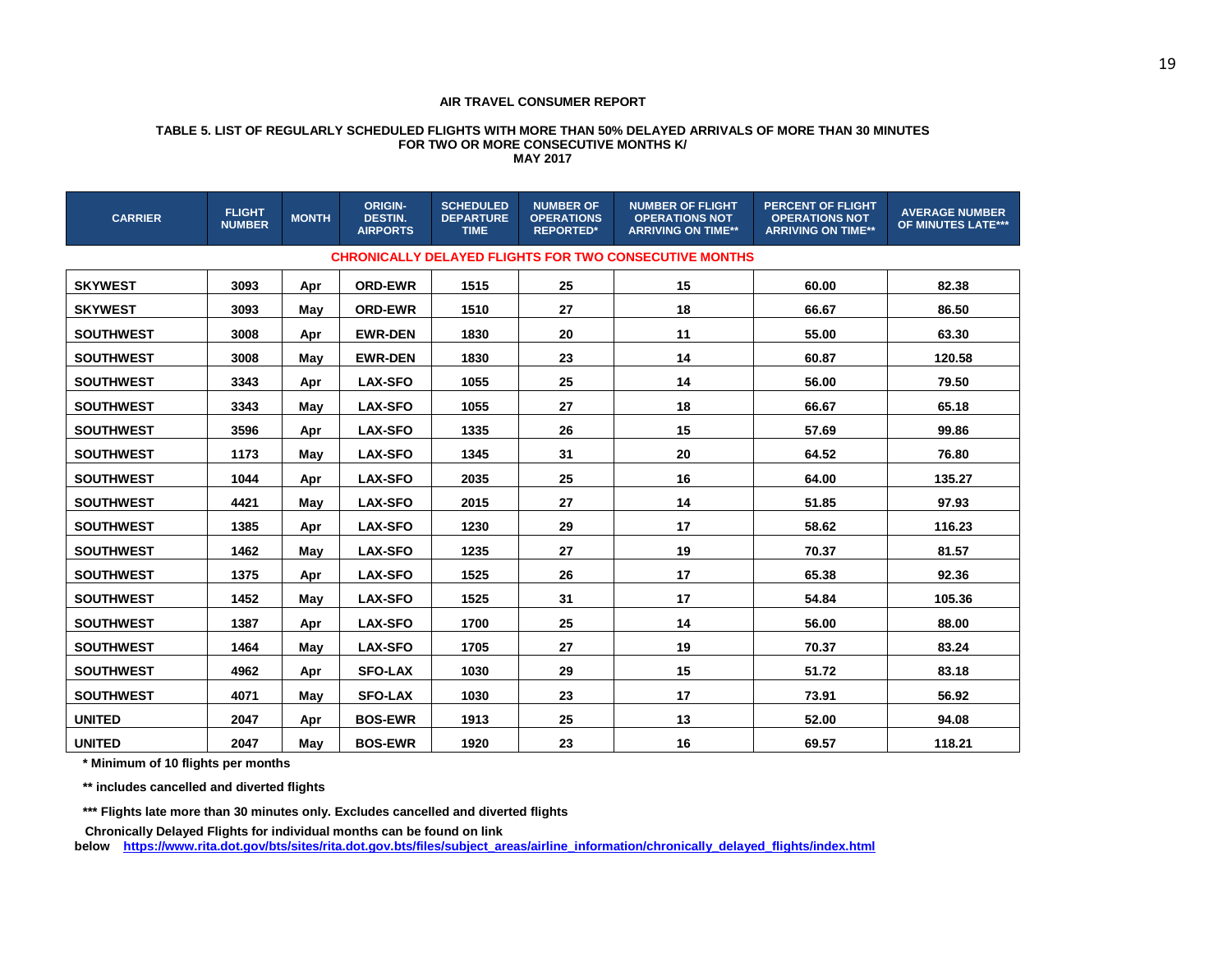AIR TRAVEL CONSUMER REPORT

TABLE 5. LIST OF REGULARLY SCHEDULED FLIGHTS WITH MORE THAN 50% DELAYED ARRIVALS OF MORE THAN 30 MINUTES FOR TWO OR MORE CONSECUTIVE MONTHS K/
MAY 2017

| CARRIER | FLIGHT NUMBER | MONTH | ORIGIN-DESTIN. AIRPORTS | SCHEDULED DEPARTURE TIME | NUMBER OF OPERATIONS REPORTED* | NUMBER OF FLIGHT OPERATIONS NOT ARRIVING ON TIME** | PERCENT OF FLIGHT OPERATIONS NOT ARRIVING ON TIME** | AVERAGE NUMBER OF MINUTES LATE*** |
|---|---|---|---|---|---|---|---|---|
| **CHRONICALLY DELAYED FLIGHTS FOR TWO CONSECUTIVE MONTHS** | | | | | | | | |
| SKYWEST | 3093 | Apr | ORD-EWR | 1515 | 25 | 15 | 60.00 | 82.38 |
| SKYWEST | 3093 | May | ORD-EWR | 1510 | 27 | 18 | 66.67 | 86.50 |
| SOUTHWEST | 3008 | Apr | EWR-DEN | 1830 | 20 | 11 | 55.00 | 63.30 |
| SOUTHWEST | 3008 | May | EWR-DEN | 1830 | 23 | 14 | 60.87 | 120.58 |
| SOUTHWEST | 3343 | Apr | LAX-SFO | 1055 | 25 | 14 | 56.00 | 79.50 |
| SOUTHWEST | 3343 | May | LAX-SFO | 1055 | 27 | 18 | 66.67 | 65.18 |
| SOUTHWEST | 3596 | Apr | LAX-SFO | 1335 | 26 | 15 | 57.69 | 99.86 |
| SOUTHWEST | 1173 | May | LAX-SFO | 1345 | 31 | 20 | 64.52 | 76.80 |
| SOUTHWEST | 1044 | Apr | LAX-SFO | 2035 | 25 | 16 | 64.00 | 135.27 |
| SOUTHWEST | 4421 | May | LAX-SFO | 2015 | 27 | 14 | 51.85 | 97.93 |
| SOUTHWEST | 1385 | Apr | LAX-SFO | 1230 | 29 | 17 | 58.62 | 116.23 |
| SOUTHWEST | 1462 | May | LAX-SFO | 1235 | 27 | 19 | 70.37 | 81.57 |
| SOUTHWEST | 1375 | Apr | LAX-SFO | 1525 | 26 | 17 | 65.38 | 92.36 |
| SOUTHWEST | 1452 | May | LAX-SFO | 1525 | 31 | 17 | 54.84 | 105.36 |
| SOUTHWEST | 1387 | Apr | LAX-SFO | 1700 | 25 | 14 | 56.00 | 88.00 |
| SOUTHWEST | 1464 | May | LAX-SFO | 1705 | 27 | 19 | 70.37 | 83.24 |
| SOUTHWEST | 4962 | Apr | SFO-LAX | 1030 | 29 | 15 | 51.72 | 83.18 |
| SOUTHWEST | 4071 | May | SFO-LAX | 1030 | 23 | 17 | 73.91 | 56.92 |
| UNITED | 2047 | Apr | BOS-EWR | 1913 | 25 | 13 | 52.00 | 94.08 |
| UNITED | 2047 | May | BOS-EWR | 1920 | 23 | 16 | 69.57 | 118.21 |

\* Minimum of 10 flights per months

\** includes cancelled and diverted flights

\*** Flights late more than 30 minutes only. Excludes cancelled and diverted flights

Chronically Delayed Flights for individual months can be found on link below https://www.rita.dot.gov/bts/sites/rita.dot.gov.bts/files/subject_areas/airline_information/chronically_delayed_flights/index.html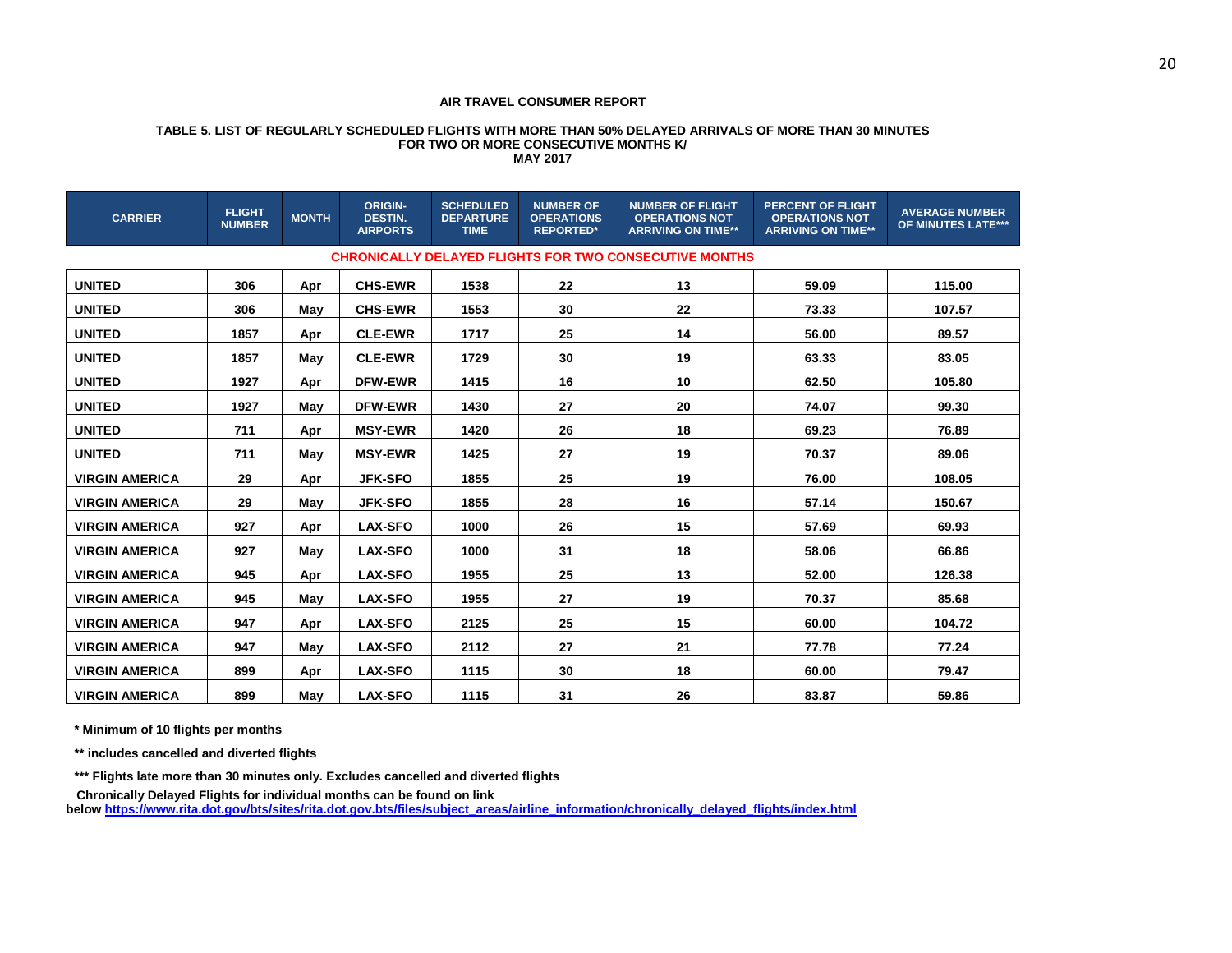AIR TRAVEL CONSUMER REPORT

TABLE 5. LIST OF REGULARLY SCHEDULED FLIGHTS WITH MORE THAN 50% DELAYED ARRIVALS OF MORE THAN 30 MINUTES FOR TWO OR MORE CONSECUTIVE MONTHS K/
MAY 2017

| CARRIER | FLIGHT NUMBER | MONTH | ORIGIN-DESTIN. AIRPORTS | SCHEDULED DEPARTURE TIME | NUMBER OF OPERATIONS REPORTED* | NUMBER OF FLIGHT OPERATIONS NOT ARRIVING ON TIME** | PERCENT OF FLIGHT OPERATIONS NOT ARRIVING ON TIME** | AVERAGE NUMBER OF MINUTES LATE*** |
|---|---|---|---|---|---|---|---|---|
| **CHRONICALLY DELAYED FLIGHTS FOR TWO CONSECUTIVE MONTHS** | | | | | | | | |
| UNITED | 306 | Apr | CHS-EWR | 1538 | 22 | 13 | 59.09 | 115.00 |
| UNITED | 306 | May | CHS-EWR | 1553 | 30 | 22 | 73.33 | 107.57 |
| UNITED | 1857 | Apr | CLE-EWR | 1717 | 25 | 14 | 56.00 | 89.57 |
| UNITED | 1857 | May | CLE-EWR | 1729 | 30 | 19 | 63.33 | 83.05 |
| UNITED | 1927 | Apr | DFW-EWR | 1415 | 16 | 10 | 62.50 | 105.80 |
| UNITED | 1927 | May | DFW-EWR | 1430 | 27 | 20 | 74.07 | 99.30 |
| UNITED | 711 | Apr | MSY-EWR | 1420 | 26 | 18 | 69.23 | 76.89 |
| UNITED | 711 | May | MSY-EWR | 1425 | 27 | 19 | 70.37 | 89.06 |
| VIRGIN AMERICA | 29 | Apr | JFK-SFO | 1855 | 25 | 19 | 76.00 | 108.05 |
| VIRGIN AMERICA | 29 | May | JFK-SFO | 1855 | 28 | 16 | 57.14 | 150.67 |
| VIRGIN AMERICA | 927 | Apr | LAX-SFO | 1000 | 26 | 15 | 57.69 | 69.93 |
| VIRGIN AMERICA | 927 | May | LAX-SFO | 1000 | 31 | 18 | 58.06 | 66.86 |
| VIRGIN AMERICA | 945 | Apr | LAX-SFO | 1955 | 25 | 13 | 52.00 | 126.38 |
| VIRGIN AMERICA | 945 | May | LAX-SFO | 1955 | 27 | 19 | 70.37 | 85.68 |
| VIRGIN AMERICA | 947 | Apr | LAX-SFO | 2125 | 25 | 15 | 60.00 | 104.72 |
| VIRGIN AMERICA | 947 | May | LAX-SFO | 2112 | 27 | 21 | 77.78 | 77.24 |
| VIRGIN AMERICA | 899 | Apr | LAX-SFO | 1115 | 30 | 18 | 60.00 | 79.47 |
| VIRGIN AMERICA | 899 | May | LAX-SFO | 1115 | 31 | 26 | 83.87 | 59.86 |

* Minimum of 10 flights per months

** includes cancelled and diverted flights

*** Flights late more than 30 minutes only. Excludes cancelled and diverted flights

Chronically Delayed Flights for individual months can be found on link below https://www.rita.dot.gov/bts/sites/rita.dot.gov.bts/files/subject_areas/airline_information/chronically_delayed_flights/index.html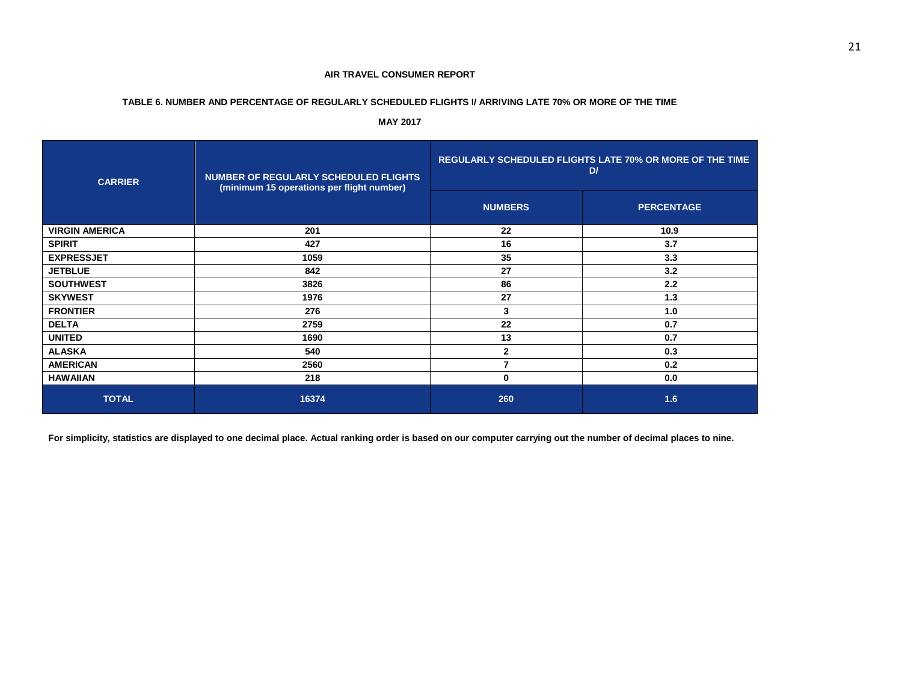**AIR TRAVEL CONSUMER REPORT**

**TABLE 6. NUMBER AND PERCENTAGE OF REGULARLY SCHEDULED FLIGHTS I/ ARRIVING LATE 70% OR MORE OF THE TIME**

**MAY 2017**

| CARRIER | NUMBER OF REGULARLY SCHEDULED FLIGHTS (minimum 15 operations per flight number) | REGULARLY SCHEDULED FLIGHTS LATE 70% OR MORE OF THE TIME D/ | |
|---|---|---|---|
| | | NUMBERS | PERCENTAGE |
| VIRGIN AMERICA | 201 | 22 | 10.9 |
| SPIRIT | 427 | 16 | 3.7 |
| EXPRESSJET | 1059 | 35 | 3.3 |
| JETBLUE | 842 | 27 | 3.2 |
| SOUTHWEST | 3826 | 86 | 2.2 |
| SKYWEST | 1976 | 27 | 1.3 |
| FRONTIER | 276 | 3 | 1.0 |
| DELTA | 2759 | 22 | 0.7 |
| UNITED | 1690 | 13 | 0.7 |
| ALASKA | 540 | 2 | 0.3 |
| AMERICAN | 2560 | 7 | 0.2 |
| HAWAIIAN | 218 | 0 | 0.0 |
| TOTAL | 16374 | 260 | 1.6 |

**For simplicity, statistics are displayed to one decimal place. Actual ranking order is based on our computer carrying out the number of decimal places to nine.**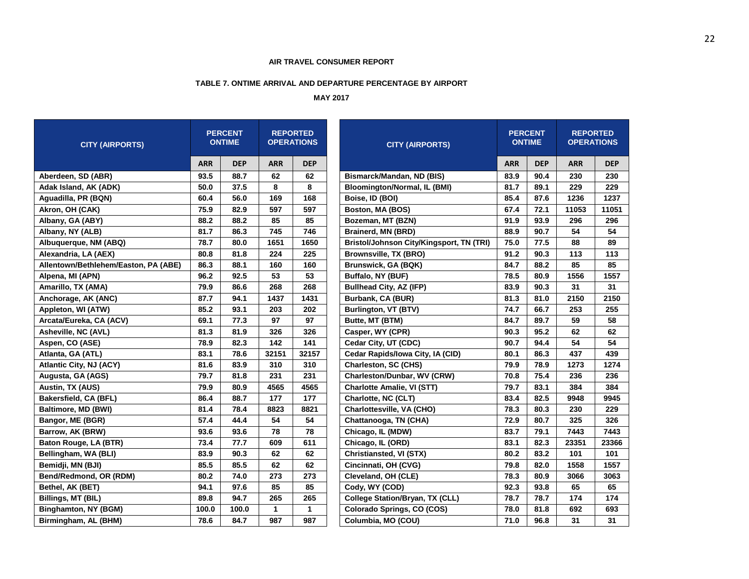**AIR TRAVEL CONSUMER REPORT**

**TABLE 7. ONTIME ARRIVAL AND DEPARTURE PERCENTAGE BY AIRPORT**

**MAY 2017**

| CITY (AIRPORTS) | PERCENT ONTIME | | REPORTED OPERATIONS | |
|---|---|---|---|---|
| | ARR | DEP | ARR | DEP |
| Aberdeen, SD (ABR) | 93.5 | 88.7 | 62 | 62 |
| Adak Island, AK (ADK) | 50.0 | 37.5 | 8 | 8 |
| Aguadilla, PR (BQN) | 60.4 | 56.0 | 169 | 168 |
| Akron, OH (CAK) | 75.9 | 82.9 | 597 | 597 |
| Albany, GA (ABY) | 88.2 | 88.2 | 85 | 85 |
| Albany, NY (ALB) | 81.7 | 86.3 | 745 | 746 |
| Albuquerque, NM (ABQ) | 78.7 | 80.0 | 1651 | 1650 |
| Alexandria, LA (AEX) | 80.8 | 81.8 | 224 | 225 |
| Allentown/Bethlehem/Easton, PA (ABE) | 86.3 | 88.1 | 160 | 160 |
| Alpena, MI (APN) | 96.2 | 92.5 | 53 | 53 |
| Amarillo, TX (AMA) | 79.9 | 86.6 | 268 | 268 |
| Anchorage, AK (ANC) | 87.7 | 94.1 | 1437 | 1431 |
| Appleton, WI (ATW) | 85.2 | 93.1 | 203 | 202 |
| Arcata/Eureka, CA (ACV) | 69.1 | 77.3 | 97 | 97 |
| Asheville, NC (AVL) | 81.3 | 81.9 | 326 | 326 |
| Aspen, CO (ASE) | 78.9 | 82.3 | 142 | 141 |
| Atlanta, GA (ATL) | 83.1 | 78.6 | 32151 | 32157 |
| Atlantic City, NJ (ACY) | 81.6 | 83.9 | 310 | 310 |
| Augusta, GA (AGS) | 79.7 | 81.8 | 231 | 231 |
| Austin, TX (AUS) | 79.9 | 80.9 | 4565 | 4565 |
| Bakersfield, CA (BFL) | 86.4 | 88.7 | 177 | 177 |
| Baltimore, MD (BWI) | 81.4 | 78.4 | 8823 | 8821 |
| Bangor, ME (BGR) | 57.4 | 44.4 | 54 | 54 |
| Barrow, AK (BRW) | 93.6 | 93.6 | 78 | 78 |
| Baton Rouge, LA (BTR) | 73.4 | 77.7 | 609 | 611 |
| Bellingham, WA (BLI) | 83.9 | 90.3 | 62 | 62 |
| Bemidji, MN (BJI) | 85.5 | 85.5 | 62 | 62 |
| Bend/Redmond, OR (RDM) | 80.2 | 74.0 | 273 | 273 |
| Bethel, AK (BET) | 94.1 | 97.6 | 85 | 85 |
| Billings, MT (BIL) | 89.8 | 94.7 | 265 | 265 |
| Binghamton, NY (BGM) | 100.0 | 100.0 | 1 | 1 |
| Birmingham, AL (BHM) | 78.6 | 84.7 | 987 | 987 |
| Bismarck/Mandan, ND (BIS) | 83.9 | 90.4 | 230 | 230 |
| Bloomington/Normal, IL (BMI) | 81.7 | 89.1 | 229 | 229 |
| Boise, ID (BOI) | 85.4 | 87.6 | 1236 | 1237 |
| Boston, MA (BOS) | 67.4 | 72.1 | 11053 | 11051 |
| Bozeman, MT (BZN) | 91.9 | 93.9 | 296 | 296 |
| Brainerd, MN (BRD) | 88.9 | 90.7 | 54 | 54 |
| Bristol/Johnson City/Kingsport, TN (TRI) | 75.0 | 77.5 | 88 | 89 |
| Brownsville, TX (BRO) | 91.2 | 90.3 | 113 | 113 |
| Brunswick, GA (BQK) | 84.7 | 88.2 | 85 | 85 |
| Buffalo, NY (BUF) | 78.5 | 80.9 | 1556 | 1557 |
| Bullhead City, AZ (IFP) | 83.9 | 90.3 | 31 | 31 |
| Burbank, CA (BUR) | 81.3 | 81.0 | 2150 | 2150 |
| Burlington, VT (BTV) | 74.7 | 66.7 | 253 | 255 |
| Butte, MT (BTM) | 84.7 | 89.7 | 59 | 58 |
| Casper, WY (CPR) | 90.3 | 95.2 | 62 | 62 |
| Cedar City, UT (CDC) | 90.7 | 94.4 | 54 | 54 |
| Cedar Rapids/Iowa City, IA (CID) | 80.1 | 86.3 | 437 | 439 |
| Charleston, SC (CHS) | 79.9 | 78.9 | 1273 | 1274 |
| Charleston/Dunbar, WV (CRW) | 70.8 | 75.4 | 236 | 236 |
| Charlotte Amalie, VI (STT) | 79.7 | 83.1 | 384 | 384 |
| Charlotte, NC (CLT) | 83.4 | 82.5 | 9948 | 9945 |
| Charlottesville, VA (CHO) | 78.3 | 80.3 | 230 | 229 |
| Chattanooga, TN (CHA) | 72.9 | 80.7 | 325 | 326 |
| Chicago, IL (MDW) | 83.7 | 79.1 | 7443 | 7443 |
| Chicago, IL (ORD) | 83.1 | 82.3 | 23351 | 23366 |
| Christiansted, VI (STX) | 80.2 | 83.2 | 101 | 101 |
| Cincinnati, OH (CVG) | 79.8 | 82.0 | 1558 | 1557 |
| Cleveland, OH (CLE) | 78.3 | 80.9 | 3066 | 3063 |
| Cody, WY (COD) | 92.3 | 93.8 | 65 | 65 |
| College Station/Bryan, TX (CLL) | 78.7 | 78.7 | 174 | 174 |
| Colorado Springs, CO (COS) | 78.0 | 81.8 | 692 | 693 |
| Columbia, MO (COU) | 71.0 | 96.8 | 31 | 31 |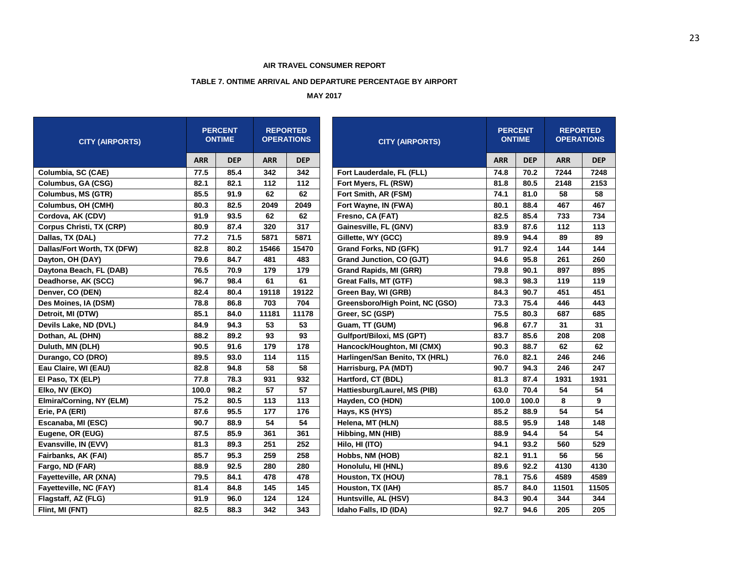**AIR TRAVEL CONSUMER REPORT**

**TABLE 7. ONTIME ARRIVAL AND DEPARTURE PERCENTAGE BY AIRPORT**

**MAY 2017**

| CITY (AIRPORTS) | PERCENT ONTIME | | REPORTED OPERATIONS | |
|---|---|---|---|---|
| | ARR | DEP | ARR | DEP |
| Columbia, SC (CAE) | 77.5 | 85.4 | 342 | 342 |
| Columbus, GA (CSG) | 82.1 | 82.1 | 112 | 112 |
| Columbus, MS (GTR) | 85.5 | 91.9 | 62 | 62 |
| Columbus, OH (CMH) | 80.3 | 82.5 | 2049 | 2049 |
| Cordova, AK (CDV) | 91.9 | 93.5 | 62 | 62 |
| Corpus Christi, TX (CRP) | 80.9 | 87.4 | 320 | 317 |
| Dallas, TX (DAL) | 77.2 | 71.5 | 5871 | 5871 |
| Dallas/Fort Worth, TX (DFW) | 82.8 | 80.2 | 15466 | 15470 |
| Dayton, OH (DAY) | 79.6 | 84.7 | 481 | 483 |
| Daytona Beach, FL (DAB) | 76.5 | 70.9 | 179 | 179 |
| Deadhorse, AK (SCC) | 96.7 | 98.4 | 61 | 61 |
| Denver, CO (DEN) | 82.4 | 80.4 | 19118 | 19122 |
| Des Moines, IA (DSM) | 78.8 | 86.8 | 703 | 704 |
| Detroit, MI (DTW) | 85.1 | 84.0 | 11181 | 11178 |
| Devils Lake, ND (DVL) | 84.9 | 94.3 | 53 | 53 |
| Dothan, AL (DHN) | 88.2 | 89.2 | 93 | 93 |
| Duluth, MN (DLH) | 90.5 | 91.6 | 179 | 178 |
| Durango, CO (DRO) | 89.5 | 93.0 | 114 | 115 |
| Eau Claire, WI (EAU) | 82.8 | 94.8 | 58 | 58 |
| El Paso, TX (ELP) | 77.8 | 78.3 | 931 | 932 |
| Elko, NV (EKO) | 100.0 | 98.2 | 57 | 57 |
| Elmira/Corning, NY (ELM) | 75.2 | 80.5 | 113 | 113 |
| Erie, PA (ERI) | 87.6 | 95.5 | 177 | 176 |
| Escanaba, MI (ESC) | 90.7 | 88.9 | 54 | 54 |
| Eugene, OR (EUG) | 87.5 | 85.9 | 361 | 361 |
| Evansville, IN (EVV) | 81.3 | 89.3 | 251 | 252 |
| Fairbanks, AK (FAI) | 85.7 | 95.3 | 259 | 258 |
| Fargo, ND (FAR) | 88.9 | 92.5 | 280 | 280 |
| Fayetteville, AR (XNA) | 79.5 | 84.1 | 478 | 478 |
| Fayetteville, NC (FAY) | 81.4 | 84.8 | 145 | 145 |
| Flagstaff, AZ (FLG) | 91.9 | 96.0 | 124 | 124 |
| Flint, MI (FNT) | 82.5 | 88.3 | 342 | 343 |
| Fort Lauderdale, FL (FLL) | 74.8 | 70.2 | 7244 | 7248 |
| Fort Myers, FL (RSW) | 81.8 | 80.5 | 2148 | 2153 |
| Fort Smith, AR (FSM) | 74.1 | 81.0 | 58 | 58 |
| Fort Wayne, IN (FWA) | 80.1 | 88.4 | 467 | 467 |
| Fresno, CA (FAT) | 82.5 | 85.4 | 733 | 734 |
| Gainesville, FL (GNV) | 83.9 | 87.6 | 112 | 113 |
| Gillette, WY (GCC) | 89.9 | 94.4 | 89 | 89 |
| Grand Forks, ND (GFK) | 91.7 | 92.4 | 144 | 144 |
| Grand Junction, CO (GJT) | 94.6 | 95.8 | 261 | 260 |
| Grand Rapids, MI (GRR) | 79.8 | 90.1 | 897 | 895 |
| Great Falls, MT (GTF) | 98.3 | 98.3 | 119 | 119 |
| Green Bay, WI (GRB) | 84.3 | 90.7 | 451 | 451 |
| Greensboro/High Point, NC (GSO) | 73.3 | 75.4 | 446 | 443 |
| Greer, SC (GSP) | 75.5 | 80.3 | 687 | 685 |
| Guam, TT (GUM) | 96.8 | 67.7 | 31 | 31 |
| Gulfport/Biloxi, MS (GPT) | 83.7 | 85.6 | 208 | 208 |
| Harlcock/Houghton, MI (CMX) | 90.3 | 88.7 | 62 | 62 |
| Harlingen/San Benito, TX (HRL) | 76.0 | 82.1 | 246 | 246 |
| Harrisburg, PA (MDT) | 90.7 | 94.3 | 246 | 247 |
| Hartford, CT (BDL) | 81.3 | 87.4 | 1931 | 1931 |
| Hattiesburg/Laurel, MS (PIB) | 63.0 | 70.4 | 54 | 54 |
| Hayden, CO (HDN) | 100.0 | 100.0 | 8 | 9 |
| Hays, KS (HYS) | 85.2 | 88.9 | 54 | 54 |
| Helena, MT (HLN) | 88.5 | 95.9 | 148 | 148 |
| Hibbing, MN (HIB) | 88.9 | 94.4 | 54 | 54 |
| Hilo, HI (ITO) | 94.1 | 93.2 | 560 | 529 |
| Hobbs, NM (HOB) | 82.1 | 91.1 | 56 | 56 |
| Honolulu, HI (HNL) | 89.6 | 92.2 | 4130 | 4130 |
| Houston, TX (HOU) | 78.1 | 75.6 | 4589 | 4589 |
| Houston, TX (IAH) | 85.7 | 84.0 | 11501 | 11505 |
| Huntsville, AL (HSV) | 84.3 | 90.4 | 344 | 344 |
| Idaho Falls, ID (IDA) | 92.7 | 94.6 | 205 | 205 |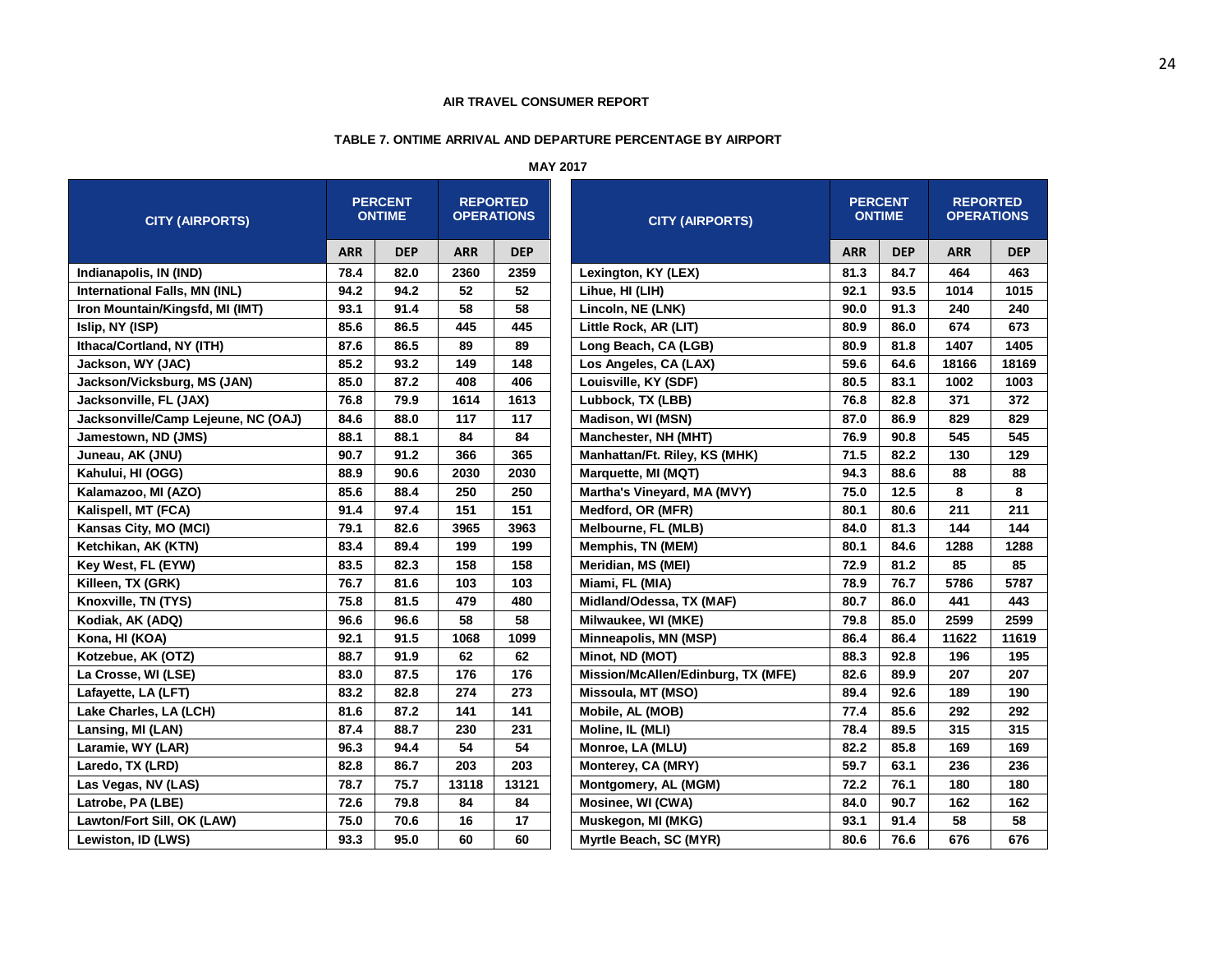AIR TRAVEL CONSUMER REPORT

TABLE 7. ONTIME ARRIVAL AND DEPARTURE PERCENTAGE BY AIRPORT

MAY 2017

| CITY (AIRPORTS) | PERCENT ONTIME | | REPORTED OPERATIONS | |
|---|---|---|---|---|
| | ARR | DEP | ARR | DEP |
| Indianapolis, IN (IND) | 78.4 | 82.0 | 2360 | 2359 |
| International Falls, MN (INL) | 94.2 | 94.2 | 52 | 52 |
| Iron Mountain/Kingsfd, MI (IMT) | 93.1 | 91.4 | 58 | 58 |
| Islip, NY (ISP) | 85.6 | 86.5 | 445 | 445 |
| Ithaca/Cortland, NY (ITH) | 87.6 | 86.5 | 89 | 89 |
| Jackson, WY (JAC) | 85.2 | 93.2 | 149 | 148 |
| Jackson/Vicksburg, MS (JAN) | 85.0 | 87.2 | 408 | 406 |
| Jacksonville, FL (JAX) | 76.8 | 79.9 | 1614 | 1613 |
| Jacksonville/Camp Lejeune, NC (OAJ) | 84.6 | 88.0 | 117 | 117 |
| Jamestown, ND (JMS) | 88.1 | 88.1 | 84 | 84 |
| Juneau, AK (JNU) | 90.7 | 91.2 | 366 | 365 |
| Kahului, HI (OGG) | 88.9 | 90.6 | 2030 | 2030 |
| Kalamazoo, MI (AZO) | 85.6 | 88.4 | 250 | 250 |
| Kalispell, MT (FCA) | 91.4 | 97.4 | 151 | 151 |
| Kansas City, MO (MCI) | 79.1 | 82.6 | 3965 | 3963 |
| Ketchikan, AK (KTN) | 83.4 | 89.4 | 199 | 199 |
| Key West, FL (EYW) | 83.5 | 82.3 | 158 | 158 |
| Killeen, TX (GRK) | 76.7 | 81.6 | 103 | 103 |
| Knoxville, TN (TYS) | 75.8 | 81.5 | 479 | 480 |
| Kodiak, AK (ADQ) | 96.6 | 96.6 | 58 | 58 |
| Kona, HI (KOA) | 92.1 | 91.5 | 1068 | 1099 |
| Kotzebue, AK (OTZ) | 88.7 | 91.9 | 62 | 62 |
| La Crosse, WI (LSE) | 83.0 | 87.5 | 176 | 176 |
| Lafayette, LA (LFT) | 83.2 | 82.8 | 274 | 273 |
| Lake Charles, LA (LCH) | 81.6 | 87.2 | 141 | 141 |
| Lansing, MI (LAN) | 87.4 | 88.7 | 230 | 231 |
| Laramie, WY (LAR) | 96.3 | 94.4 | 54 | 54 |
| Laredo, TX (LRD) | 82.8 | 86.7 | 203 | 203 |
| Las Vegas, NV (LAS) | 78.7 | 75.7 | 13118 | 13121 |
| Latrobe, PA (LBE) | 72.6 | 79.8 | 84 | 84 |
| Lawton/Fort Sill, OK (LAW) | 75.0 | 70.6 | 16 | 17 |
| Lewiston, ID (LWS) | 93.3 | 95.0 | 60 | 60 |
| Lexington, KY (LEX) | 81.3 | 84.7 | 464 | 463 |
| Lihue, HI (LIH) | 92.1 | 93.5 | 1014 | 1015 |
| Lincoln, NE (LNK) | 90.0 | 91.3 | 240 | 240 |
| Little Rock, AR (LIT) | 80.9 | 86.0 | 674 | 673 |
| Long Beach, CA (LGB) | 80.9 | 81.8 | 1407 | 1405 |
| Los Angeles, CA (LAX) | 59.6 | 64.6 | 18166 | 18169 |
| Louisville, KY (SDF) | 80.5 | 83.1 | 1002 | 1003 |
| Lubbock, TX (LBB) | 76.8 | 82.8 | 371 | 372 |
| Madison, WI (MSN) | 87.0 | 86.9 | 829 | 829 |
| Manchester, NH (MHT) | 76.9 | 90.8 | 545 | 545 |
| Manhattan/Ft. Riley, KS (MHK) | 71.5 | 82.2 | 130 | 129 |
| Marquette, MI (MQT) | 94.3 | 88.6 | 88 | 88 |
| Martha's Vineyard, MA (MVY) | 75.0 | 12.5 | 8 | 8 |
| Medford, OR (MFR) | 80.1 | 80.6 | 211 | 211 |
| Melbourne, FL (MLB) | 84.0 | 81.3 | 144 | 144 |
| Memphis, TN (MEM) | 80.1 | 84.6 | 1288 | 1288 |
| Meridian, MS (MEI) | 72.9 | 81.2 | 85 | 85 |
| Miami, FL (MIA) | 78.9 | 76.7 | 5786 | 5787 |
| Midland/Odessa, TX (MAF) | 80.7 | 86.0 | 441 | 443 |
| Milwaukee, WI (MKE) | 79.8 | 85.0 | 2599 | 2599 |
| Minneapolis, MN (MSP) | 86.4 | 86.4 | 11622 | 11619 |
| Minot, ND (MOT) | 88.3 | 92.8 | 196 | 195 |
| Mission/McAllen/Edinburg, TX (MFE) | 82.6 | 89.9 | 207 | 207 |
| Missoula, MT (MSO) | 89.4 | 92.6 | 189 | 190 |
| Mobile, AL (MOB) | 77.4 | 85.6 | 292 | 292 |
| Moline, IL (MLI) | 78.4 | 89.5 | 315 | 315 |
| Monroe, LA (MLU) | 82.2 | 85.8 | 169 | 169 |
| Monterey, CA (MRY) | 59.7 | 63.1 | 236 | 236 |
| Montgomery, AL (MGM) | 72.2 | 76.1 | 180 | 180 |
| Mosinee, WI (CWA) | 84.0 | 90.7 | 162 | 162 |
| Muskegon, MI (MKG) | 93.1 | 91.4 | 58 | 58 |
| Myrtle Beach, SC (MYR) | 80.6 | 76.6 | 676 | 676 |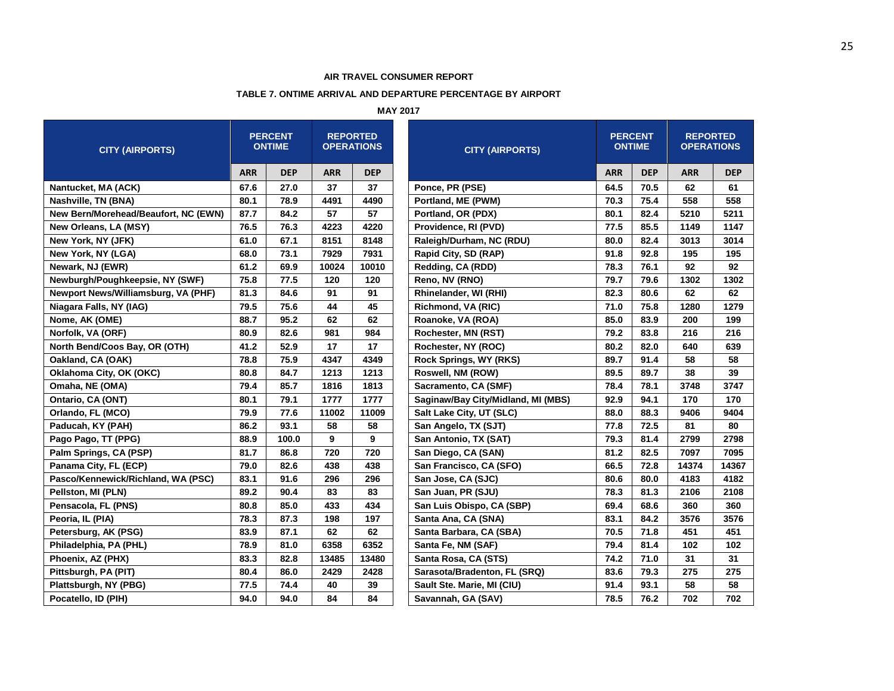AIR TRAVEL CONSUMER REPORT

TABLE 7. ONTIME ARRIVAL AND DEPARTURE PERCENTAGE BY AIRPORT

MAY 2017

| CITY (AIRPORTS) | PERCENT ONTIME | | REPORTED OPERATIONS | |
|---|---|---|---|---|
| | ARR | DEP | ARR | DEP |
| Nantucket, MA (ACK) | 67.6 | 27.0 | 37 | 37 |
| Nashville, TN (BNA) | 80.1 | 78.9 | 4491 | 4490 |
| New Bern/Morehead/Beaufort, NC (EWN) | 87.7 | 84.2 | 57 | 57 |
| New Orleans, LA (MSY) | 76.5 | 76.3 | 4223 | 4220 |
| New York, NY (JFK) | 61.0 | 67.1 | 8151 | 8148 |
| New York, NY (LGA) | 68.0 | 73.1 | 7929 | 7931 |
| Newark, NJ (EWR) | 61.2 | 69.9 | 10024 | 10010 |
| Newburgh/Poughkeepsie, NY (SWF) | 75.8 | 77.5 | 120 | 120 |
| Newport News/Williamsburg, VA (PHF) | 81.3 | 84.6 | 91 | 91 |
| Niagara Falls, NY (IAG) | 79.5 | 75.6 | 44 | 45 |
| Nome, AK (OME) | 88.7 | 95.2 | 62 | 62 |
| Norfolk, VA (ORF) | 80.9 | 82.6 | 981 | 984 |
| North Bend/Coos Bay, OR (OTH) | 41.2 | 52.9 | 17 | 17 |
| Oakland, CA (OAK) | 78.8 | 75.9 | 4347 | 4349 |
| Oklahoma City, OK (OKC) | 80.8 | 84.7 | 1213 | 1213 |
| Omaha, NE (OMA) | 79.4 | 85.7 | 1816 | 1813 |
| Ontario, CA (ONT) | 80.1 | 79.1 | 1777 | 1777 |
| Orlando, FL (MCO) | 79.9 | 77.6 | 11002 | 11009 |
| Paducah, KY (PAH) | 86.2 | 93.1 | 58 | 58 |
| Pago Pago, TT (PPG) | 88.9 | 100.0 | 9 | 9 |
| Palm Springs, CA (PSP) | 81.7 | 86.8 | 720 | 720 |
| Panama City, FL (ECP) | 79.0 | 82.6 | 438 | 438 |
| Pasco/Kennewick/Richland, WA (PSC) | 83.1 | 91.6 | 296 | 296 |
| Pellston, MI (PLN) | 89.2 | 90.4 | 83 | 83 |
| Pensacola, FL (PNS) | 80.8 | 85.0 | 433 | 434 |
| Peoria, IL (PIA) | 78.3 | 87.3 | 198 | 197 |
| Petersburg, AK (PSG) | 83.9 | 87.1 | 62 | 62 |
| Philadelphia, PA (PHL) | 78.9 | 81.0 | 6358 | 6352 |
| Phoenix, AZ (PHX) | 83.3 | 82.8 | 13485 | 13480 |
| Pittsburgh, PA (PIT) | 80.4 | 86.0 | 2429 | 2428 |
| Plattsburgh, NY (PBG) | 77.5 | 74.4 | 40 | 39 |
| Pocatello, ID (PIH) | 94.0 | 94.0 | 84 | 84 |
| Ponce, PR (PSE) | 64.5 | 70.5 | 62 | 61 |
| Portland, ME (PWM) | 70.3 | 75.4 | 558 | 558 |
| Portland, OR (PDX) | 80.1 | 82.4 | 5210 | 5211 |
| Providence, RI (PVD) | 77.5 | 85.5 | 1149 | 1147 |
| Raleigh/Durham, NC (RDU) | 80.0 | 82.4 | 3013 | 3014 |
| Rapid City, SD (RAP) | 91.8 | 92.8 | 195 | 195 |
| Redding, CA (RDD) | 78.3 | 76.1 | 92 | 92 |
| Reno, NV (RNO) | 79.7 | 79.6 | 1302 | 1302 |
| Rhinelander, WI (RHI) | 82.3 | 80.6 | 62 | 62 |
| Richmond, VA (RIC) | 71.0 | 75.8 | 1280 | 1279 |
| Roanoke, VA (ROA) | 85.0 | 83.9 | 200 | 199 |
| Rochester, MN (RST) | 79.2 | 83.8 | 216 | 216 |
| Rochester, NY (ROC) | 80.2 | 82.0 | 640 | 639 |
| Rock Springs, WY (RKS) | 89.7 | 91.4 | 58 | 58 |
| Roswell, NM (ROW) | 89.5 | 89.7 | 38 | 39 |
| Sacramento, CA (SMF) | 78.4 | 78.1 | 3748 | 3747 |
| Saginaw/Bay City/Midland, MI (MBS) | 92.9 | 94.1 | 170 | 170 |
| Salt Lake City, UT (SLC) | 88.0 | 88.3 | 9406 | 9404 |
| San Angelo, TX (SJT) | 77.8 | 72.5 | 81 | 80 |
| San Antonio, TX (SAT) | 79.3 | 81.4 | 2799 | 2798 |
| San Diego, CA (SAN) | 81.2 | 82.5 | 7097 | 7095 |
| San Francisco, CA (SFO) | 66.5 | 72.8 | 14374 | 14367 |
| San Jose, CA (SJC) | 80.6 | 80.0 | 4183 | 4182 |
| San Juan, PR (SJU) | 78.3 | 81.3 | 2106 | 2108 |
| San Luis Obispo, CA (SBP) | 69.4 | 68.6 | 360 | 360 |
| Santa Ana, CA (SNA) | 83.1 | 84.2 | 3576 | 3576 |
| Santa Barbara, CA (SBA) | 70.5 | 71.8 | 451 | 451 |
| Santa Fe, NM (SAF) | 79.4 | 81.4 | 102 | 102 |
| Santa Rosa, CA (STS) | 74.2 | 71.0 | 31 | 31 |
| Sarasota/Bradenton, FL (SRQ) | 83.6 | 79.3 | 275 | 275 |
| Sault Ste. Marie, MI (CIU) | 91.4 | 93.1 | 58 | 58 |
| Savannah, GA (SAV) | 78.5 | 76.2 | 702 | 702 |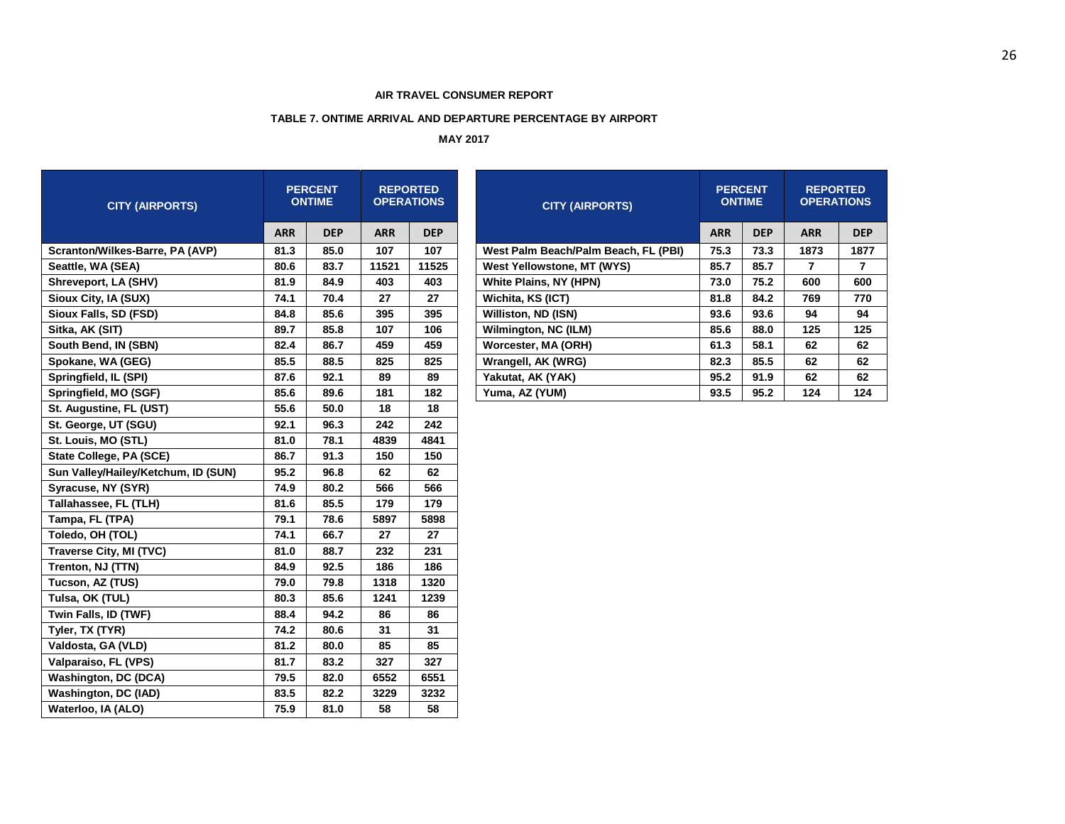**AIR TRAVEL CONSUMER REPORT**

**TABLE 7. ONTIME ARRIVAL AND DEPARTURE PERCENTAGE BY AIRPORT**

**MAY 2017**

| CITY (AIRPORTS) | PERCENT ONTIME | | REPORTED OPERATIONS | |
|---|---|---|---|---|
| | ARR | DEP | ARR | DEP |
| Scranton/Wilkes-Barre, PA (AVP) | 81.3 | 85.0 | 107 | 107 |
| Seattle, WA (SEA) | 80.6 | 83.7 | 11521 | 11525 |
| Shreveport, LA (SHV) | 81.9 | 84.9 | 403 | 403 |
| Sioux City, IA (SUX) | 74.1 | 70.4 | 27 | 27 |
| Sioux Falls, SD (FSD) | 84.8 | 85.6 | 395 | 395 |
| Sitka, AK (SIT) | 89.7 | 85.8 | 107 | 106 |
| South Bend, IN (SBN) | 82.4 | 86.7 | 459 | 459 |
| Spokane, WA (GEG) | 85.5 | 88.5 | 825 | 825 |
| Springfield, IL (SPI) | 87.6 | 92.1 | 89 | 89 |
| Springfield, MO (SGF) | 85.6 | 89.6 | 181 | 182 |
| St. Augustine, FL (UST) | 55.6 | 50.0 | 18 | 18 |
| St. George, UT (SGU) | 92.1 | 96.3 | 242 | 242 |
| St. Louis, MO (STL) | 81.0 | 78.1 | 4839 | 4841 |
| State College, PA (SCE) | 86.7 | 91.3 | 150 | 150 |
| Sun Valley/Hailey/Ketchum, ID (SUN) | 95.2 | 96.8 | 62 | 62 |
| Syracuse, NY (SYR) | 74.9 | 80.2 | 566 | 566 |
| Tallahassee, FL (TLH) | 81.6 | 85.5 | 179 | 179 |
| Tampa, FL (TPA) | 79.1 | 78.6 | 5897 | 5898 |
| Toledo, OH (TOL) | 74.1 | 66.7 | 27 | 27 |
| Traverse City, MI (TVC) | 81.0 | 88.7 | 232 | 231 |
| Trenton, NJ (TTN) | 84.9 | 92.5 | 186 | 186 |
| Tucson, AZ (TUS) | 79.0 | 79.8 | 1318 | 1320 |
| Tulsa, OK (TUL) | 80.3 | 85.6 | 1241 | 1239 |
| Twin Falls, ID (TWF) | 88.4 | 94.2 | 86 | 86 |
| Tyler, TX (TYR) | 74.2 | 80.6 | 31 | 31 |
| Valdosta, GA (VLD) | 81.2 | 80.0 | 85 | 85 |
| Valparaiso, FL (VPS) | 81.7 | 83.2 | 327 | 327 |
| Washington, DC (DCA) | 79.5 | 82.0 | 6552 | 6551 |
| Washington, DC (IAD) | 83.5 | 82.2 | 3229 | 3232 |
| Waterloo, IA (ALO) | 75.9 | 81.0 | 58 | 58 |
| West Palm Beach/Palm Beach, FL (PBI) | 75.3 | 73.3 | 1873 | 1877 |
| West Yellowstone, MT (WYS) | 85.7 | 85.7 | 7 | 7 |
| White Plains, NY (HPN) | 73.0 | 75.2 | 600 | 600 |
| Wichita, KS (ICT) | 81.8 | 84.2 | 769 | 770 |
| Williston, ND (ISN) | 93.6 | 93.6 | 94 | 94 |
| Wilmington, NC (ILM) | 85.6 | 88.0 | 125 | 125 |
| Worcester, MA (ORH) | 61.3 | 58.1 | 62 | 62 |
| Wrangell, AK (WRG) | 82.3 | 85.5 | 62 | 62 |
| Yakutat, AK (YAK) | 95.2 | 91.9 | 62 | 62 |
| Yuma, AZ (YUM) | 93.5 | 95.2 | 124 | 124 |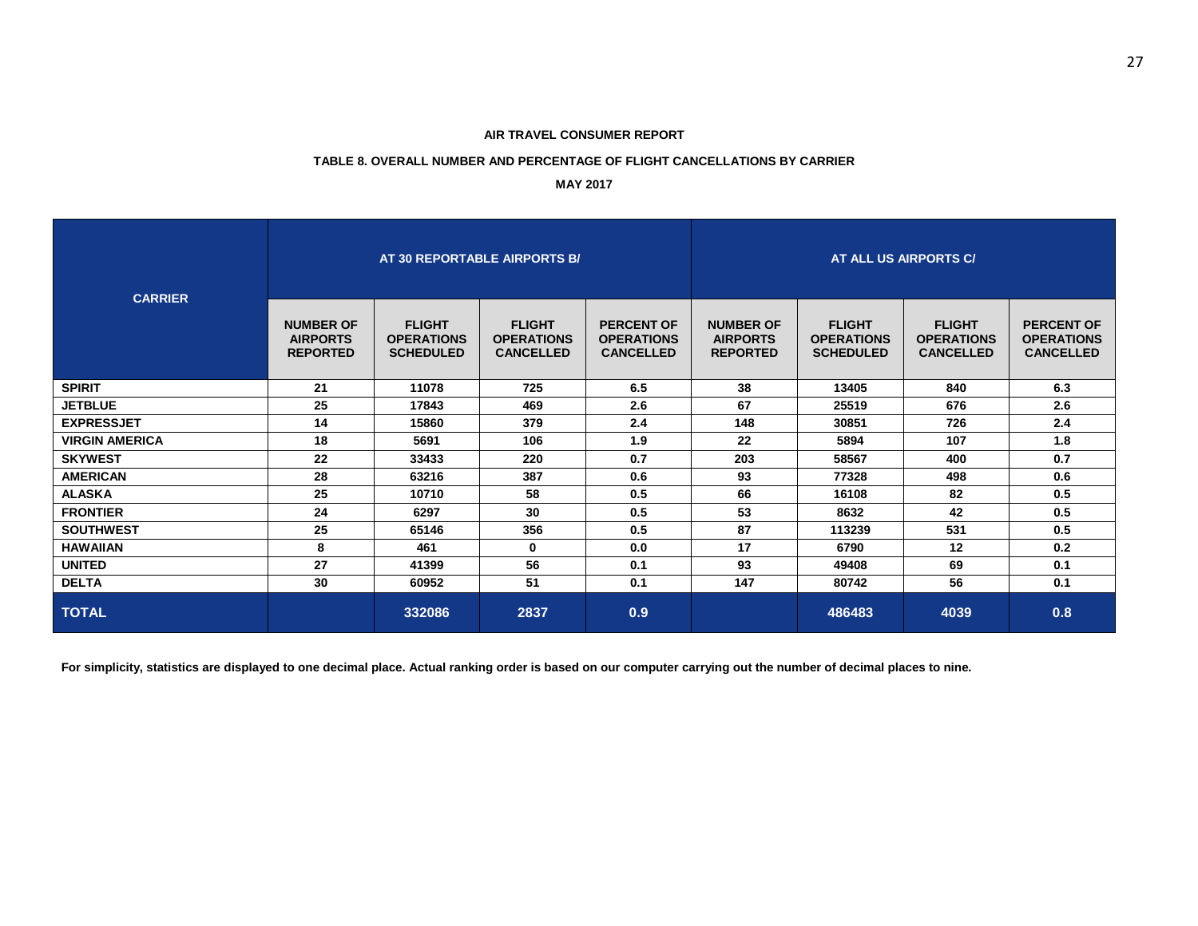**AIR TRAVEL CONSUMER REPORT**

**TABLE 8. OVERALL NUMBER AND PERCENTAGE OF FLIGHT CANCELLATIONS BY CARRIER**

**MAY 2017**

| CARRIER | AT 30 REPORTABLE AIRPORTS B/ | | | | AT ALL US AIRPORTS C/ | | | |
|---|---|---|---|---|---|---|---|---|
| | NUMBER OF AIRPORTS REPORTED | FLIGHT OPERATIONS SCHEDULED | FLIGHT OPERATIONS CANCELLED | PERCENT OF OPERATIONS CANCELLED | NUMBER OF AIRPORTS REPORTED | FLIGHT OPERATIONS SCHEDULED | FLIGHT OPERATIONS CANCELLED | PERCENT OF OPERATIONS CANCELLED |
| SPIRIT | 21 | 11078 | 725 | 6.5 | 38 | 13405 | 840 | 6.3 |
| JETBLUE | 25 | 17843 | 469 | 2.6 | 67 | 25519 | 676 | 2.6 |
| EXPRESSJET | 14 | 15860 | 379 | 2.4 | 148 | 30851 | 726 | 2.4 |
| VIRGIN AMERICA | 18 | 5691 | 106 | 1.9 | 22 | 5894 | 107 | 1.8 |
| SKYWEST | 22 | 33433 | 220 | 0.7 | 203 | 58567 | 400 | 0.7 |
| AMERICAN | 28 | 63216 | 387 | 0.6 | 93 | 77328 | 498 | 0.6 |
| ALASKA | 25 | 10710 | 58 | 0.5 | 66 | 16108 | 82 | 0.5 |
| FRONTIER | 24 | 6297 | 30 | 0.5 | 53 | 8632 | 42 | 0.5 |
| SOUTHWEST | 25 | 65146 | 356 | 0.5 | 87 | 113239 | 531 | 0.5 |
| HAWAIIAN | 8 | 461 | 0 | 0.0 | 17 | 6790 | 12 | 0.2 |
| UNITED | 27 | 41399 | 56 | 0.1 | 93 | 49408 | 69 | 0.1 |
| DELTA | 30 | 60952 | 51 | 0.1 | 147 | 80742 | 56 | 0.1 |
| **TOTAL** | | **332086** | **2837** | **0.9** | | **486483** | **4039** | **0.8** |

**For simplicity, statistics are displayed to one decimal place. Actual ranking order is based on our computer carrying out the number of decimal places to nine.**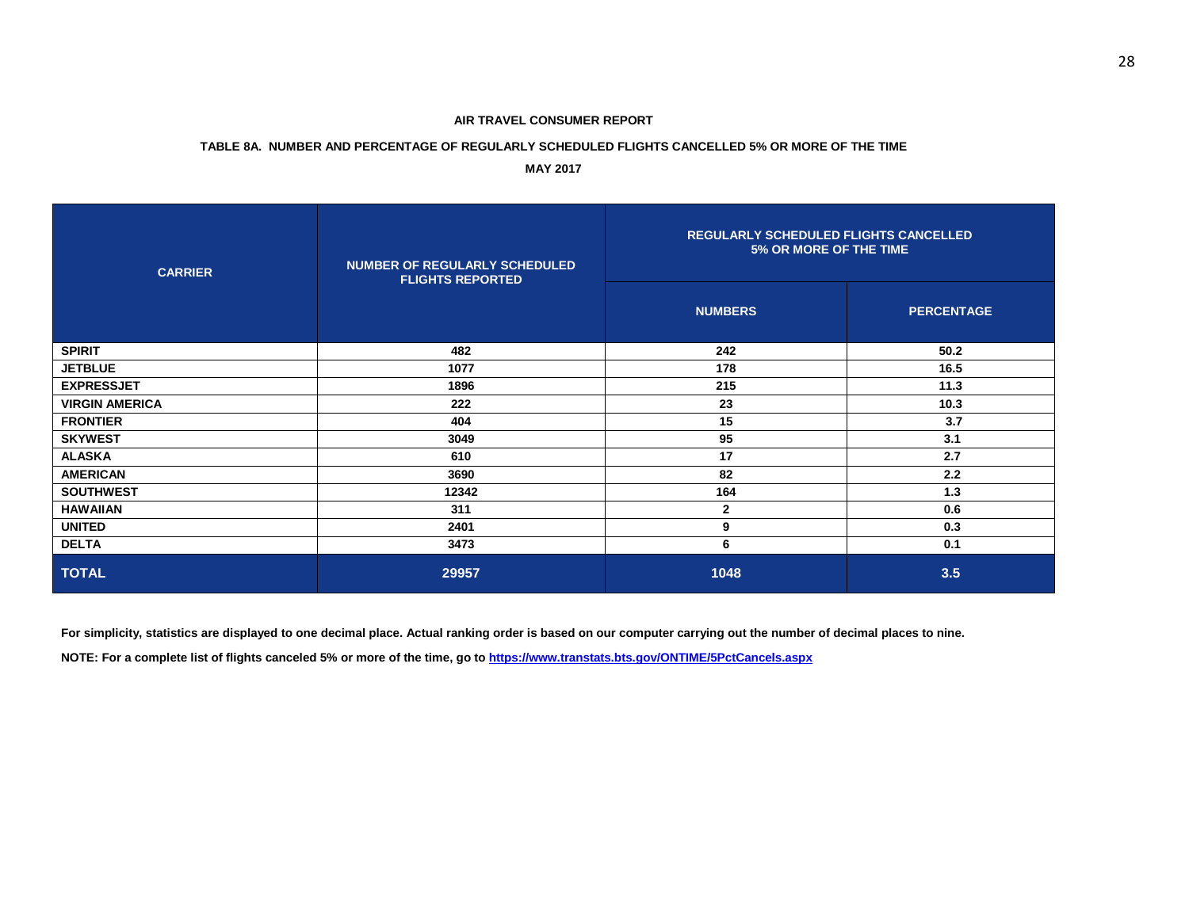AIR TRAVEL CONSUMER REPORT

TABLE 8A. NUMBER AND PERCENTAGE OF REGULARLY SCHEDULED FLIGHTS CANCELLED 5% OR MORE OF THE TIME

MAY 2017

| CARRIER | NUMBER OF REGULARLY SCHEDULED FLIGHTS REPORTED | REGULARLY SCHEDULED FLIGHTS CANCELLED 5% OR MORE OF THE TIME | |
|---|---|---|---|
| | | NUMBERS | PERCENTAGE |
| SPIRIT | 482 | 242 | 50.2 |
| JETBLUE | 1077 | 178 | 16.5 |
| EXPRESSJET | 1896 | 215 | 11.3 |
| VIRGIN AMERICA | 222 | 23 | 10.3 |
| FRONTIER | 404 | 15 | 3.7 |
| SKYWEST | 3049 | 95 | 3.1 |
| ALASKA | 610 | 17 | 2.7 |
| AMERICAN | 3690 | 82 | 2.2 |
| SOUTHWEST | 12342 | 164 | 1.3 |
| HAWAIIAN | 311 | 2 | 0.6 |
| UNITED | 2401 | 9 | 0.3 |
| DELTA | 3473 | 6 | 0.1 |
| TOTAL | 29957 | 1048 | 3.5 |

For simplicity, statistics are displayed to one decimal place. Actual ranking order is based on our computer carrying out the number of decimal places to nine.

NOTE: For a complete list of flights canceled 5% or more of the time, go to https://www.transtats.bts.gov/ONTIME/5PctCancels.aspx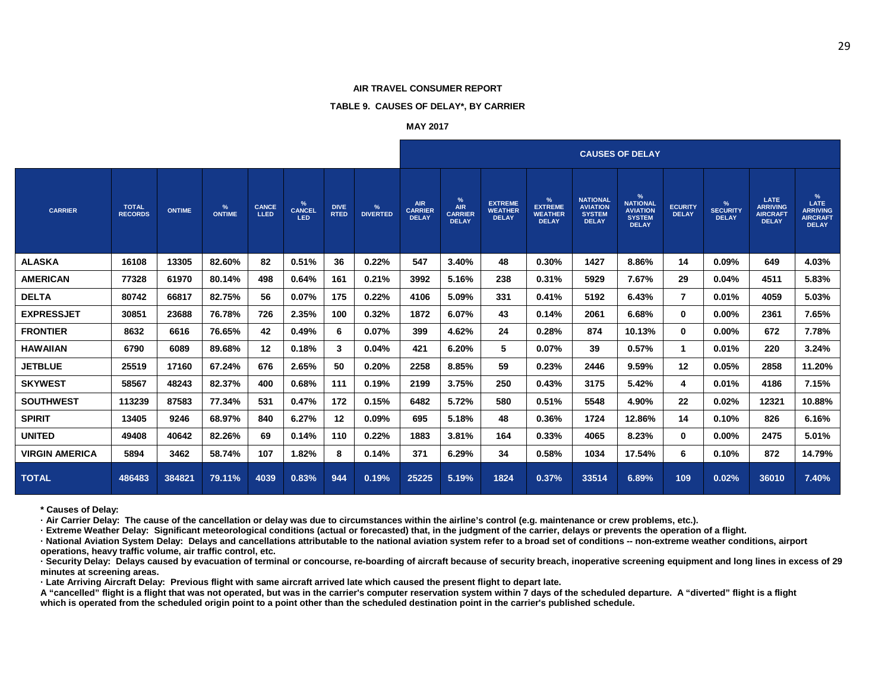**AIR TRAVEL CONSUMER REPORT**

**TABLE 9. CAUSES OF DELAY*, BY CARRIER**

**MAY 2017**

| CARRIER | TOTAL RECORDS | ONTIME | % ONTIME | CANCELLED | % CANCELLED | DIVERTED | % DIVERTED | CAUSES OF DELAY | | | | | | | | | |
|---|---|---|---|---|---|---|---|---|---|---|---|---|---|---|---|---|---|
| | | | | | | | | AIR CARRIER DELAY | % AIR CARRIER DELAY | EXTREME WEATHER DELAY | % EXTREME WEATHER DELAY | NATIONAL AVIATION SYSTEM DELAY | % NATIONAL AVIATION SYSTEM DELAY | ECURITY DELAY | % SECURITY DELAY | LATE ARRIVING AIRCRAFT DELAY | % LATE ARRIVING AIRCRAFT DELAY |
| ALASKA | 16108 | 13305 | 82.60% | 82 | 0.51% | 36 | 0.22% | 547 | 3.40% | 48 | 0.30% | 1427 | 8.86% | 14 | 0.09% | 649 | 4.03% |
| AMERICAN | 77328 | 61970 | 80.14% | 498 | 0.64% | 161 | 0.21% | 3992 | 5.16% | 238 | 0.31% | 5929 | 7.67% | 29 | 0.04% | 4511 | 5.83% |
| DELTA | 80742 | 66817 | 82.75% | 56 | 0.07% | 175 | 0.22% | 4106 | 5.09% | 331 | 0.41% | 5192 | 6.43% | 7 | 0.01% | 4059 | 5.03% |
| EXPRESSJET | 30851 | 23688 | 76.78% | 726 | 2.35% | 100 | 0.32% | 1872 | 6.07% | 43 | 0.14% | 2061 | 6.68% | 0 | 0.00% | 2361 | 7.65% |
| FRONTIER | 8632 | 6616 | 76.65% | 42 | 0.49% | 6 | 0.07% | 399 | 4.62% | 24 | 0.28% | 874 | 10.13% | 0 | 0.00% | 672 | 7.78% |
| HAWAIIAN | 6790 | 6089 | 89.68% | 12 | 0.18% | 3 | 0.04% | 421 | 6.20% | 5 | 0.07% | 39 | 0.57% | 1 | 0.01% | 220 | 3.24% |
| JETBLUE | 25519 | 17160 | 67.24% | 676 | 2.65% | 50 | 0.20% | 2258 | 8.85% | 59 | 0.23% | 2446 | 9.59% | 12 | 0.05% | 2858 | 11.20% |
| SKYWEST | 58567 | 48243 | 82.37% | 400 | 0.68% | 111 | 0.19% | 2199 | 3.75% | 250 | 0.43% | 3175 | 5.42% | 4 | 0.01% | 4186 | 7.15% |
| SOUTHWEST | 113239 | 87583 | 77.34% | 531 | 0.47% | 172 | 0.15% | 6482 | 5.72% | 580 | 0.51% | 5548 | 4.90% | 22 | 0.02% | 12321 | 10.88% |
| SPIRIT | 13405 | 9246 | 68.97% | 840 | 6.27% | 12 | 0.09% | 695 | 5.18% | 48 | 0.36% | 1724 | 12.86% | 14 | 0.10% | 826 | 6.16% |
| UNITED | 49408 | 40642 | 82.26% | 69 | 0.14% | 110 | 0.22% | 1883 | 3.81% | 164 | 0.33% | 4065 | 8.23% | 0 | 0.00% | 2475 | 5.01% |
| VIRGIN AMERICA | 5894 | 3462 | 58.74% | 107 | 1.82% | 8 | 0.14% | 371 | 6.29% | 34 | 0.58% | 1034 | 17.54% | 6 | 0.10% | 872 | 14.79% |
| TOTAL | 486483 | 384821 | 79.11% | 4039 | 0.83% | 944 | 0.19% | 25225 | 5.19% | 1824 | 0.37% | 33514 | 6.89% | 109 | 0.02% | 36010 | 7.40% |

**\* Causes of Delay:**

**· Air Carrier Delay: The cause of the cancellation or delay was due to circumstances within the airline's control (e.g. maintenance or crew problems, etc.).**

**· Extreme Weather Delay: Significant meteorological conditions (actual or forecasted) that, in the judgment of the carrier, delays or prevents the operation of a flight.**

**· National Aviation System Delay: Delays and cancellations attributable to the national aviation system refer to a broad set of conditions -- non-extreme weather conditions, airport operations, heavy traffic volume, air traffic control, etc.**

**· Security Delay: Delays caused by evacuation of terminal or concourse, re-boarding of aircraft because of security breach, inoperative screening equipment and long lines in excess of 29 minutes at screening areas.**

**· Late Arriving Aircraft Delay: Previous flight with same aircraft arrived late which caused the present flight to depart late.**

**A "cancelled" flight is a flight that was not operated, but was in the carrier's computer reservation system within 7 days of the scheduled departure. A "diverted" flight is a flight which is operated from the scheduled origin point to a point other than the scheduled destination point in the carrier's published schedule.**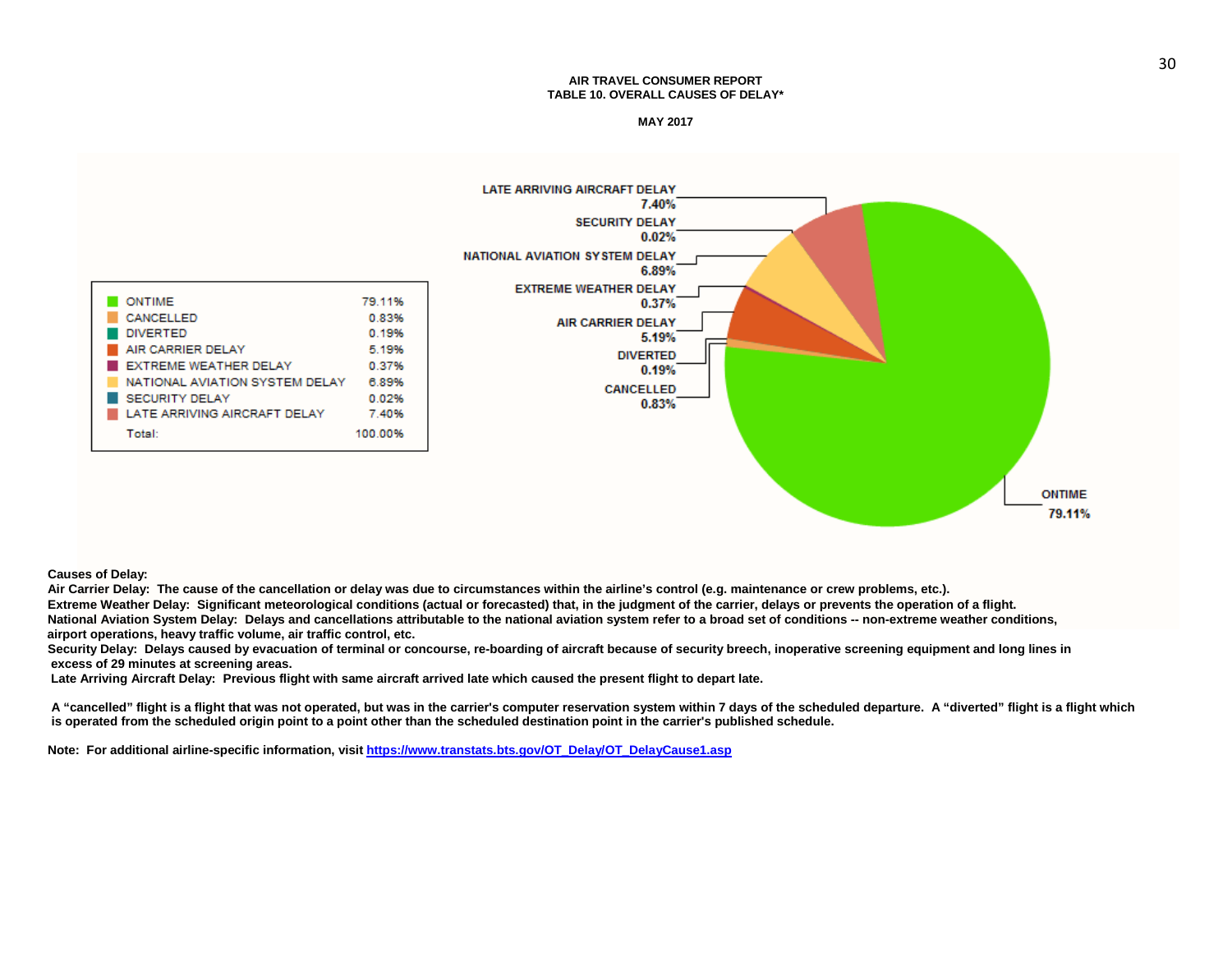AIR TRAVEL CONSUMER REPORT
TABLE 10. OVERALL CAUSES OF DELAY*

MAY 2017

ONTIME 79.11%
CANCELLED 0.83%
DIVERTED 0.19%
AIR CARRIER DELAY 5.19%
EXTREME WEATHER DELAY 0.37%
NATIONAL AVIATION SYSTEM DELAY 6.89%
SECURITY DELAY 0.02%
LATE ARRIVING AIRCRAFT DELAY 7.40%
Total: 100.00%

LATE ARRIVING AIRCRAFT DELAY 7.40%
SECURITY DELAY 0.02%
NATIONAL AVIATION SYSTEM DELAY 6.89%
EXTREME WEATHER DELAY 0.37%
AIR CARRIER DELAY 5.19%
DIVERTED 0.19%
CANCELLED 0.83%
ONTIME 79.11%

**Causes of Delay:**

**Air Carrier Delay: The cause of the cancellation or delay was due to circumstances within the airline's control (e.g. maintenance or crew problems, etc.).**

**Extreme Weather Delay: Significant meteorological conditions (actual or forecasted) that, in the judgment of the carrier, delays or prevents the operation of a flight.**

**National Aviation System Delay: Delays and cancellations attributable to the national aviation system refer to a broad set of conditions -- non-extreme weather conditions, airport operations, heavy traffic volume, air traffic control, etc.**

**Security Delay: Delays caused by evacuation of terminal or concourse, re-boarding of aircraft because of security breech, inoperative screening equipment and long lines in excess of 29 minutes at screening areas.**

**Late Arriving Aircraft Delay: Previous flight with same aircraft arrived late which caused the present flight to depart late.**

**A "cancelled" flight is a flight that was not operated, but was in the carrier's computer reservation system within 7 days of the scheduled departure. A "diverted" flight is a flight which is operated from the scheduled origin point to a point other than the scheduled destination point in the carrier's published schedule.**

**Note: For additional airline-specific information, visit https://www.transtats.bts.gov/OT_Delay/OT_DelayCause1.asp**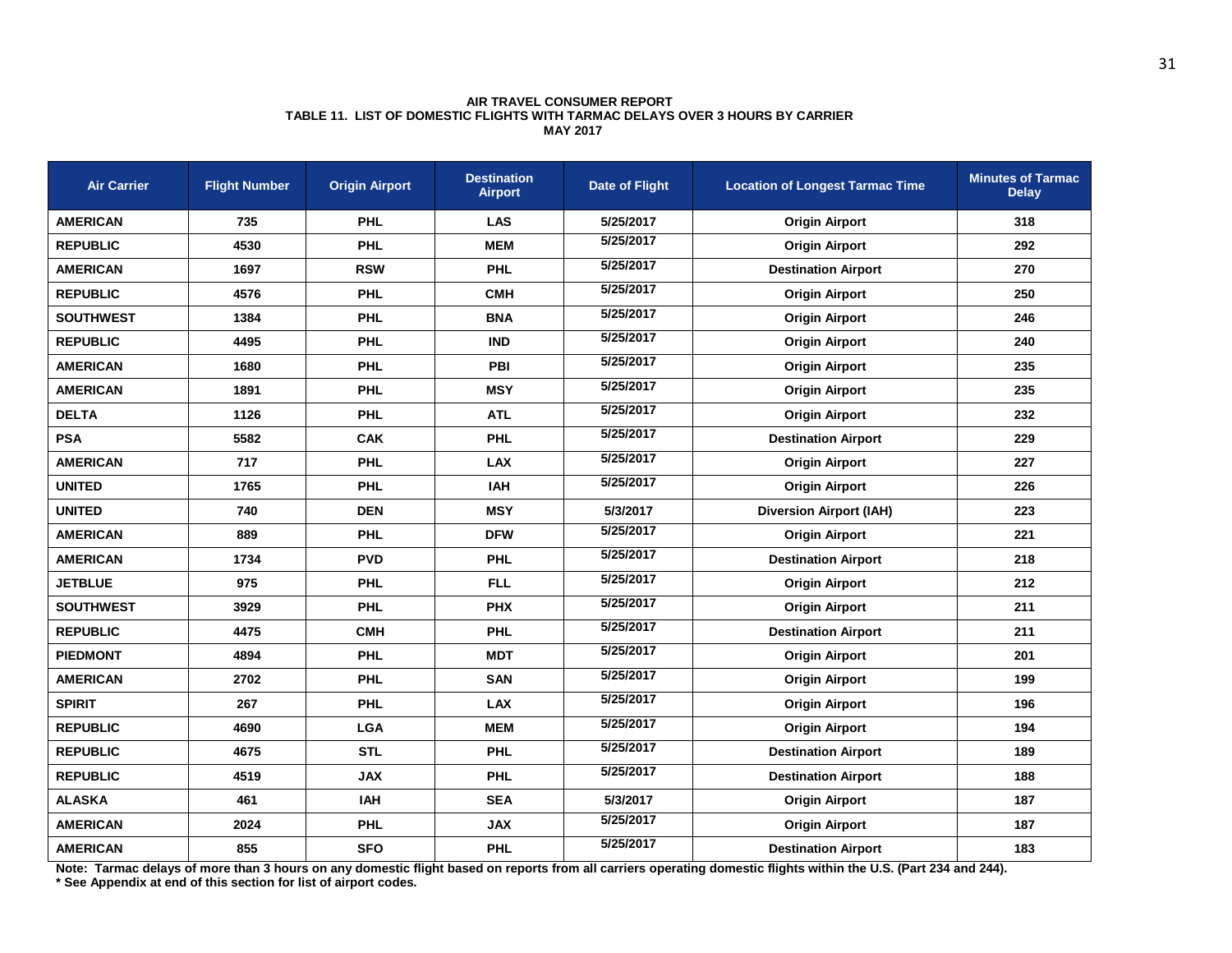**AIR TRAVEL CONSUMER REPORT**
**TABLE 11. LIST OF DOMESTIC FLIGHTS WITH TARMAC DELAYS OVER 3 HOURS BY CARRIER**
**MAY 2017**

| Air Carrier | Flight Number | Origin Airport | Destination Airport | Date of Flight | Location of Longest Tarmac Time | Minutes of Tarmac Delay |
|---|---|---|---|---|---|---|
| AMERICAN | 735 | PHL | LAS | 5/25/2017 | Origin Airport | 318 |
| REPUBLIC | 4530 | PHL | MEM | 5/25/2017 | Origin Airport | 292 |
| AMERICAN | 1697 | RSW | PHL | 5/25/2017 | Destination Airport | 270 |
| REPUBLIC | 4576 | PHL | CMH | 5/25/2017 | Origin Airport | 250 |
| SOUTHWEST | 1384 | PHL | BNA | 5/25/2017 | Origin Airport | 246 |
| REPUBLIC | 4495 | PHL | IND | 5/25/2017 | Origin Airport | 240 |
| AMERICAN | 1680 | PHL | PBI | 5/25/2017 | Origin Airport | 235 |
| AMERICAN | 1891 | PHL | MSY | 5/25/2017 | Origin Airport | 235 |
| DELTA | 1126 | PHL | ATL | 5/25/2017 | Origin Airport | 232 |
| PSA | 5582 | CAK | PHL | 5/25/2017 | Destination Airport | 229 |
| AMERICAN | 717 | PHL | LAX | 5/25/2017 | Origin Airport | 227 |
| UNITED | 1765 | PHL | IAH | 5/25/2017 | Origin Airport | 226 |
| UNITED | 740 | DEN | MSY | 5/3/2017 | Diversion Airport (IAH) | 223 |
| AMERICAN | 889 | PHL | DFW | 5/25/2017 | Origin Airport | 221 |
| AMERICAN | 1734 | PVD | PHL | 5/25/2017 | Destination Airport | 218 |
| JETBLUE | 975 | PHL | FLL | 5/25/2017 | Origin Airport | 212 |
| SOUTHWEST | 3929 | PHL | PHX | 5/25/2017 | Origin Airport | 211 |
| REPUBLIC | 4475 | CMH | PHL | 5/25/2017 | Destination Airport | 211 |
| PIEDMONT | 4894 | PHL | MDT | 5/25/2017 | Origin Airport | 201 |
| AMERICAN | 2702 | PHL | SAN | 5/25/2017 | Origin Airport | 199 |
| SPIRIT | 267 | PHL | LAX | 5/25/2017 | Origin Airport | 196 |
| REPUBLIC | 4690 | LGA | MEM | 5/25/2017 | Origin Airport | 194 |
| REPUBLIC | 4675 | STL | PHL | 5/25/2017 | Destination Airport | 189 |
| REPUBLIC | 4519 | JAX | PHL | 5/25/2017 | Destination Airport | 188 |
| ALASKA | 461 | IAH | SEA | 5/3/2017 | Origin Airport | 187 |
| AMERICAN | 2024 | PHL | JAX | 5/25/2017 | Origin Airport | 187 |
| AMERICAN | 855 | SFO | PHL | 5/25/2017 | Destination Airport | 183 |

**Note: Tarmac delays of more than 3 hours on any domestic flight based on reports from all carriers operating domestic flights within the U.S. (Part 234 and 244).**
**\* See Appendix at end of this section for list of airport codes.**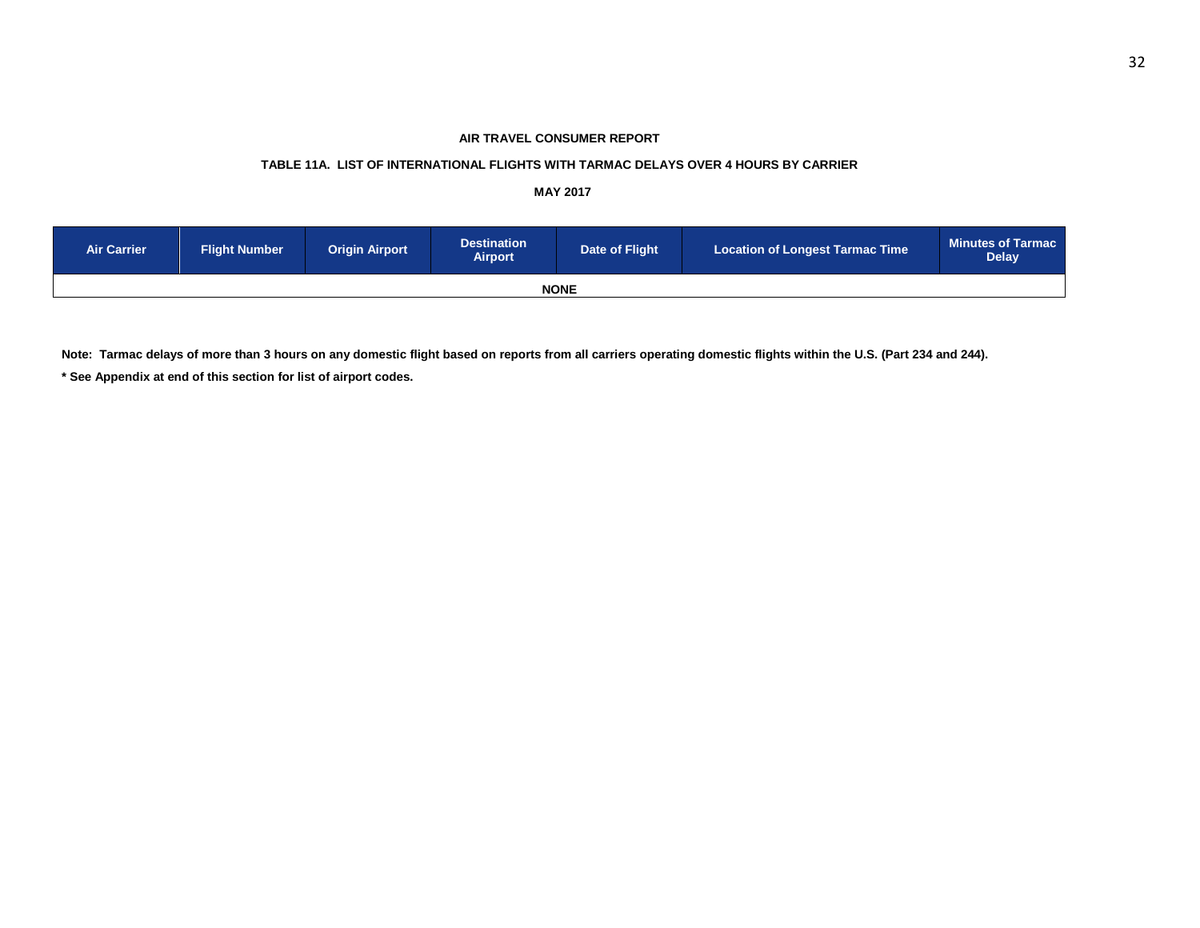**AIR TRAVEL CONSUMER REPORT**

**TABLE 11A. LIST OF INTERNATIONAL FLIGHTS WITH TARMAC DELAYS OVER 4 HOURS BY CARRIER**

**MAY 2017**

| Air Carrier | Flight Number | Origin Airport | Destination Airport | Date of Flight | Location of Longest Tarmac Time | Minutes of Tarmac Delay |
|---|---|---|---|---|---|---|
| | | | **NONE** | | | |

**Note: Tarmac delays of more than 3 hours on any domestic flight based on reports from all carriers operating domestic flights within the U.S. (Part 234 and 244).**

**\* See Appendix at end of this section for list of airport codes.**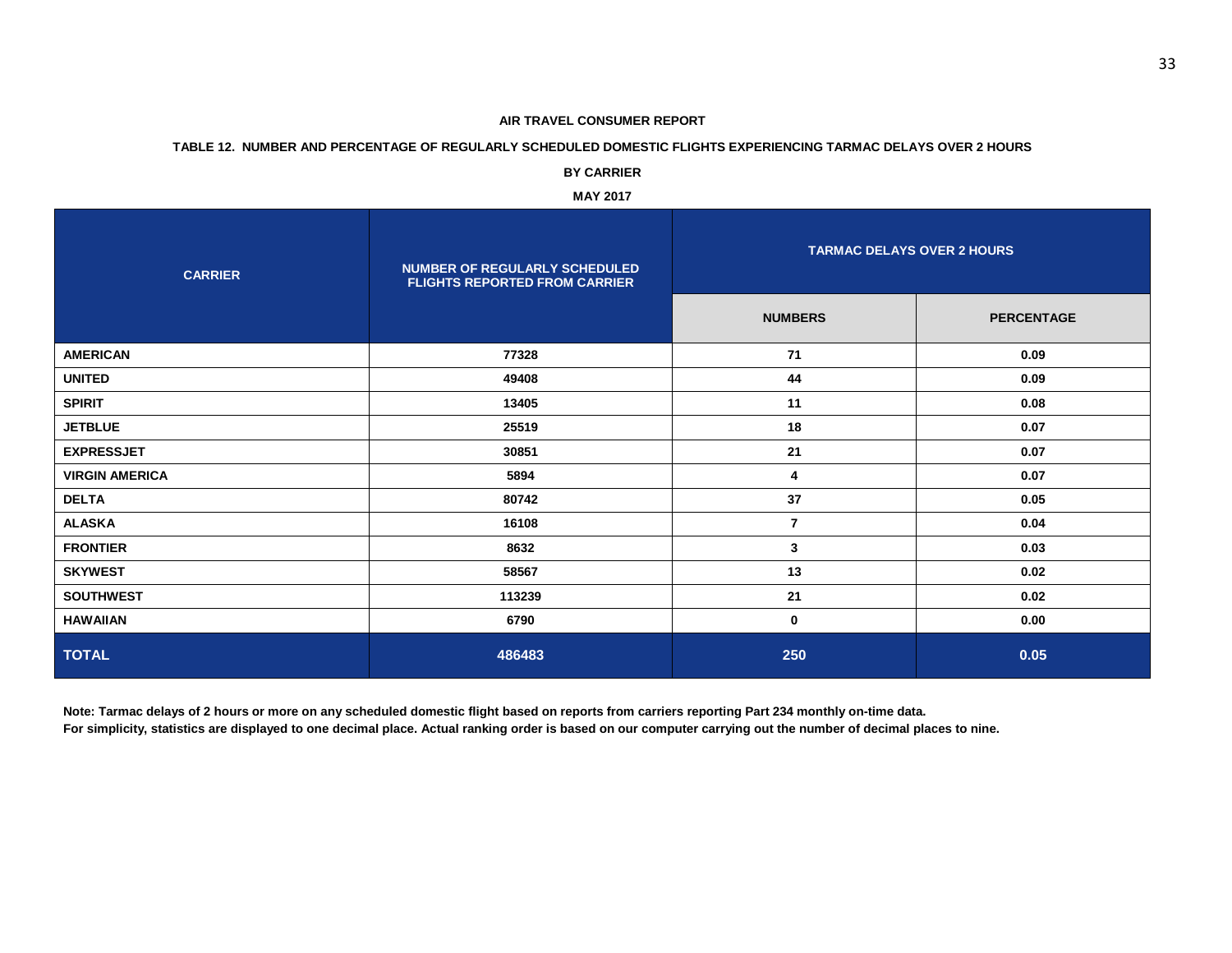**AIR TRAVEL CONSUMER REPORT**

**TABLE 12. NUMBER AND PERCENTAGE OF REGULARLY SCHEDULED DOMESTIC FLIGHTS EXPERIENCING TARMAC DELAYS OVER 2 HOURS**

**BY CARRIER**

**MAY 2017**

| CARRIER | NUMBER OF REGULARLY SCHEDULED FLIGHTS REPORTED FROM CARRIER | TARMAC DELAYS OVER 2 HOURS | |
|---|---|---|---|
| | | NUMBERS | PERCENTAGE |
| AMERICAN | 77328 | 71 | 0.09 |
| UNITED | 49408 | 44 | 0.09 |
| SPIRIT | 13405 | 11 | 0.08 |
| JETBLUE | 25519 | 18 | 0.07 |
| EXPRESSJET | 30851 | 21 | 0.07 |
| VIRGIN AMERICA | 5894 | 4 | 0.07 |
| DELTA | 80742 | 37 | 0.05 |
| ALASKA | 16108 | 7 | 0.04 |
| FRONTIER | 8632 | 3 | 0.03 |
| SKYWEST | 58567 | 13 | 0.02 |
| SOUTHWEST | 113239 | 21 | 0.02 |
| HAWAIIAN | 6790 | 0 | 0.00 |
| **TOTAL** | **486483** | **250** | **0.05** |

**Note: Tarmac delays of 2 hours or more on any scheduled domestic flight based on reports from carriers reporting Part 234 monthly on-time data.**
**For simplicity, statistics are displayed to one decimal place. Actual ranking order is based on our computer carrying out the number of decimal places to nine.**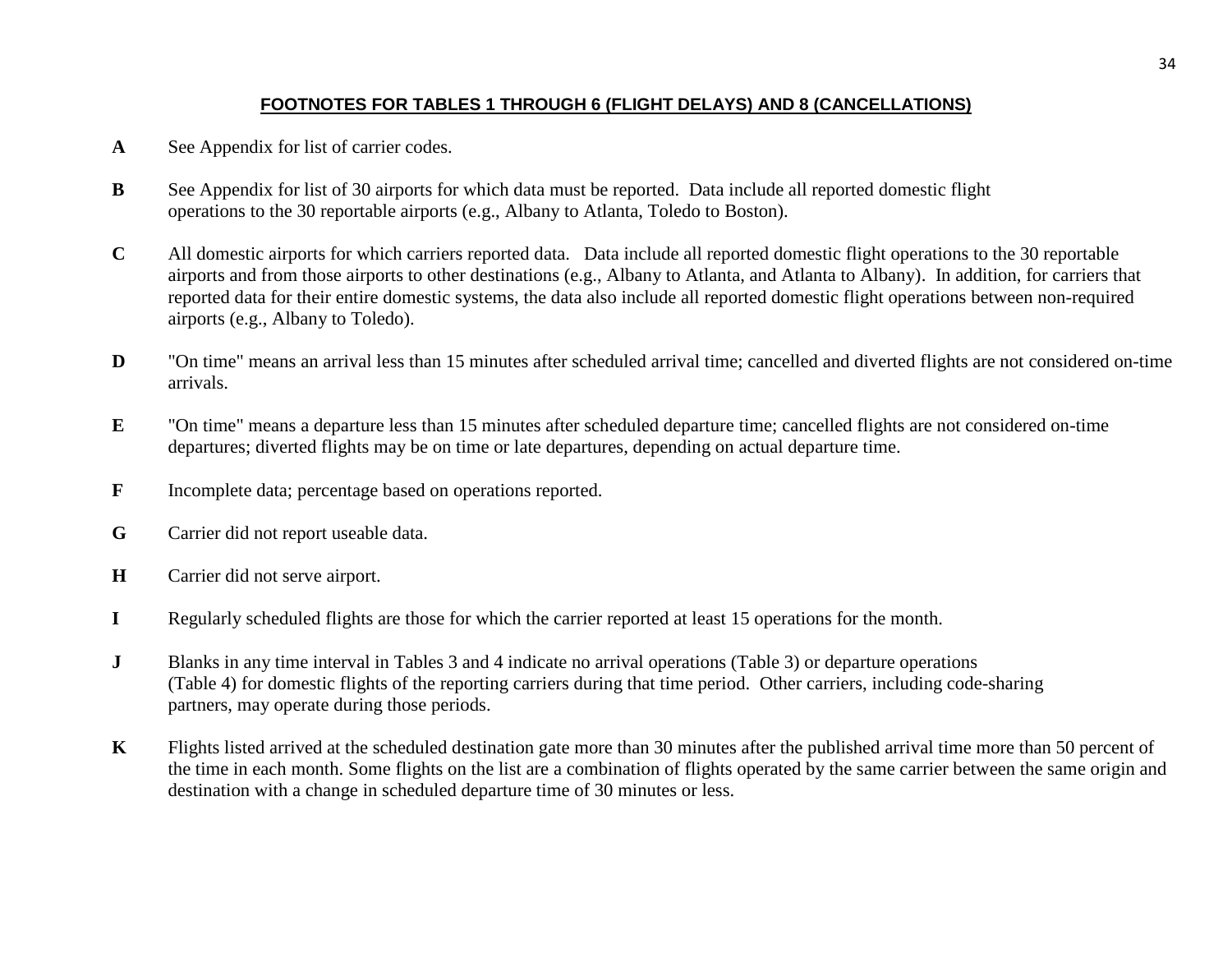## FOOTNOTES FOR TABLES 1 THROUGH 6 (FLIGHT DELAYS) AND 8 (CANCELLATIONS)

**A** See Appendix for list of carrier codes.

**B** See Appendix for list of 30 airports for which data must be reported. Data include all reported domestic flight operations to the 30 reportable airports (e.g., Albany to Atlanta, Toledo to Boston).

**C** All domestic airports for which carriers reported data. Data include all reported domestic flight operations to the 30 reportable airports and from those airports to other destinations (e.g., Albany to Atlanta, and Atlanta to Albany). In addition, for carriers that reported data for their entire domestic systems, the data also include all reported domestic flight operations between non-required airports (e.g., Albany to Toledo).

**D** "On time" means an arrival less than 15 minutes after scheduled arrival time; cancelled and diverted flights are not considered on-time arrivals.

**E** "On time" means a departure less than 15 minutes after scheduled departure time; cancelled flights are not considered on-time departures; diverted flights may be on time or late departures, depending on actual departure time.

**F** Incomplete data; percentage based on operations reported.

**G** Carrier did not report useable data.

**H** Carrier did not serve airport.

**I** Regularly scheduled flights are those for which the carrier reported at least 15 operations for the month.

**J** Blanks in any time interval in Tables 3 and 4 indicate no arrival operations (Table 3) or departure operations (Table 4) for domestic flights of the reporting carriers during that time period. Other carriers, including code-sharing partners, may operate during those periods.

**K** Flights listed arrived at the scheduled destination gate more than 30 minutes after the published arrival time more than 50 percent of the time in each month. Some flights on the list are a combination of flights operated by the same carrier between the same origin and destination with a change in scheduled departure time of 30 minutes or less.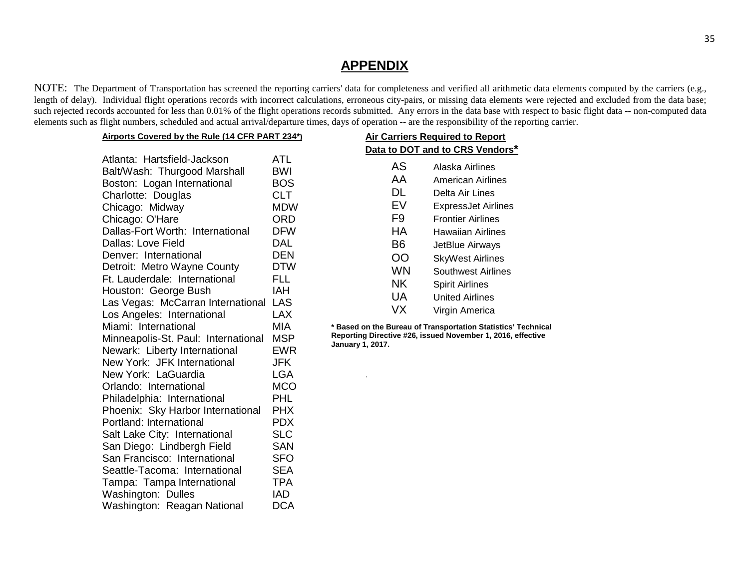# APPENDIX

NOTE: The Department of Transportation has screened the reporting carriers' data for completeness and verified all arithmetic data elements computed by the carriers (e.g., length of delay). Individual flight operations records with incorrect calculations, erroneous city-pairs, or missing data elements were rejected and excluded from the data base; such rejected records accounted for less than 0.01% of the flight operations records submitted. Any errors in the data base with respect to basic flight data -- non-computed data elements such as flight numbers, scheduled and actual arrival/departure times, days of operation -- are the responsibility of the reporting carrier.

**Airports Covered by the Rule (14 CFR PART 234*)**

| | |
|---|---|
| Atlanta: Hartsfield-Jackson | ATL |
| Balt/Wash: Thurgood Marshall | BWI |
| Boston: Logan International | BOS |
| Charlotte: Douglas | CLT |
| Chicago: Midway | MDW |
| Chicago: O'Hare | ORD |
| Dallas-Fort Worth: International | DFW |
| Dallas: Love Field | DAL |
| Denver: International | DEN |
| Detroit: Metro Wayne County | DTW |
| Ft. Lauderdale: International | FLL |
| Houston: George Bush | IAH |
| Las Vegas: McCarran International | LAS |
| Los Angeles: International | LAX |
| Miami: International | MIA |
| Minneapolis-St. Paul: International | MSP |
| Newark: Liberty International | EWR |
| New York: JFK International | JFK |
| New York: LaGuardia | LGA |
| Orlando: International | MCO |
| Philadelphia: International | PHL |
| Phoenix: Sky Harbor International | PHX |
| Portland: International | PDX |
| Salt Lake City: International | SLC |
| San Diego: Lindbergh Field | SAN |
| San Francisco: International | SFO |
| Seattle-Tacoma: International | SEA |
| Tampa: Tampa International | TPA |
| Washington: Dulles | IAD |
| Washington: Reagan National | DCA |

**Air Carriers Required to Report Data to DOT and to CRS Vendors***

| | |
|---|---|
| AS | Alaska Airlines |
| AA | American Airlines |
| DL | Delta Air Lines |
| EV | ExpressJet Airlines |
| F9 | Frontier Airlines |
| HA | Hawaiian Airlines |
| B6 | JetBlue Airways |
| OO | SkyWest Airlines |
| WN | Southwest Airlines |
| NK | Spirit Airlines |
| UA | United Airlines |
| VX | Virgin America |

**\* Based on the Bureau of Transportation Statistics' Technical Reporting Directive #26, issued November 1, 2016, effective January 1, 2017.**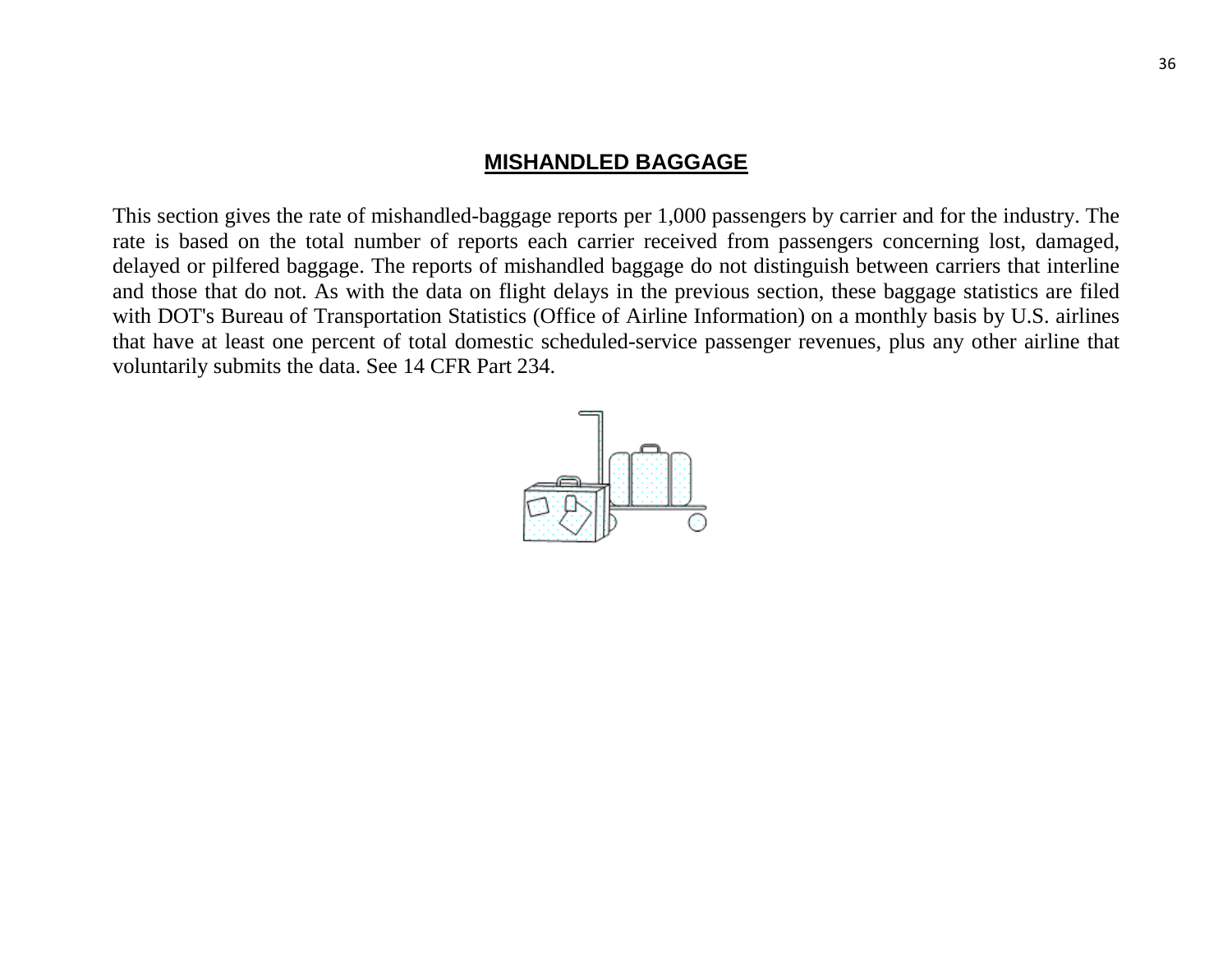# MISHANDLED BAGGAGE

This section gives the rate of mishandled-baggage reports per 1,000 passengers by carrier and for the industry. The rate is based on the total number of reports each carrier received from passengers concerning lost, damaged, delayed or pilfered baggage. The reports of mishandled baggage do not distinguish between carriers that interline and those that do not. As with the data on flight delays in the previous section, these baggage statistics are filed with DOT's Bureau of Transportation Statistics (Office of Airline Information) on a monthly basis by U.S. airlines that have at least one percent of total domestic scheduled-service passenger revenues, plus any other airline that voluntarily submits the data. See 14 CFR Part 234.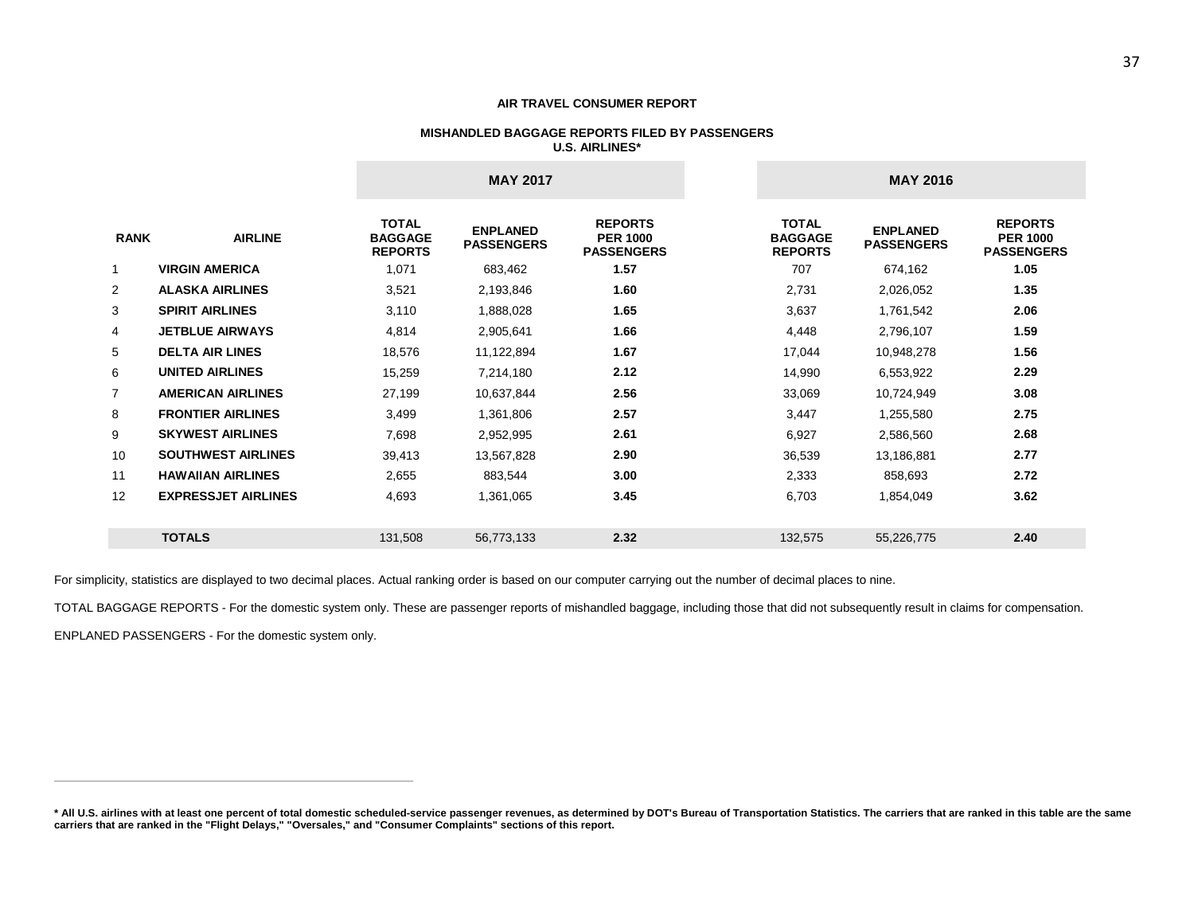**AIR TRAVEL CONSUMER REPORT**

**MISHANDLED BAGGAGE REPORTS FILED BY PASSENGERS**
**U.S. AIRLINES***

| | | MAY 2017 | | | MAY 2016 | | |
|---|---|---|---|---|---|---|---|
| RANK | AIRLINE | TOTAL BAGGAGE REPORTS | ENPLANED PASSENGERS | REPORTS PER 1000 PASSENGERS | TOTAL BAGGAGE REPORTS | ENPLANED PASSENGERS | REPORTS PER 1000 PASSENGERS |
| 1 | VIRGIN AMERICA | 1,071 | 683,462 | **1.57** | 707 | 674,162 | **1.05** |
| 2 | ALASKA AIRLINES | 3,521 | 2,193,846 | **1.60** | 2,731 | 2,026,052 | **1.35** |
| 3 | SPIRIT AIRLINES | 3,110 | 1,888,028 | **1.65** | 3,637 | 1,761,542 | **2.06** |
| 4 | JETBLUE AIRWAYS | 4,814 | 2,905,641 | **1.66** | 4,448 | 2,796,107 | **1.59** |
| 5 | DELTA AIR LINES | 18,576 | 11,122,894 | **1.67** | 17,044 | 10,948,278 | **1.56** |
| 6 | UNITED AIRLINES | 15,259 | 7,214,180 | **2.12** | 14,990 | 6,553,922 | **2.29** |
| 7 | AMERICAN AIRLINES | 27,199 | 10,637,844 | **2.56** | 33,069 | 10,724,949 | **3.08** |
| 8 | FRONTIER AIRLINES | 3,499 | 1,361,806 | **2.57** | 3,447 | 1,255,580 | **2.75** |
| 9 | SKYWEST AIRLINES | 7,698 | 2,952,995 | **2.61** | 6,927 | 2,586,560 | **2.68** |
| 10 | SOUTHWEST AIRLINES | 39,413 | 13,567,828 | **2.90** | 36,539 | 13,186,881 | **2.77** |
| 11 | HAWAIIAN AIRLINES | 2,655 | 883,544 | **3.00** | 2,333 | 858,693 | **2.72** |
| 12 | EXPRESSJET AIRLINES | 4,693 | 1,361,065 | **3.45** | 6,703 | 1,854,049 | **3.62** |
| | **TOTALS** | 131,508 | 56,773,133 | **2.32** | 132,575 | 55,226,775 | **2.40** |

For simplicity, statistics are displayed to two decimal places. Actual ranking order is based on our computer carrying out the number of decimal places to nine.

TOTAL BAGGAGE REPORTS - For the domestic system only. These are passenger reports of mishandled baggage, including those that did not subsequently result in claims for compensation.

ENPLANED PASSENGERS - For the domestic system only.

**\* All U.S. airlines with at least one percent of total domestic scheduled-service passenger revenues, as determined by DOT's Bureau of Transportation Statistics. The carriers that are ranked in this table are the same carriers that are ranked in the "Flight Delays," "Oversales," and "Consumer Complaints" sections of this report.**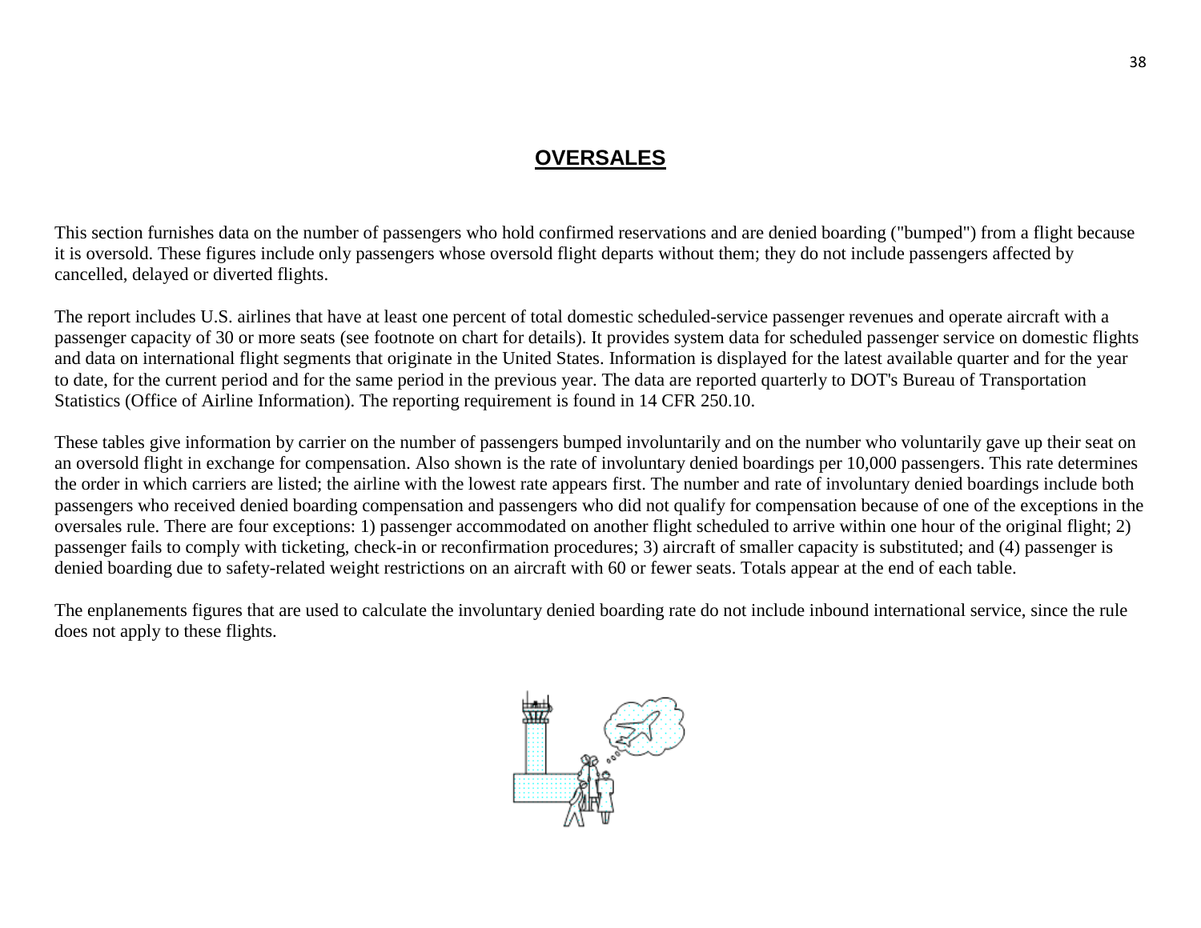# OVERSALES

This section furnishes data on the number of passengers who hold confirmed reservations and are denied boarding ("bumped") from a flight because it is oversold. These figures include only passengers whose oversold flight departs without them; they do not include passengers affected by cancelled, delayed or diverted flights.

The report includes U.S. airlines that have at least one percent of total domestic scheduled-service passenger revenues and operate aircraft with a passenger capacity of 30 or more seats (see footnote on chart for details). It provides system data for scheduled passenger service on domestic flights and data on international flight segments that originate in the United States. Information is displayed for the latest available quarter and for the year to date, for the current period and for the same period in the previous year. The data are reported quarterly to DOT's Bureau of Transportation Statistics (Office of Airline Information). The reporting requirement is found in 14 CFR 250.10.

These tables give information by carrier on the number of passengers bumped involuntarily and on the number who voluntarily gave up their seat on an oversold flight in exchange for compensation. Also shown is the rate of involuntary denied boardings per 10,000 passengers. This rate determines the order in which carriers are listed; the airline with the lowest rate appears first. The number and rate of involuntary denied boardings include both passengers who received denied boarding compensation and passengers who did not qualify for compensation because of one of the exceptions in the oversales rule. There are four exceptions: 1) passenger accommodated on another flight scheduled to arrive within one hour of the original flight; 2) passenger fails to comply with ticketing, check-in or reconfirmation procedures; 3) aircraft of smaller capacity is substituted; and (4) passenger is denied boarding due to safety-related weight restrictions on an aircraft with 60 or fewer seats. Totals appear at the end of each table.

The enplanements figures that are used to calculate the involuntary denied boarding rate do not include inbound international service, since the rule does not apply to these flights.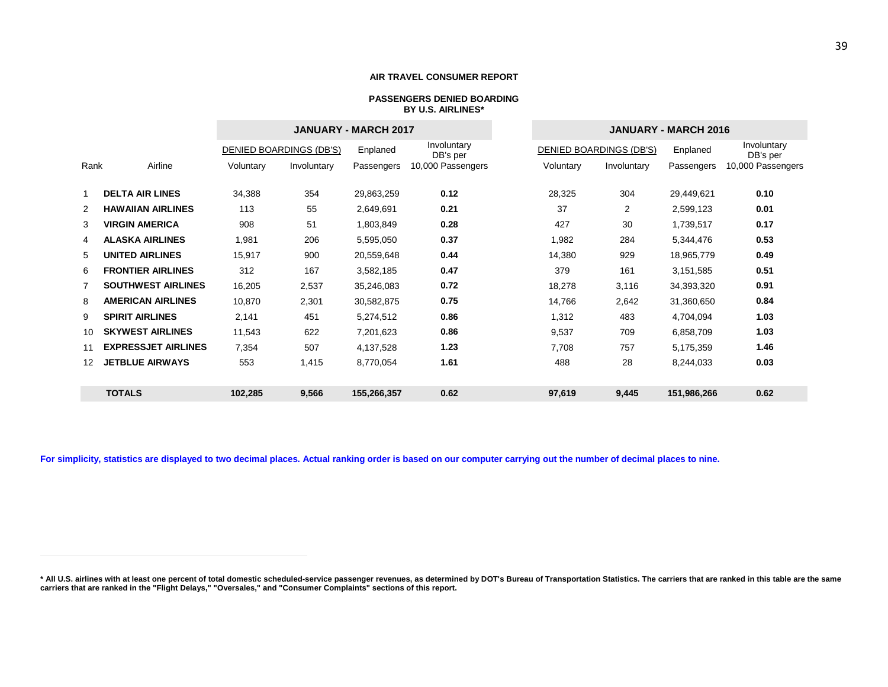**AIR TRAVEL CONSUMER REPORT**

**PASSENGERS DENIED BOARDING BY U.S. AIRLINES***

| | | JANUARY - MARCH 2017 | | | | JANUARY - MARCH 2016 | | | |
|---|---|---|---|---|---|---|---|---|---|
| | | DENIED BOARDINGS (DB'S) | | Enplaned | Involuntary DB's per | DENIED BOARDINGS (DB'S) | | Enplaned | Involuntary DB's per |
| Rank | Airline | Voluntary | Involuntary | Passengers | 10,000 Passengers | Voluntary | Involuntary | Passengers | 10,000 Passengers |
| 1 | **DELTA AIR LINES** | 34,388 | 354 | 29,863,259 | **0.12** | 28,325 | 304 | 29,449,621 | **0.10** |
| 2 | **HAWAIIAN AIRLINES** | 113 | 55 | 2,649,691 | **0.21** | 37 | 2 | 2,599,123 | **0.01** |
| 3 | **VIRGIN AMERICA** | 908 | 51 | 1,803,849 | **0.28** | 427 | 30 | 1,739,517 | **0.17** |
| 4 | **ALASKA AIRLINES** | 1,981 | 206 | 5,595,050 | **0.37** | 1,982 | 284 | 5,344,476 | **0.53** |
| 5 | **UNITED AIRLINES** | 15,917 | 900 | 20,559,648 | **0.44** | 14,380 | 929 | 18,965,779 | **0.49** |
| 6 | **FRONTIER AIRLINES** | 312 | 167 | 3,582,185 | **0.47** | 379 | 161 | 3,151,585 | **0.51** |
| 7 | **SOUTHWEST AIRLINES** | 16,205 | 2,537 | 35,246,083 | **0.72** | 18,278 | 3,116 | 34,393,320 | **0.91** |
| 8 | **AMERICAN AIRLINES** | 10,870 | 2,301 | 30,582,875 | **0.75** | 14,766 | 2,642 | 31,360,650 | **0.84** |
| 9 | **SPIRIT AIRLINES** | 2,141 | 451 | 5,274,512 | **0.86** | 1,312 | 483 | 4,704,094 | **1.03** |
| 10 | **SKYWEST AIRLINES** | 11,543 | 622 | 7,201,623 | **0.86** | 9,537 | 709 | 6,858,709 | **1.03** |
| 11 | **EXPRESSJET AIRLINES** | 7,354 | 507 | 4,137,528 | **1.23** | 7,708 | 757 | 5,175,359 | **1.46** |
| 12 | **JETBLUE AIRWAYS** | 553 | 1,415 | 8,770,054 | **1.61** | 488 | 28 | 8,244,033 | **0.03** |
| | **TOTALS** | **102,285** | **9,566** | **155,266,357** | **0.62** | **97,619** | **9,445** | **151,986,266** | **0.62** |

**For simplicity, statistics are displayed to two decimal places. Actual ranking order is based on our computer carrying out the number of decimal places to nine.**

**\* All U.S. airlines with at least one percent of total domestic scheduled-service passenger revenues, as determined by DOT's Bureau of Transportation Statistics. The carriers that are ranked in this table are the same carriers that are ranked in the "Flight Delays," "Oversales," and "Consumer Complaints" sections of this report.**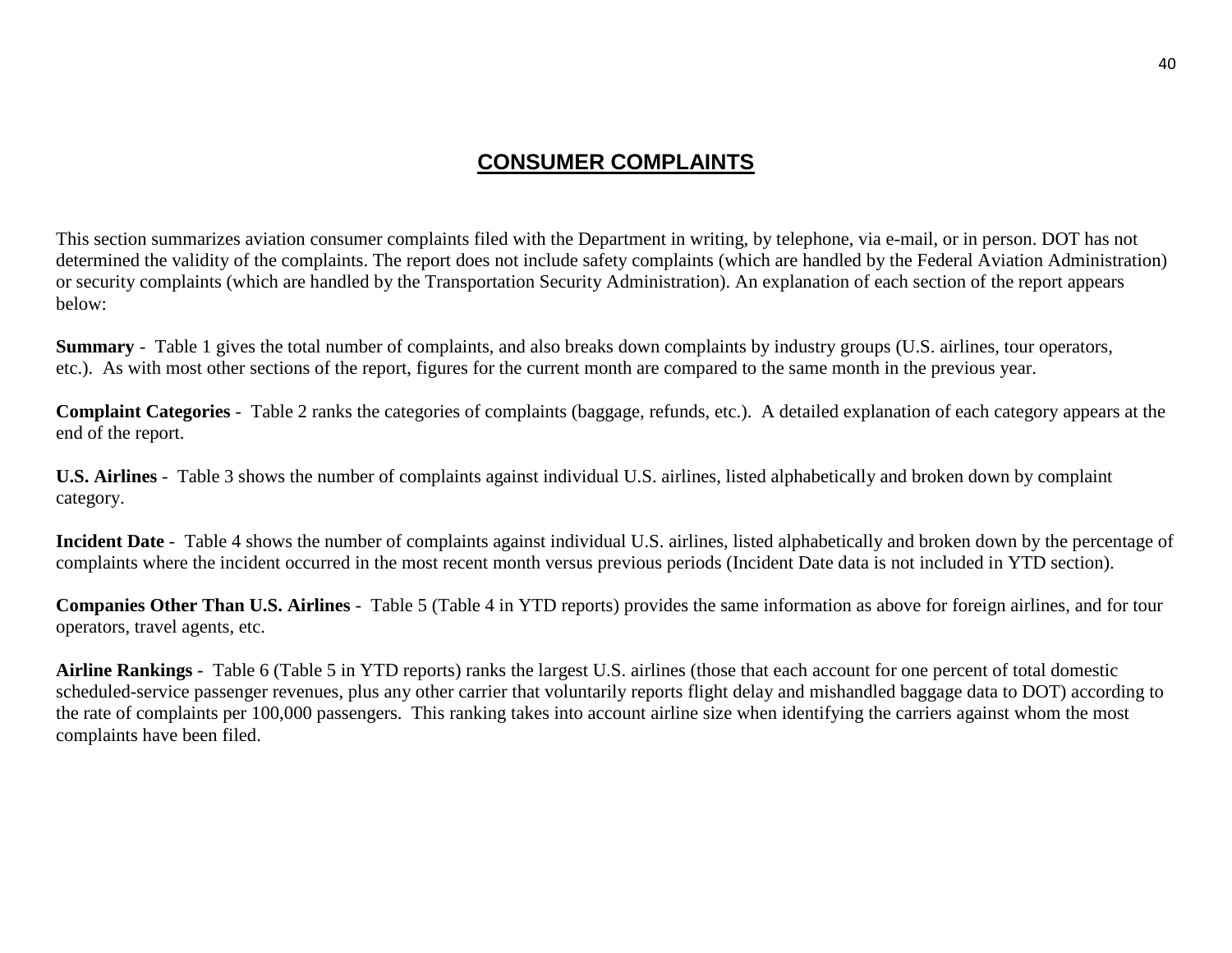# CONSUMER COMPLAINTS

This section summarizes aviation consumer complaints filed with the Department in writing, by telephone, via e-mail, or in person. DOT has not determined the validity of the complaints. The report does not include safety complaints (which are handled by the Federal Aviation Administration) or security complaints (which are handled by the Transportation Security Administration). An explanation of each section of the report appears below:

**Summary** - Table 1 gives the total number of complaints, and also breaks down complaints by industry groups (U.S. airlines, tour operators, etc.). As with most other sections of the report, figures for the current month are compared to the same month in the previous year.

**Complaint Categories** - Table 2 ranks the categories of complaints (baggage, refunds, etc.). A detailed explanation of each category appears at the end of the report.

**U.S. Airlines** - Table 3 shows the number of complaints against individual U.S. airlines, listed alphabetically and broken down by complaint category.

**Incident Date** - Table 4 shows the number of complaints against individual U.S. airlines, listed alphabetically and broken down by the percentage of complaints where the incident occurred in the most recent month versus previous periods (Incident Date data is not included in YTD section).

**Companies Other Than U.S. Airlines** - Table 5 (Table 4 in YTD reports) provides the same information as above for foreign airlines, and for tour operators, travel agents, etc.

**Airline Rankings** - Table 6 (Table 5 in YTD reports) ranks the largest U.S. airlines (those that each account for one percent of total domestic scheduled-service passenger revenues, plus any other carrier that voluntarily reports flight delay and mishandled baggage data to DOT) according to the rate of complaints per 100,000 passengers. This ranking takes into account airline size when identifying the carriers against whom the most complaints have been filed.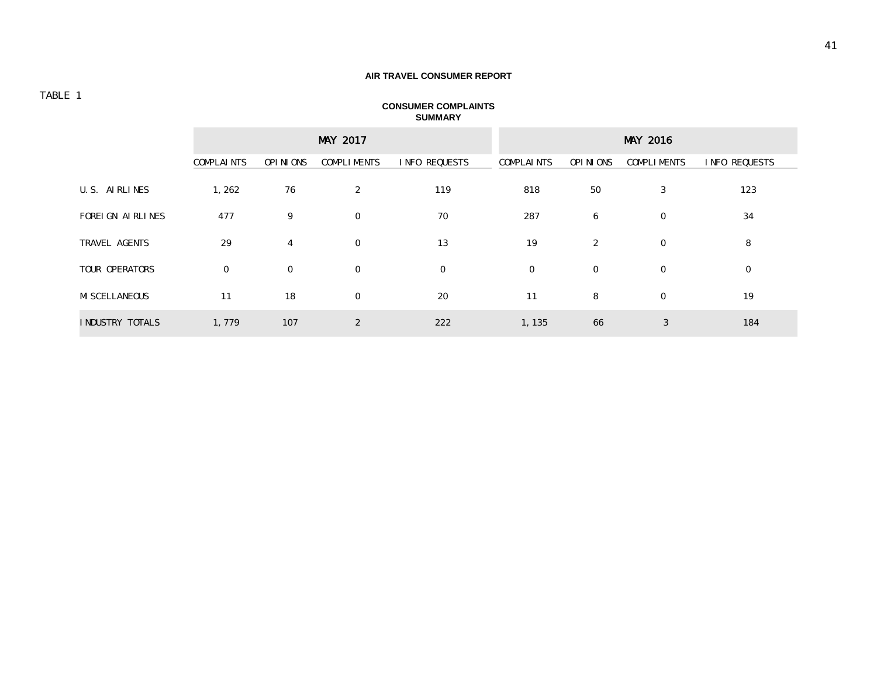**AIR TRAVEL CONSUMER REPORT**

TABLE 1

**CONSUMER COMPLAINTS SUMMARY**

| | MAY 2017 | | | | MAY 2016 | | | |
|---|---|---|---|---|---|---|---|---|
| | COMPLAINTS | OPINIONS | COMPLIMENTS | INFO REQUESTS | COMPLAINTS | OPINIONS | COMPLIMENTS | INFO REQUESTS |
| U.S. AIRLINES | 1,262 | 76 | 2 | 119 | 818 | 50 | 3 | 123 |
| FOREIGN AIRLINES | 477 | 9 | 0 | 70 | 287 | 6 | 0 | 34 |
| TRAVEL AGENTS | 29 | 4 | 0 | 13 | 19 | 2 | 0 | 8 |
| TOUR OPERATORS | 0 | 0 | 0 | 0 | 0 | 0 | 0 | 0 |
| MISCELLANEOUS | 11 | 18 | 0 | 20 | 11 | 8 | 0 | 19 |
| INDUSTRY TOTALS | 1,779 | 107 | 2 | 222 | 1,135 | 66 | 3 | 184 |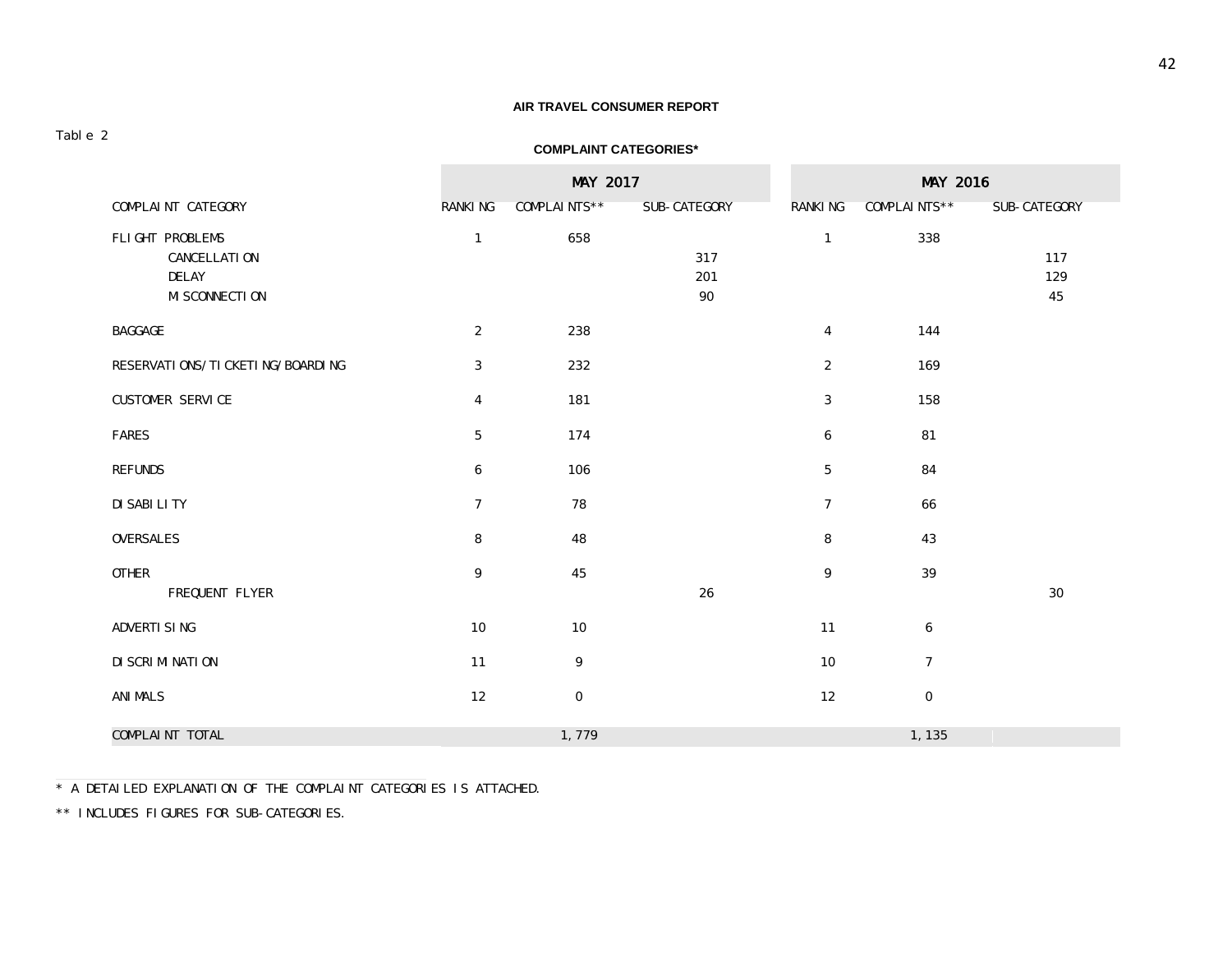**AIR TRAVEL CONSUMER REPORT**

Table 2

**COMPLAINT CATEGORIES***

| COMPLAINT CATEGORY | MAY 2017 | | | MAY 2016 | | |
|---|---|---|---|---|---|---|
| | RANKING | COMPLAINTS** | SUB-CATEGORY | RANKING | COMPLAINTS** | SUB-CATEGORY |
| FLIGHT PROBLEMS | 1 | 658 | | 1 | 338 | |
| CANCELLATION | | | 317 | | | 117 |
| DELAY | | | 201 | | | 129 |
| MISCONNECTION | | | 90 | | | 45 |
| BAGGAGE | 2 | 238 | | 4 | 144 | |
| RESERVATIONS/TICKETING/BOARDING | 3 | 232 | | 2 | 169 | |
| CUSTOMER SERVICE | 4 | 181 | | 3 | 158 | |
| FARES | 5 | 174 | | 6 | 81 | |
| REFUNDS | 6 | 106 | | 5 | 84 | |
| DISABILITY | 7 | 78 | | 7 | 66 | |
| OVERSALES | 8 | 48 | | 8 | 43 | |
| OTHER | 9 | 45 | | 9 | 39 | |
| FREQUENT FLYER | | | 26 | | | 30 |
| ADVERTISING | 10 | 10 | | 11 | 6 | |
| DISCRIMINATION | 11 | 9 | | 10 | 7 | |
| ANIMALS | 12 | 0 | | 12 | 0 | |
| COMPLAINT TOTAL | | 1,779 | | | 1,135 | |

* A DETAILED EXPLANATION OF THE COMPLAINT CATEGORIES IS ATTACHED.

** INCLUDES FIGURES FOR SUB-CATEGORIES.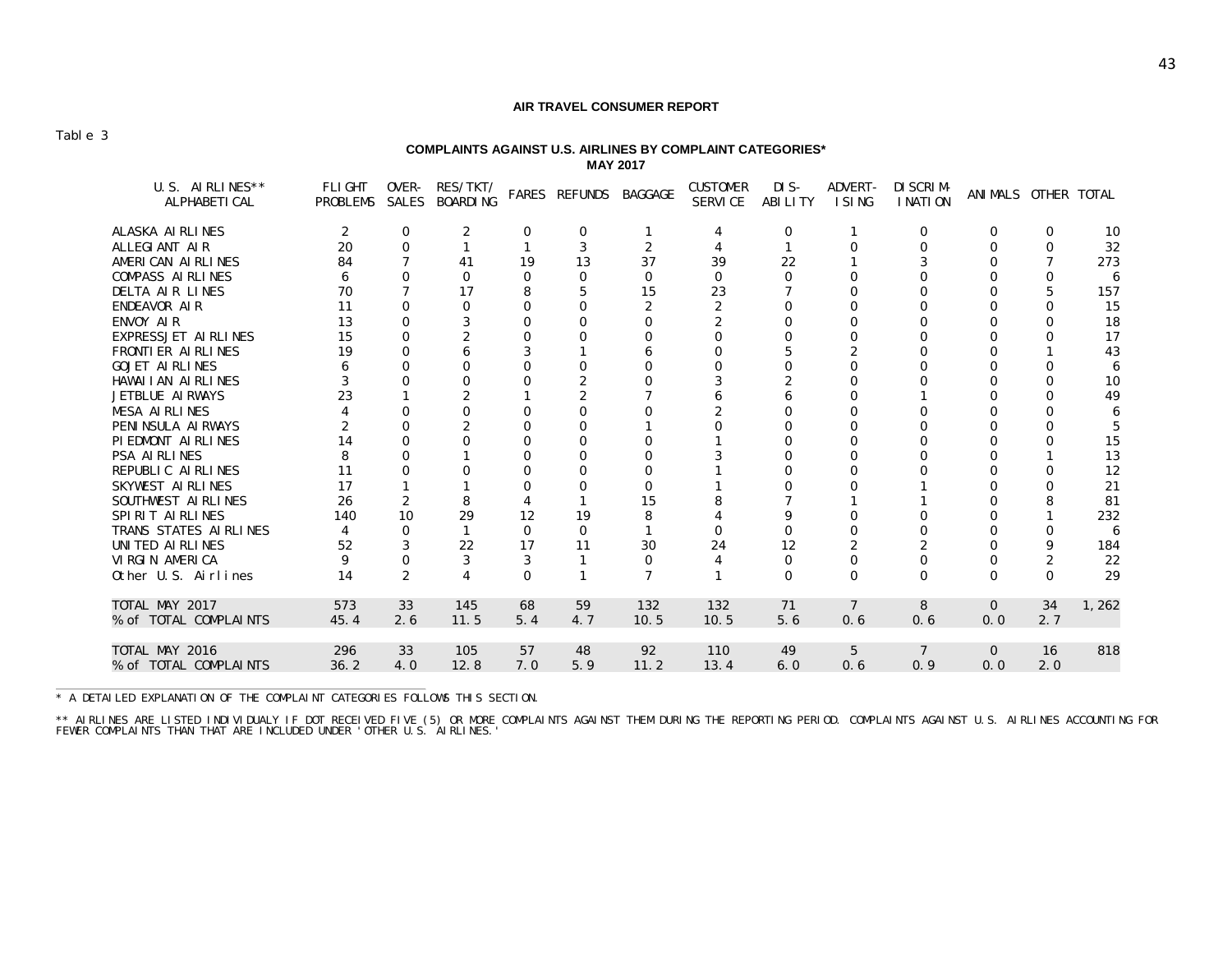**AIR TRAVEL CONSUMER REPORT**

Table 3

**COMPLAINTS AGAINST U.S. AIRLINES BY COMPLAINT CATEGORIES***

**MAY 2017**

| U.S. AIRLINES** ALPHABETICAL | FLIGHT PROBLEMS | OVER-SALES | RES/TKT/ BOARDING | FARES | REFUNDS | BAGGAGE | CUSTOMER SERVICE | DIS-ABILITY | ADVERT-ISING | DISCRIM-INATION | ANIMALS | OTHER | TOTAL |
|---|---|---|---|---|---|---|---|---|---|---|---|---|---|
| ALASKA AIRLINES | 2 | 0 | 2 | 0 | 0 | 1 | 4 | 0 | 1 | 0 | 0 | 0 | 10 |
| ALLEGIANT AIR | 20 | 0 | 1 | 1 | 3 | 2 | 4 | 1 | 0 | 0 | 0 | 0 | 32 |
| AMERICAN AIRLINES | 84 | 7 | 41 | 19 | 13 | 37 | 39 | 22 | 1 | 3 | 0 | 7 | 273 |
| COMPASS AIRLINES | 6 | 0 | 0 | 0 | 0 | 0 | 0 | 0 | 0 | 0 | 0 | 0 | 6 |
| DELTA AIR LINES | 70 | 7 | 17 | 8 | 5 | 15 | 23 | 7 | 0 | 0 | 0 | 5 | 157 |
| ENDEAVOR AIR | 11 | 0 | 0 | 0 | 0 | 2 | 2 | 0 | 0 | 0 | 0 | 0 | 15 |
| ENVOY AIR | 13 | 0 | 3 | 0 | 0 | 0 | 2 | 0 | 0 | 0 | 0 | 0 | 18 |
| EXPRESSJET AIRLINES | 15 | 0 | 2 | 0 | 0 | 0 | 0 | 0 | 0 | 0 | 0 | 0 | 17 |
| FRONTIER AIRLINES | 19 | 0 | 6 | 3 | 1 | 6 | 0 | 5 | 2 | 0 | 0 | 1 | 43 |
| GOJET AIRLINES | 6 | 0 | 0 | 0 | 0 | 0 | 0 | 0 | 0 | 0 | 0 | 0 | 6 |
| HAWAIIAN AIRLINES | 3 | 0 | 0 | 0 | 2 | 0 | 3 | 2 | 0 | 0 | 0 | 0 | 10 |
| JETBLUE AIRWAYS | 23 | 1 | 2 | 1 | 2 | 7 | 6 | 6 | 0 | 1 | 0 | 0 | 49 |
| MESA AIRLINES | 4 | 0 | 0 | 0 | 0 | 0 | 2 | 0 | 0 | 0 | 0 | 0 | 6 |
| PENINSULA AIRWAYS | 2 | 0 | 2 | 0 | 0 | 1 | 0 | 0 | 0 | 0 | 0 | 0 | 5 |
| PIEDMONT AIRLINES | 14 | 0 | 0 | 0 | 0 | 0 | 1 | 0 | 0 | 0 | 0 | 0 | 15 |
| PSA AIRLINES | 8 | 0 | 1 | 0 | 0 | 0 | 3 | 0 | 0 | 0 | 0 | 1 | 13 |
| REPUBLIC AIRLINES | 11 | 0 | 0 | 0 | 0 | 0 | 1 | 0 | 0 | 0 | 0 | 0 | 12 |
| SKYWEST AIRLINES | 17 | 1 | 1 | 0 | 0 | 0 | 1 | 0 | 0 | 1 | 0 | 0 | 21 |
| SOUTHWEST AIRLINES | 26 | 2 | 8 | 4 | 1 | 15 | 8 | 7 | 1 | 1 | 0 | 8 | 81 |
| SPIRIT AIRLINES | 140 | 10 | 29 | 12 | 19 | 8 | 4 | 9 | 0 | 0 | 0 | 1 | 232 |
| TRANS STATES AIRLINES | 4 | 0 | 1 | 0 | 0 | 1 | 0 | 0 | 0 | 0 | 0 | 0 | 6 |
| UNITED AIRLINES | 52 | 3 | 22 | 17 | 11 | 30 | 24 | 12 | 2 | 2 | 0 | 9 | 184 |
| VIRGIN AMERICA | 9 | 0 | 3 | 3 | 1 | 0 | 4 | 0 | 0 | 0 | 0 | 2 | 22 |
| Other U.S. Airlines | 14 | 2 | 4 | 0 | 1 | 7 | 1 | 0 | 0 | 0 | 0 | 0 | 29 |
| TOTAL MAY 2017 | 573 | 33 | 145 | 68 | 59 | 132 | 132 | 71 | 7 | 8 | 0 | 34 | 1,262 |
| % of TOTAL COMPLAINTS | 45.4 | 2.6 | 11.5 | 5.4 | 4.7 | 10.5 | 10.5 | 5.6 | 0.6 | 0.6 | 0.0 | 2.7 | |
| TOTAL MAY 2016 | 296 | 33 | 105 | 57 | 48 | 92 | 110 | 49 | 5 | 7 | 0 | 16 | 818 |
| % of TOTAL COMPLAINTS | 36.2 | 4.0 | 12.8 | 7.0 | 5.9 | 11.2 | 13.4 | 6.0 | 0.6 | 0.9 | 0.0 | 2.0 | |

* A DETAILED EXPLANATION OF THE COMPLAINT CATEGORIES FOLLOWS THIS SECTION.

** AIRLINES ARE LISTED INDIVIDUALY IF DOT RECEIVED FIVE (5) OR MORE COMPLAINTS AGAINST THEM DURING THE REPORTING PERIOD. COMPLAINTS AGAINST U.S. AIRLINES ACCOUNTING FOR FEWER COMPLAINTS THAN THAT ARE INCLUDED UNDER 'OTHER U.S. AIRLINES.'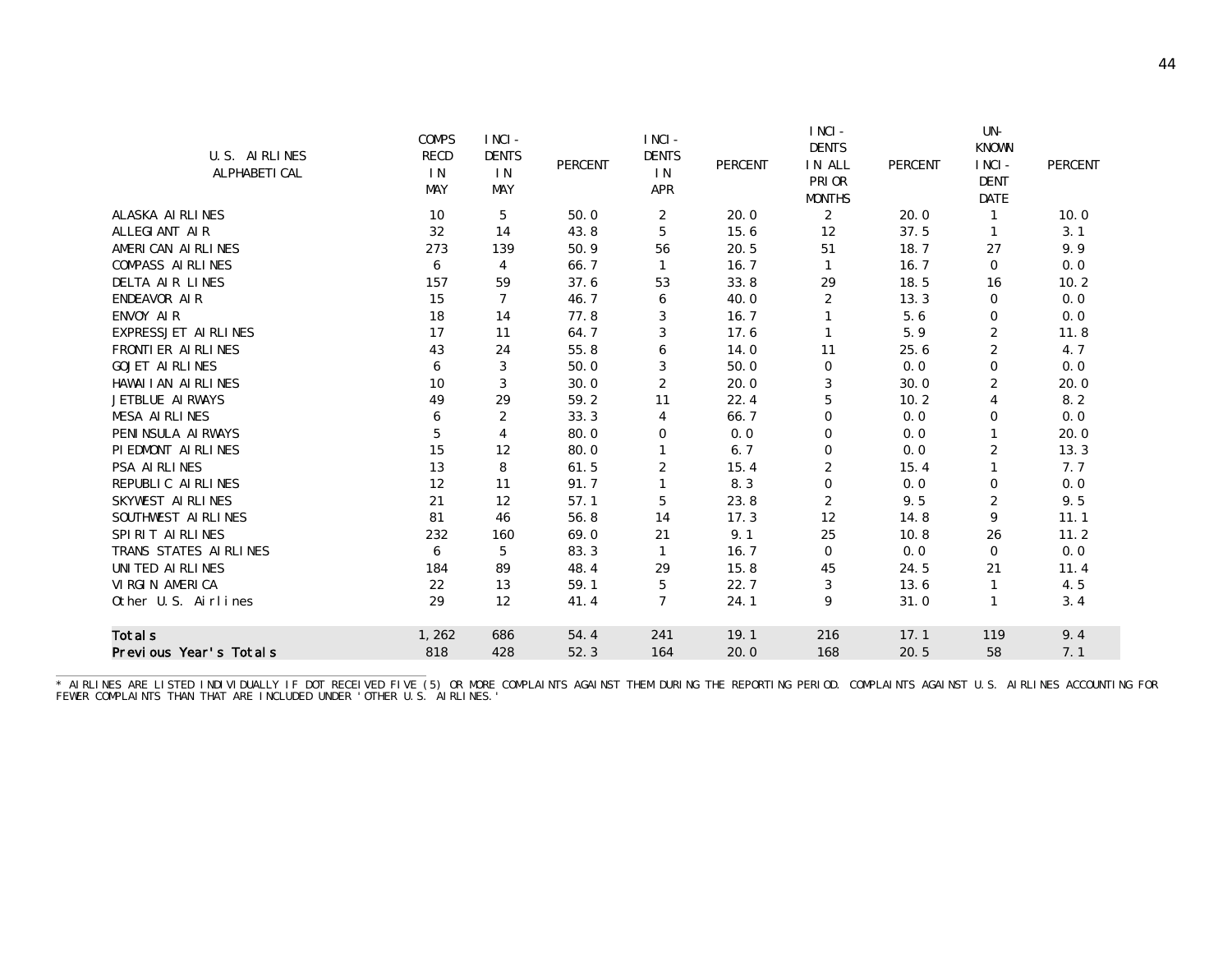| U.S. AIRLINES ALPHABETICAL | COMPS RECD IN MAY | INCI-DENTS IN MAY | PERCENT | INCI-DENTS IN APR | PERCENT | INCI-DENTS IN ALL PRIOR MONTHS | PERCENT | UN-KNOWN INCI-DENT DATE | PERCENT |
|---|---|---|---|---|---|---|---|---|---|
| ALASKA AIRLINES | 10 | 5 | 50.0 | 2 | 20.0 | 2 | 20.0 | 1 | 10.0 |
| ALLEGIANT AIR | 32 | 14 | 43.8 | 5 | 15.6 | 12 | 37.5 | 1 | 3.1 |
| AMERICAN AIRLINES | 273 | 139 | 50.9 | 56 | 20.5 | 51 | 18.7 | 27 | 9.9 |
| COMPASS AIRLINES | 6 | 4 | 66.7 | 1 | 16.7 | 1 | 16.7 | 0 | 0.0 |
| DELTA AIR LINES | 157 | 59 | 37.6 | 53 | 33.8 | 29 | 18.5 | 16 | 10.2 |
| ENDEAVOR AIR | 15 | 7 | 46.7 | 6 | 40.0 | 2 | 13.3 | 0 | 0.0 |
| ENVOY AIR | 18 | 14 | 77.8 | 3 | 16.7 | 1 | 5.6 | 0 | 0.0 |
| EXPRESSJET AIRLINES | 17 | 11 | 64.7 | 3 | 17.6 | 1 | 5.9 | 2 | 11.8 |
| FRONTIER AIRLINES | 43 | 24 | 55.8 | 6 | 14.0 | 11 | 25.6 | 2 | 4.7 |
| GOJET AIRLINES | 6 | 3 | 50.0 | 3 | 50.0 | 0 | 0.0 | 0 | 0.0 |
| HAWAIIAN AIRLINES | 10 | 3 | 30.0 | 2 | 20.0 | 3 | 30.0 | 2 | 20.0 |
| JETBLUE AIRWAYS | 49 | 29 | 59.2 | 11 | 22.4 | 5 | 10.2 | 4 | 8.2 |
| MESA AIRLINES | 6 | 2 | 33.3 | 4 | 66.7 | 0 | 0.0 | 0 | 0.0 |
| PENINSULA AIRWAYS | 5 | 4 | 80.0 | 0 | 0.0 | 0 | 0.0 | 1 | 20.0 |
| PIEDMONT AIRLINES | 15 | 12 | 80.0 | 1 | 6.7 | 0 | 0.0 | 2 | 13.3 |
| PSA AIRLINES | 13 | 8 | 61.5 | 2 | 15.4 | 2 | 15.4 | 1 | 7.7 |
| REPUBLIC AIRLINES | 12 | 11 | 91.7 | 1 | 8.3 | 0 | 0.0 | 0 | 0.0 |
| SKYWEST AIRLINES | 21 | 12 | 57.1 | 5 | 23.8 | 2 | 9.5 | 2 | 9.5 |
| SOUTHWEST AIRLINES | 81 | 46 | 56.8 | 14 | 17.3 | 12 | 14.8 | 9 | 11.1 |
| SPIRIT AIRLINES | 232 | 160 | 69.0 | 21 | 9.1 | 25 | 10.8 | 26 | 11.2 |
| TRANS STATES AIRLINES | 6 | 5 | 83.3 | 1 | 16.7 | 0 | 0.0 | 0 | 0.0 |
| UNITED AIRLINES | 184 | 89 | 48.4 | 29 | 15.8 | 45 | 24.5 | 21 | 11.4 |
| VIRGIN AMERICA | 22 | 13 | 59.1 | 5 | 22.7 | 3 | 13.6 | 1 | 4.5 |
| Other U.S. Airlines | 29 | 12 | 41.4 | 7 | 24.1 | 9 | 31.0 | 1 | 3.4 |
| **Totals** | 1,262 | 686 | 54.4 | 241 | 19.1 | 216 | 17.1 | 119 | 9.4 |
| **Previous Year's Totals** | 818 | 428 | 52.3 | 164 | 20.0 | 168 | 20.5 | 58 | 7.1 |

* AIRLINES ARE LISTED INDIVIDUALLY IF DOT RECEIVED FIVE (5) OR MORE COMPLAINTS AGAINST THEM DURING THE REPORTING PERIOD. COMPLAINTS AGAINST U.S. AIRLINES ACCOUNTING FOR FEWER COMPLAINTS THAN THAT ARE INCLUDED UNDER 'OTHER U.S. AIRLINES.'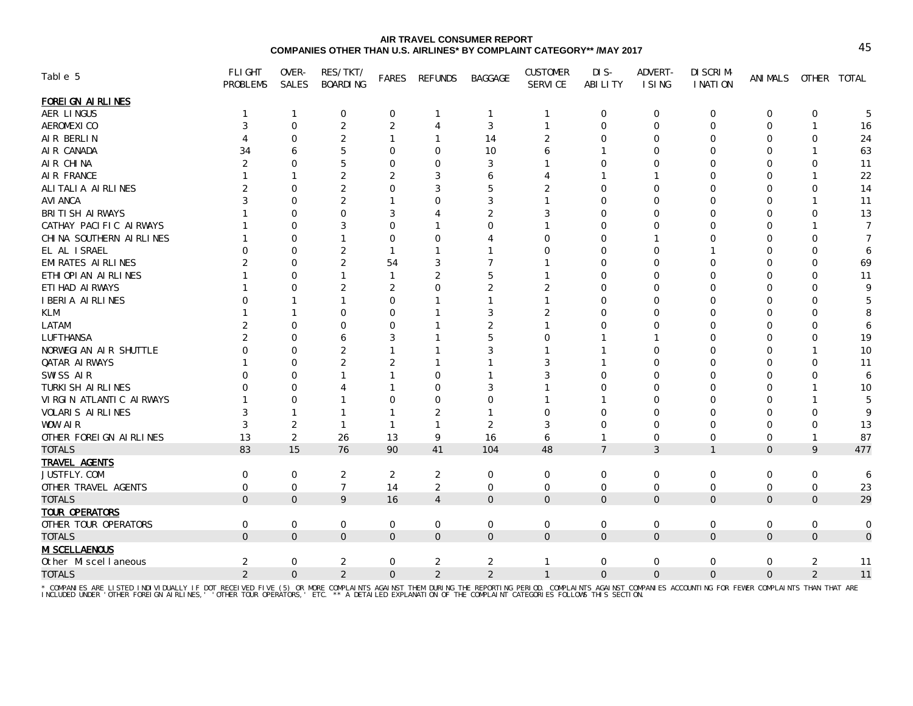# AIR TRAVEL CONSUMER REPORT
## COMPANIES OTHER THAN U.S. AIRLINES* BY COMPLAINT CATEGORY** /MAY 2017

| Table 5 | FLIGHT PROBLEMS | OVER-SALES | RES/TKT/ BOARDING | FARES | REFUNDS | BAGGAGE | CUSTOMER SERVICE | DIS-ABILITY | ADVERT-ISING | DISCRIM-INATION | ANIMALS | OTHER | TOTAL |
|---|---|---|---|---|---|---|---|---|---|---|---|---|---|
| **FOREIGN AIRLINES** | | | | | | | | | | | | | |
| AER LINGUS | 1 | 1 | 0 | 0 | 1 | 1 | 1 | 0 | 0 | 0 | 0 | 0 | 5 |
| AEROMEXICO | 3 | 0 | 2 | 2 | 4 | 3 | 1 | 0 | 0 | 0 | 0 | 1 | 16 |
| AIR BERLIN | 4 | 0 | 2 | 1 | 1 | 14 | 2 | 0 | 0 | 0 | 0 | 0 | 24 |
| AIR CANADA | 34 | 6 | 5 | 0 | 0 | 10 | 6 | 1 | 0 | 0 | 0 | 1 | 63 |
| AIR CHINA | 2 | 0 | 5 | 0 | 0 | 3 | 1 | 0 | 0 | 0 | 0 | 0 | 11 |
| AIR FRANCE | 1 | 1 | 2 | 2 | 3 | 6 | 4 | 1 | 1 | 0 | 0 | 1 | 22 |
| ALITALIA AIRLINES | 2 | 0 | 2 | 0 | 3 | 5 | 2 | 0 | 0 | 0 | 0 | 0 | 14 |
| AVIANCA | 3 | 0 | 2 | 1 | 0 | 3 | 1 | 0 | 0 | 0 | 0 | 1 | 11 |
| BRITISH AIRWAYS | 1 | 0 | 0 | 3 | 4 | 2 | 3 | 0 | 0 | 0 | 0 | 0 | 13 |
| CATHAY PACIFIC AIRWAYS | 1 | 0 | 3 | 0 | 1 | 0 | 1 | 0 | 0 | 0 | 0 | 1 | 7 |
| CHINA SOUTHERN AIRLINES | 1 | 0 | 1 | 0 | 0 | 4 | 0 | 0 | 1 | 0 | 0 | 0 | 7 |
| EL AL ISRAEL | 0 | 0 | 2 | 1 | 1 | 1 | 0 | 0 | 0 | 1 | 0 | 0 | 6 |
| EMIRATES AIRLINES | 2 | 0 | 2 | 54 | 3 | 7 | 1 | 0 | 0 | 0 | 0 | 0 | 69 |
| ETHIOPIAN AIRLINES | 1 | 0 | 1 | 1 | 2 | 5 | 1 | 0 | 0 | 0 | 0 | 0 | 11 |
| ETIHAD AIRWAYS | 1 | 0 | 2 | 2 | 0 | 2 | 2 | 0 | 0 | 0 | 0 | 0 | 9 |
| IBERIA AIRLINES | 0 | 1 | 1 | 0 | 1 | 1 | 1 | 0 | 0 | 0 | 0 | 0 | 5 |
| KLM | 1 | 1 | 0 | 0 | 1 | 3 | 2 | 0 | 0 | 0 | 0 | 0 | 8 |
| LATAM | 2 | 0 | 0 | 0 | 1 | 2 | 1 | 0 | 0 | 0 | 0 | 0 | 6 |
| LUFTHANSA | 2 | 0 | 6 | 3 | 1 | 5 | 0 | 1 | 1 | 0 | 0 | 0 | 19 |
| NORWEGIAN AIR SHUTTLE | 0 | 0 | 2 | 1 | 1 | 3 | 1 | 1 | 0 | 0 | 0 | 1 | 10 |
| QATAR AIRWAYS | 1 | 0 | 2 | 2 | 1 | 1 | 3 | 1 | 0 | 0 | 0 | 0 | 11 |
| SWISS AIR | 0 | 0 | 1 | 1 | 0 | 1 | 3 | 0 | 0 | 0 | 0 | 0 | 6 |
| TURKISH AIRLINES | 0 | 0 | 4 | 1 | 0 | 3 | 1 | 0 | 0 | 0 | 0 | 1 | 10 |
| VIRGIN ATLANTIC AIRWAYS | 1 | 0 | 1 | 0 | 0 | 0 | 1 | 1 | 0 | 0 | 0 | 1 | 5 |
| VOLARIS AIRLINES | 3 | 1 | 1 | 1 | 2 | 1 | 0 | 0 | 0 | 0 | 0 | 0 | 9 |
| WOW AIR | 3 | 2 | 1 | 1 | 1 | 2 | 3 | 0 | 0 | 0 | 0 | 0 | 13 |
| OTHER FOREIGN AIRLINES | 13 | 2 | 26 | 13 | 9 | 16 | 6 | 1 | 0 | 0 | 0 | 1 | 87 |
| TOTALS | 83 | 15 | 76 | 90 | 41 | 104 | 48 | 7 | 3 | 1 | 0 | 9 | 477 |
| **TRAVEL AGENTS** | | | | | | | | | | | | | |
| JUSTFLY.COM | 0 | 0 | 2 | 2 | 2 | 0 | 0 | 0 | 0 | 0 | 0 | 0 | 6 |
| OTHER TRAVEL AGENTS | 0 | 0 | 7 | 14 | 2 | 0 | 0 | 0 | 0 | 0 | 0 | 0 | 23 |
| TOTALS | 0 | 0 | 9 | 16 | 4 | 0 | 0 | 0 | 0 | 0 | 0 | 0 | 29 |
| **TOUR OPERATORS** | | | | | | | | | | | | | |
| OTHER TOUR OPERATORS | 0 | 0 | 0 | 0 | 0 | 0 | 0 | 0 | 0 | 0 | 0 | 0 | 0 |
| TOTALS | 0 | 0 | 0 | 0 | 0 | 0 | 0 | 0 | 0 | 0 | 0 | 0 | 0 |
| **MISCELLAENOUS** | | | | | | | | | | | | | |
| Other Miscellaneous | 2 | 0 | 2 | 0 | 2 | 2 | 1 | 0 | 0 | 0 | 0 | 2 | 11 |
| TOTALS | 2 | 0 | 2 | 0 | 2 | 2 | 1 | 0 | 0 | 0 | 0 | 2 | 11 |

* COMPANIES ARE LISTED INDIVIDUALLY IF DOT RECEIVED FIVE (5) OR MORE COMPLAINTS AGAINST THEM DURING THE REPORTING PERIOD. COMPLAINTS AGAINST COMPANIES ACCOUNTING FOR FEWER COMPLAINTS THAN THAT ARE INCLUDED UNDER 'OTHER FOREIGN AIRLINES,' 'OTHER TOUR OPERATORS,' ETC. ** A DETAILED EXPLANATION OF THE COMPLAINT CATEGORIES FOLLOWS THIS SECTION.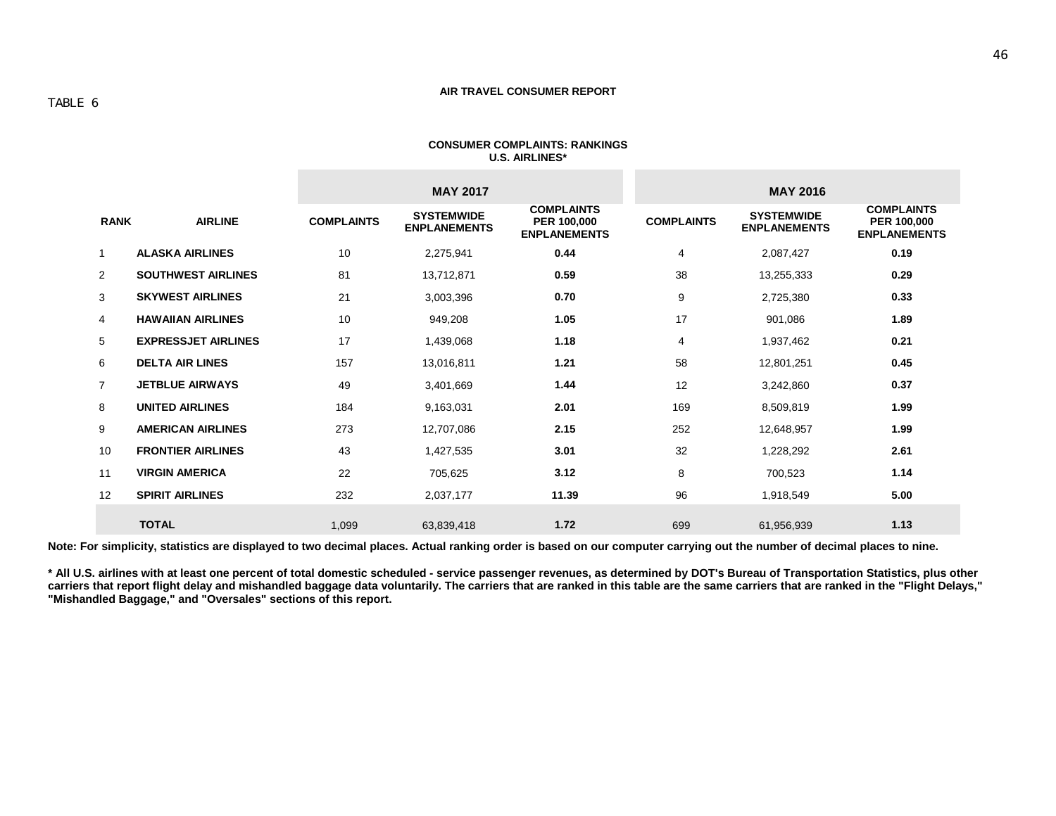TABLE 6

**AIR TRAVEL CONSUMER REPORT**

**CONSUMER COMPLAINTS: RANKINGS**
**U.S. AIRLINES***

| | | MAY 2017 | | | MAY 2016 | | |
|---|---|---|---|---|---|---|---|
| **RANK** | **AIRLINE** | **COMPLAINTS** | **SYSTEMWIDE ENPLANEMENTS** | **COMPLAINTS PER 100,000 ENPLANEMENTS** | **COMPLAINTS** | **SYSTEMWIDE ENPLANEMENTS** | **COMPLAINTS PER 100,000 ENPLANEMENTS** |
| 1 | **ALASKA AIRLINES** | 10 | 2,275,941 | **0.44** | 4 | 2,087,427 | **0.19** |
| 2 | **SOUTHWEST AIRLINES** | 81 | 13,712,871 | **0.59** | 38 | 13,255,333 | **0.29** |
| 3 | **SKYWEST AIRLINES** | 21 | 3,003,396 | **0.70** | 9 | 2,725,380 | **0.33** |
| 4 | **HAWAIIAN AIRLINES** | 10 | 949,208 | **1.05** | 17 | 901,086 | **1.89** |
| 5 | **EXPRESSJET AIRLINES** | 17 | 1,439,068 | **1.18** | 4 | 1,937,462 | **0.21** |
| 6 | **DELTA AIR LINES** | 157 | 13,016,811 | **1.21** | 58 | 12,801,251 | **0.45** |
| 7 | **JETBLUE AIRWAYS** | 49 | 3,401,669 | **1.44** | 12 | 3,242,860 | **0.37** |
| 8 | **UNITED AIRLINES** | 184 | 9,163,031 | **2.01** | 169 | 8,509,819 | **1.99** |
| 9 | **AMERICAN AIRLINES** | 273 | 12,707,086 | **2.15** | 252 | 12,648,957 | **1.99** |
| 10 | **FRONTIER AIRLINES** | 43 | 1,427,535 | **3.01** | 32 | 1,228,292 | **2.61** |
| 11 | **VIRGIN AMERICA** | 22 | 705,625 | **3.12** | 8 | 700,523 | **1.14** |
| 12 | **SPIRIT AIRLINES** | 232 | 2,037,177 | **11.39** | 96 | 1,918,549 | **5.00** |
| | **TOTAL** | 1,099 | 63,839,418 | **1.72** | 699 | 61,956,939 | **1.13** |

**Note: For simplicity, statistics are displayed to two decimal places. Actual ranking order is based on our computer carrying out the number of decimal places to nine.**

**\* All U.S. airlines with at least one percent of total domestic scheduled - service passenger revenues, as determined by DOT's Bureau of Transportation Statistics, plus other carriers that report flight delay and mishandled baggage data voluntarily. The carriers that are ranked in this table are the same carriers that are ranked in the "Flight Delays," "Mishandled Baggage," and "Oversales" sections of this report.**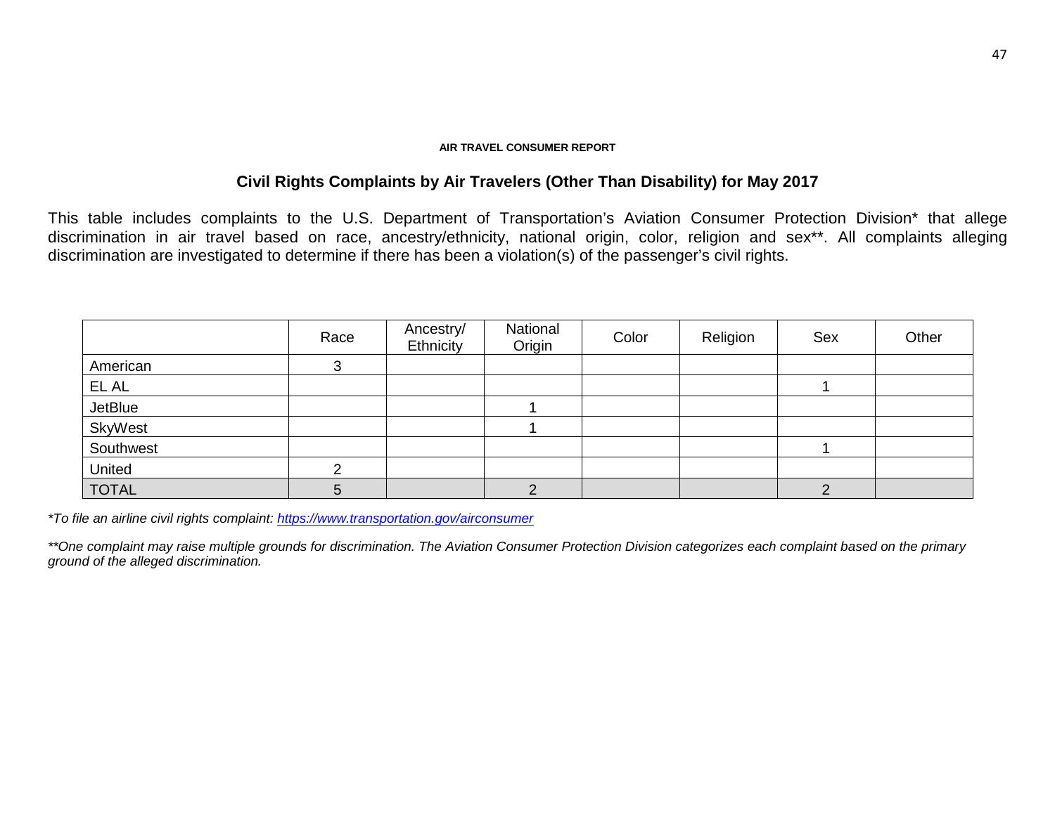**AIR TRAVEL CONSUMER REPORT**

## Civil Rights Complaints by Air Travelers (Other Than Disability) for May 2017

This table includes complaints to the U.S. Department of Transportation's Aviation Consumer Protection Division* that allege discrimination in air travel based on race, ancestry/ethnicity, national origin, color, religion and sex**. All complaints alleging discrimination are investigated to determine if there has been a violation(s) of the passenger's civil rights.

| | Race | Ancestry/ Ethnicity | National Origin | Color | Religion | Sex | Other |
|---|---|---|---|---|---|---|---|
| American | 3 | | | | | | |
| EL AL | | | | | | 1 | |
| JetBlue | | | 1 | | | | |
| SkyWest | | | 1 | | | | |
| Southwest | | | | | | 1 | |
| United | 2 | | | | | | |
| TOTAL | 5 | | 2 | | | 2 | |

*\*To file an airline civil rights complaint: [https://www.transportation.gov/airconsumer](https://www.transportation.gov/airconsumer)*

*\*\*One complaint may raise multiple grounds for discrimination. The Aviation Consumer Protection Division categorizes each complaint based on the primary ground of the alleged discrimination.*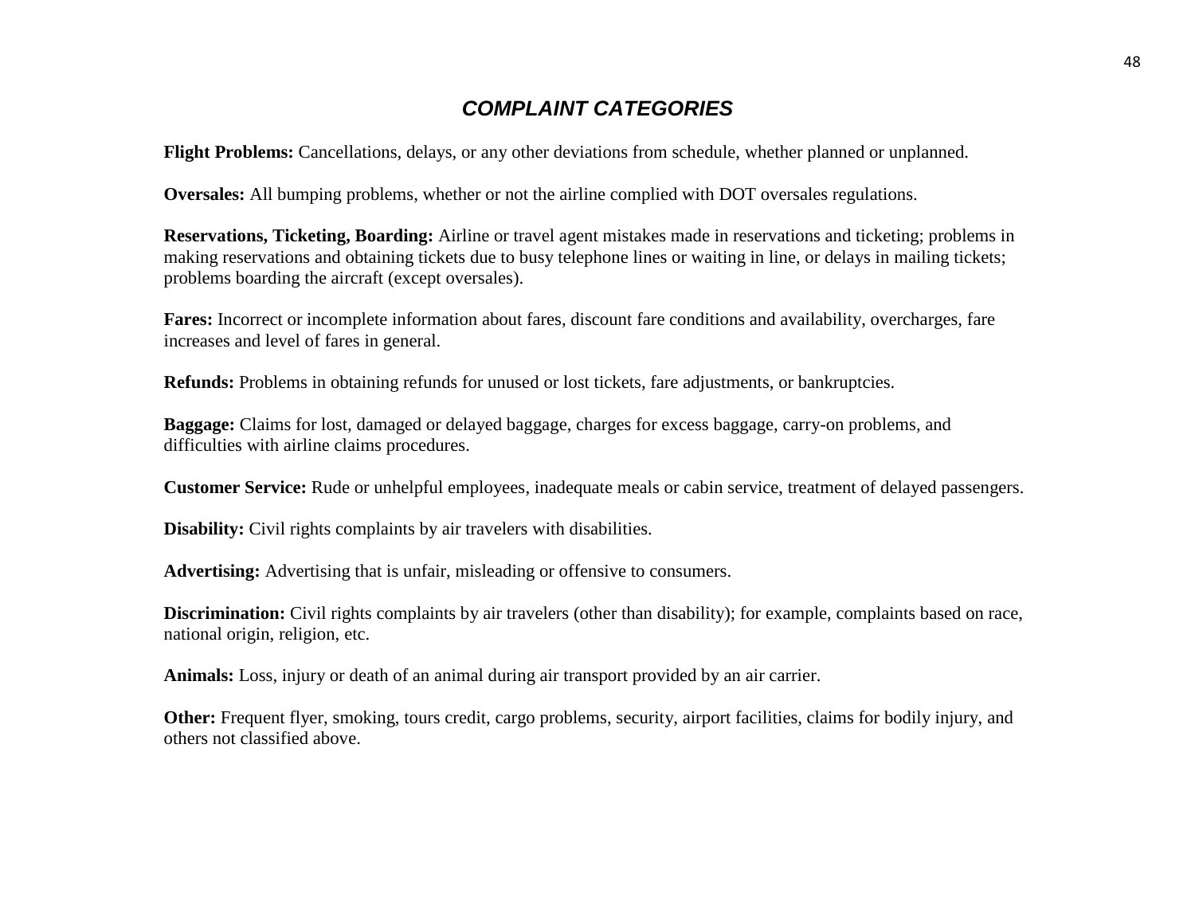## *COMPLAINT CATEGORIES*

**Flight Problems:** Cancellations, delays, or any other deviations from schedule, whether planned or unplanned.

**Oversales:** All bumping problems, whether or not the airline complied with DOT oversales regulations.

**Reservations, Ticketing, Boarding:** Airline or travel agent mistakes made in reservations and ticketing; problems in making reservations and obtaining tickets due to busy telephone lines or waiting in line, or delays in mailing tickets; problems boarding the aircraft (except oversales).

**Fares:** Incorrect or incomplete information about fares, discount fare conditions and availability, overcharges, fare increases and level of fares in general.

**Refunds:** Problems in obtaining refunds for unused or lost tickets, fare adjustments, or bankruptcies.

**Baggage:** Claims for lost, damaged or delayed baggage, charges for excess baggage, carry-on problems, and difficulties with airline claims procedures.

**Customer Service:** Rude or unhelpful employees, inadequate meals or cabin service, treatment of delayed passengers.

**Disability:** Civil rights complaints by air travelers with disabilities.

**Advertising:** Advertising that is unfair, misleading or offensive to consumers.

**Discrimination:** Civil rights complaints by air travelers (other than disability); for example, complaints based on race, national origin, religion, etc.

**Animals:** Loss, injury or death of an animal during air transport provided by an air carrier.

**Other:** Frequent flyer, smoking, tours credit, cargo problems, security, airport facilities, claims for bodily injury, and others not classified above.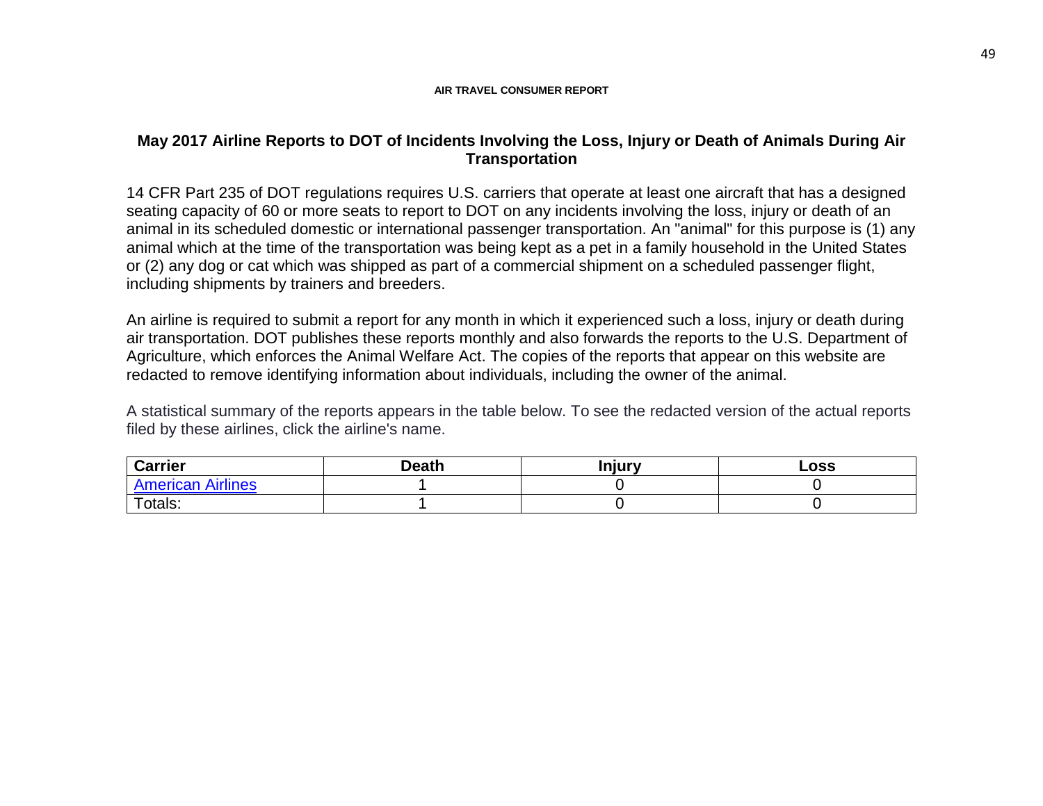**AIR TRAVEL CONSUMER REPORT**

## May 2017 Airline Reports to DOT of Incidents Involving the Loss, Injury or Death of Animals During Air Transportation

14 CFR Part 235 of DOT regulations requires U.S. carriers that operate at least one aircraft that has a designed seating capacity of 60 or more seats to report to DOT on any incidents involving the loss, injury or death of an animal in its scheduled domestic or international passenger transportation. An "animal" for this purpose is (1) any animal which at the time of the transportation was being kept as a pet in a family household in the United States or (2) any dog or cat which was shipped as part of a commercial shipment on a scheduled passenger flight, including shipments by trainers and breeders.

An airline is required to submit a report for any month in which it experienced such a loss, injury or death during air transportation. DOT publishes these reports monthly and also forwards the reports to the U.S. Department of Agriculture, which enforces the Animal Welfare Act. The copies of the reports that appear on this website are redacted to remove identifying information about individuals, including the owner of the animal.

A statistical summary of the reports appears in the table below. To see the redacted version of the actual reports filed by these airlines, click the airline's name.

| Carrier | Death | Injury | Loss |
|---|---|---|---|
| American Airlines | 1 | 0 | 0 |
| Totals: | 1 | 0 | 0 |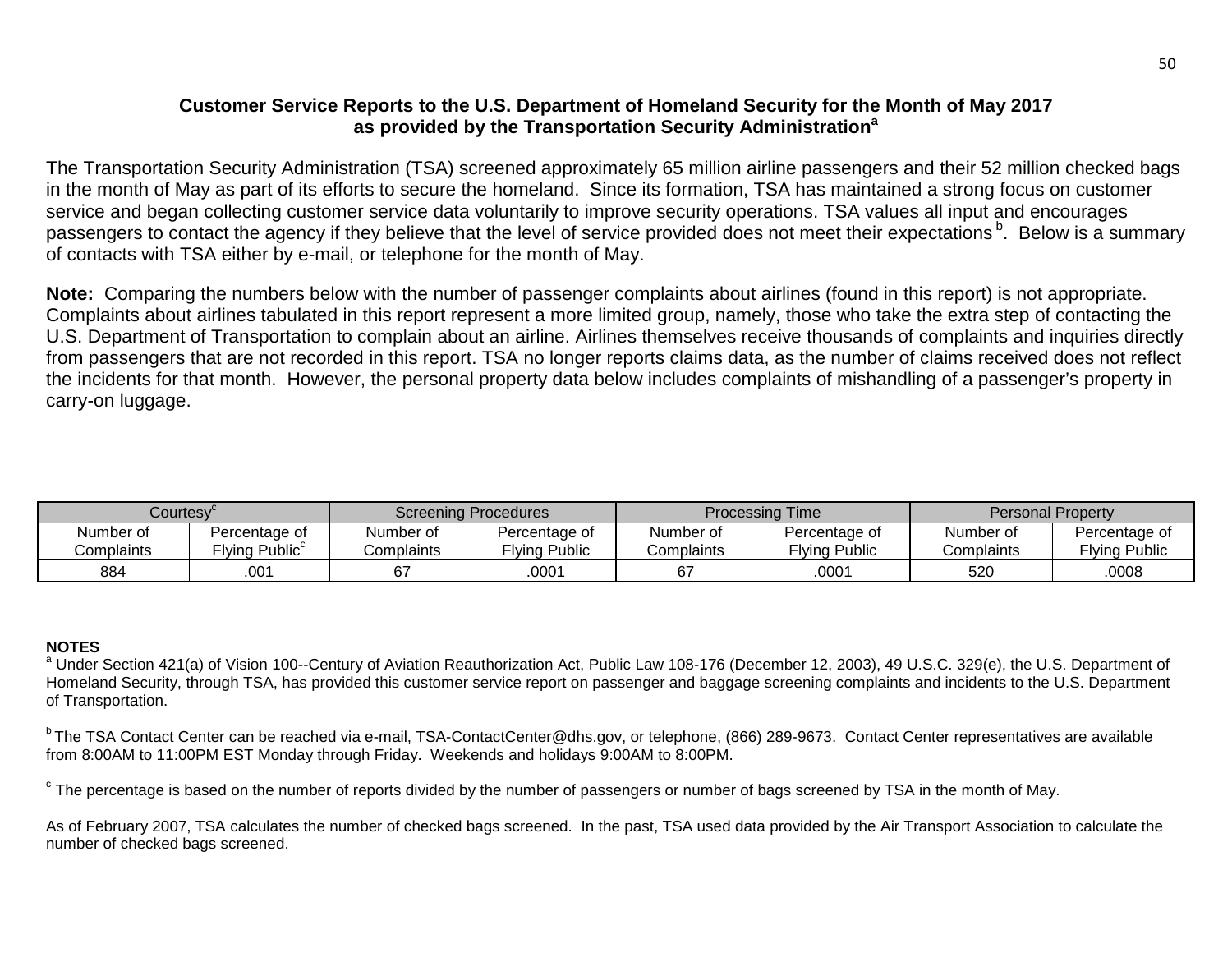## Customer Service Reports to the U.S. Department of Homeland Security for the Month of May 2017 as provided by the Transportation Security Administration[a]

The Transportation Security Administration (TSA) screened approximately 65 million airline passengers and their 52 million checked bags in the month of May as part of its efforts to secure the homeland. Since its formation, TSA has maintained a strong focus on customer service and began collecting customer service data voluntarily to improve security operations. TSA values all input and encourages passengers to contact the agency if they believe that the level of service provided does not meet their expectations[b]. Below is a summary of contacts with TSA either by e-mail, or telephone for the month of May.

**Note:** Comparing the numbers below with the number of passenger complaints about airlines (found in this report) is not appropriate. Complaints about airlines tabulated in this report represent a more limited group, namely, those who take the extra step of contacting the U.S. Department of Transportation to complain about an airline. Airlines themselves receive thousands of complaints and inquiries directly from passengers that are not recorded in this report. TSA no longer reports claims data, as the number of claims received does not reflect the incidents for that month. However, the personal property data below includes complaints of mishandling of a passenger's property in carry-on luggage.

| Courtesy[c] | | Screening Procedures | | Processing Time | | Personal Property | |
|---|---|---|---|---|---|---|---|
| Number of Complaints | Percentage of Flying Public[c] | Number of Complaints | Percentage of Flying Public | Number of Complaints | Percentage of Flying Public | Number of Complaints | Percentage of Flying Public |
| 884 | .001 | 67 | .0001 | 67 | .0001 | 520 | .0008 |

**NOTES**

[a] Under Section 421(a) of Vision 100--Century of Aviation Reauthorization Act, Public Law 108-176 (December 12, 2003), 49 U.S.C. 329(e), the U.S. Department of Homeland Security, through TSA, has provided this customer service report on passenger and baggage screening complaints and incidents to the U.S. Department of Transportation.

[b] The TSA Contact Center can be reached via e-mail, TSA-ContactCenter@dhs.gov, or telephone, (866) 289-9673. Contact Center representatives are available from 8:00AM to 11:00PM EST Monday through Friday. Weekends and holidays 9:00AM to 8:00PM.

[c] The percentage is based on the number of reports divided by the number of passengers or number of bags screened by TSA in the month of May.

As of February 2007, TSA calculates the number of checked bags screened. In the past, TSA used data provided by the Air Transport Association to calculate the number of checked bags screened.